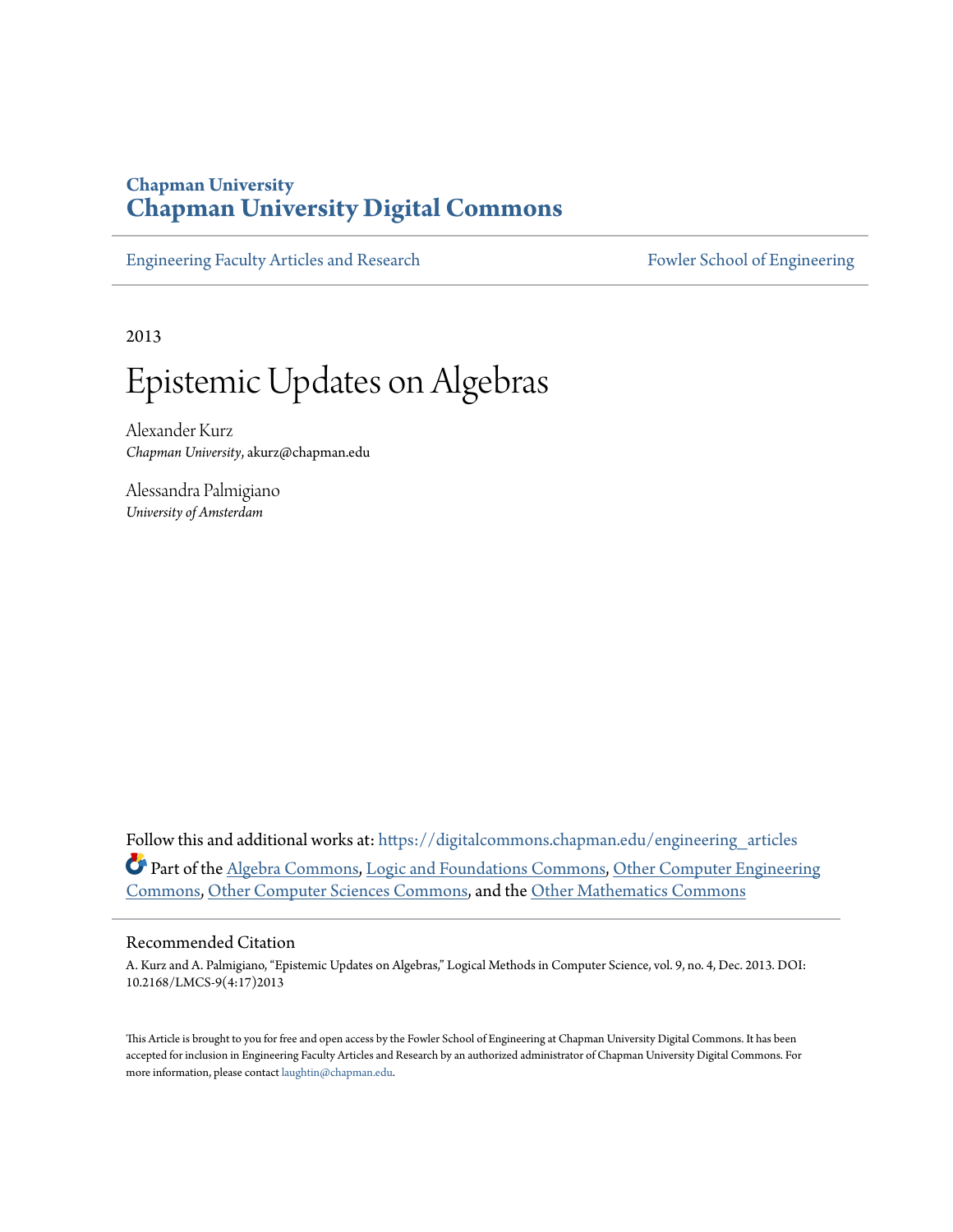**Chapman University**
**Chapman University Digital Commons**

Engineering Faculty Articles and Research | Fowler School of Engineering

2013

# Epistemic Updates on Algebras

Alexander Kurz
*Chapman University*, akurz@chapman.edu

Alessandra Palmigiano
*University of Amsterdam*

Follow this and additional works at: https://digitalcommons.chapman.edu/engineering_articles

Part of the Algebra Commons, Logic and Foundations Commons, Other Computer Engineering Commons, Other Computer Sciences Commons, and the Other Mathematics Commons

## Recommended Citation

A. Kurz and A. Palmigiano, "Epistemic Updates on Algebras," Logical Methods in Computer Science, vol. 9, no. 4, Dec. 2013. DOI: 10.2168/LMCS-9(4:17)2013

This Article is brought to you for free and open access by the Fowler School of Engineering at Chapman University Digital Commons. It has been accepted for inclusion in Engineering Faculty Articles and Research by an authorized administrator of Chapman University Digital Commons. For more information, please contact laughtin@chapman.edu.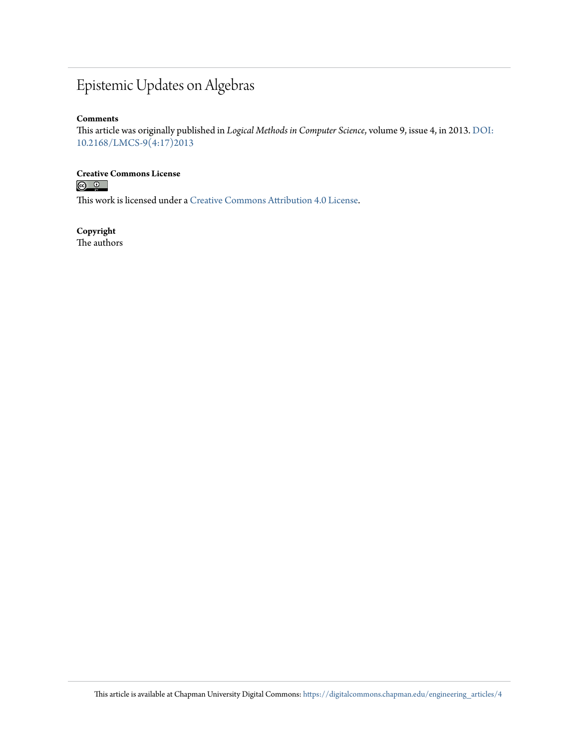# Epistemic Updates on Algebras

**Comments**

This article was originally published in *Logical Methods in Computer Science*, volume 9, issue 4, in 2013. DOI: 10.2168/LMCS-9(4:17)2013

**Creative Commons License**

This work is licensed under a Creative Commons Attribution 4.0 License.

**Copyright**

The authors

This article is available at Chapman University Digital Commons: https://digitalcommons.chapman.edu/engineering_articles/4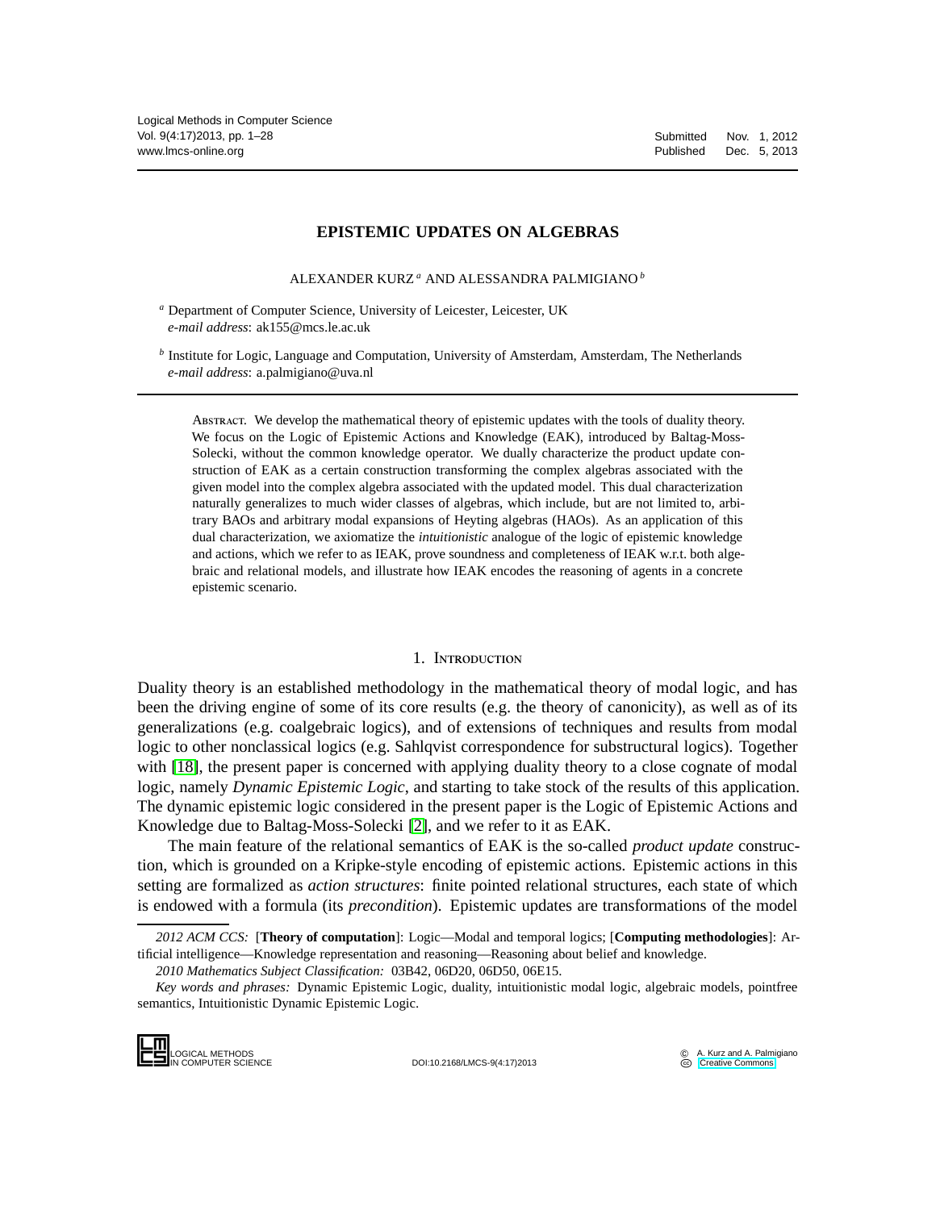# EPISTEMIC UPDATES ON ALGEBRAS

ALEXANDER KURZ [a] AND ALESSANDRA PALMIGIANO [b]

[a] Department of Computer Science, University of Leicester, Leicester, UK
*e-mail address*: ak155@mcs.le.ac.uk

[b] Institute for Logic, Language and Computation, University of Amsterdam, Amsterdam, The Netherlands
*e-mail address*: a.palmigiano@uva.nl

ABSTRACT. We develop the mathematical theory of epistemic updates with the tools of duality theory. We focus on the Logic of Epistemic Actions and Knowledge (EAK), introduced by Baltag-Moss-Solecki, without the common knowledge operator. We dually characterize the product update construction of EAK as a certain construction transforming the complex algebras associated with the given model into the complex algebra associated with the updated model. This dual characterization naturally generalizes to much wider classes of algebras, which include, but are not limited to, arbitrary BAOs and arbitrary modal expansions of Heyting algebras (HAOs). As an application of this dual characterization, we axiomatize the *intuitionistic* analogue of the logic of epistemic knowledge and actions, which we refer to as IEAK, prove soundness and completeness of IEAK w.r.t. both algebraic and relational models, and illustrate how IEAK encodes the reasoning of agents in a concrete epistemic scenario.

## 1. INTRODUCTION

Duality theory is an established methodology in the mathematical theory of modal logic, and has been the driving engine of some of its core results (e.g. the theory of canonicity), as well as of its generalizations (e.g. coalgebraic logics), and of extensions of techniques and results from modal logic to other nonclassical logics (e.g. Sahlqvist correspondence for substructural logics). Together with [18], the present paper is concerned with applying duality theory to a close cognate of modal logic, namely *Dynamic Epistemic Logic*, and starting to take stock of the results of this application. The dynamic epistemic logic considered in the present paper is the Logic of Epistemic Actions and Knowledge due to Baltag-Moss-Solecki [2], and we refer to it as EAK.

The main feature of the relational semantics of EAK is the so-called *product update* construction, which is grounded on a Kripke-style encoding of epistemic actions. Epistemic actions in this setting are formalized as *action structures*: finite pointed relational structures, each state of which is endowed with a formula (its *precondition*). Epistemic updates are transformations of the model

*2012 ACM CCS:* [**Theory of computation**]: Logic—Modal and temporal logics; [**Computing methodologies**]: Artificial intelligence—Knowledge representation and reasoning—Reasoning about belief and knowledge.

*2010 Mathematics Subject Classification:* 03B42, 06D20, 06D50, 06E15.

*Key words and phrases:* Dynamic Epistemic Logic, duality, intuitionistic modal logic, algebraic models, pointfree semantics, Intuitionistic Dynamic Epistemic Logic.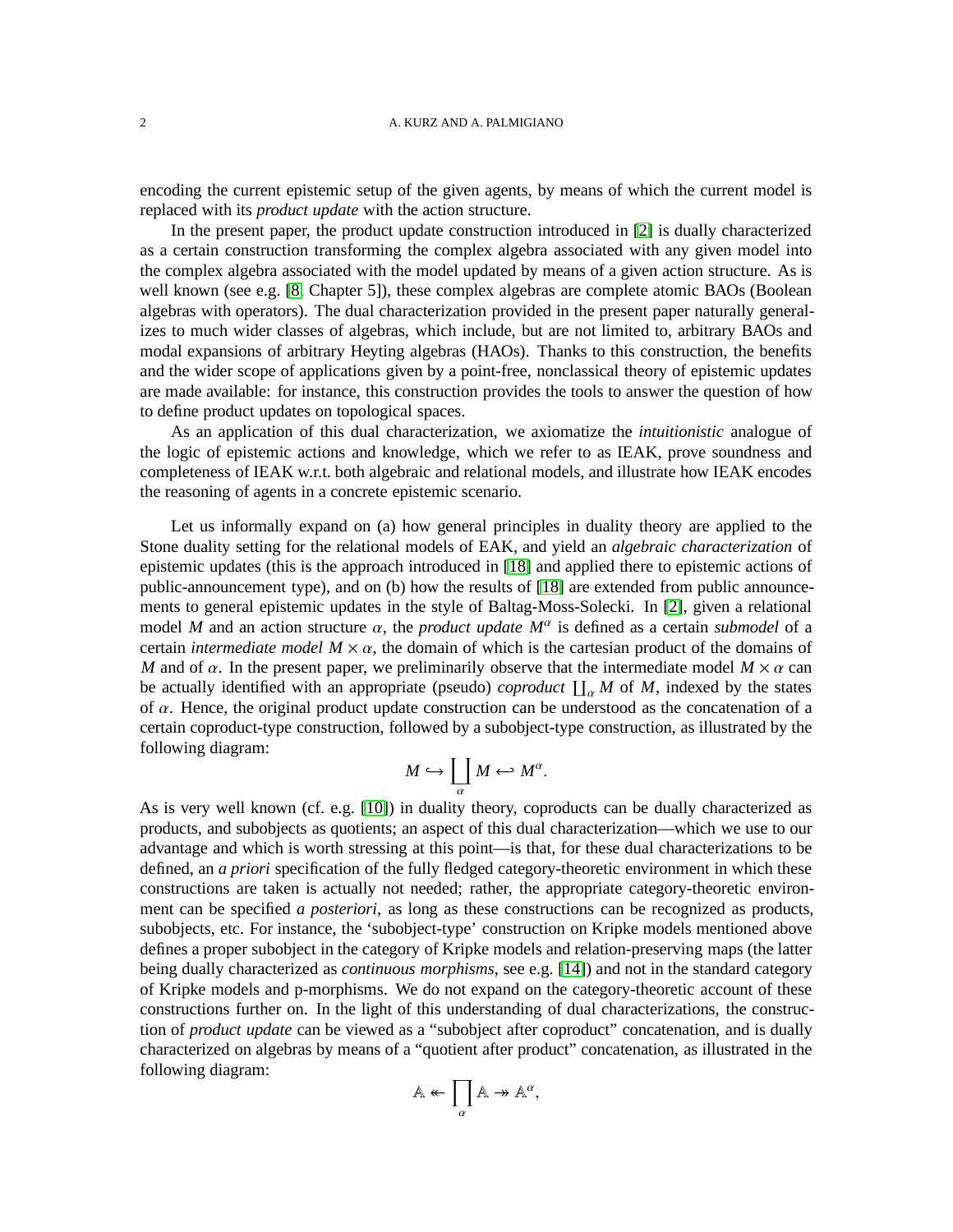encoding the current epistemic setup of the given agents, by means of which the current model is replaced with its *product update* with the action structure.

In the present paper, the product update construction introduced in [2] is dually characterized as a certain construction transforming the complex algebra associated with any given model into the complex algebra associated with the model updated by means of a given action structure. As is well known (see e.g. [8, Chapter 5]), these complex algebras are complete atomic BAOs (Boolean algebras with operators). The dual characterization provided in the present paper naturally generalizes to much wider classes of algebras, which include, but are not limited to, arbitrary BAOs and modal expansions of arbitrary Heyting algebras (HAOs). Thanks to this construction, the benefits and the wider scope of applications given by a point-free, nonclassical theory of epistemic updates are made available: for instance, this construction provides the tools to answer the question of how to define product updates on topological spaces.

As an application of this dual characterization, we axiomatize the *intuitionistic* analogue of the logic of epistemic actions and knowledge, which we refer to as IEAK, prove soundness and completeness of IEAK w.r.t. both algebraic and relational models, and illustrate how IEAK encodes the reasoning of agents in a concrete epistemic scenario.

Let us informally expand on (a) how general principles in duality theory are applied to the Stone duality setting for the relational models of EAK, and yield an *algebraic characterization* of epistemic updates (this is the approach introduced in [18] and applied there to epistemic actions of public-announcement type), and on (b) how the results of [18] are extended from public announcements to general epistemic updates in the style of Baltag-Moss-Solecki. In [2], given a relational model $M$ and an action structure $\alpha$, the *product update* $M^\alpha$ is defined as a certain *submodel* of a certain *intermediate model* $M \times \alpha$, the domain of which is the cartesian product of the domains of $M$ and of $\alpha$. In the present paper, we preliminarily observe that the intermediate model $M \times \alpha$ can be actually identified with an appropriate (pseudo) *coproduct* $\coprod_\alpha M$ of $M$, indexed by the states of $\alpha$. Hence, the original product update construction can be understood as the concatenation of a certain coproduct-type construction, followed by a subobject-type construction, as illustrated by the following diagram:

$$M \hookrightarrow \coprod_\alpha M \hookleftarrow M^\alpha.$$

As is very well known (cf. e.g. [10]) in duality theory, coproducts can be dually characterized as products, and subobjects as quotients; an aspect of this dual characterization—which we use to our advantage and which is worth stressing at this point—is that, for these dual characterizations to be defined, an *a priori* specification of the fully fledged category-theoretic environment in which these constructions are taken is actually not needed; rather, the appropriate category-theoretic environment can be specified *a posteriori*, as long as these constructions can be recognized as products, subobjects, etc. For instance, the 'subobject-type' construction on Kripke models mentioned above defines a proper subobject in the category of Kripke models and relation-preserving maps (the latter being dually characterized as *continuous morphisms*, see e.g. [14]) and not in the standard category of Kripke models and p-morphisms. We do not expand on the category-theoretic account of these constructions further on. In the light of this understanding of dual characterizations, the construction of *product update* can be viewed as a "subobject after coproduct" concatenation, and is dually characterized on algebras by means of a "quotient after product" concatenation, as illustrated in the following diagram:

$$\mathbb{A} \twoheadleftarrow \prod_\alpha \mathbb{A} \twoheadrightarrow \mathbb{A}^\alpha,$$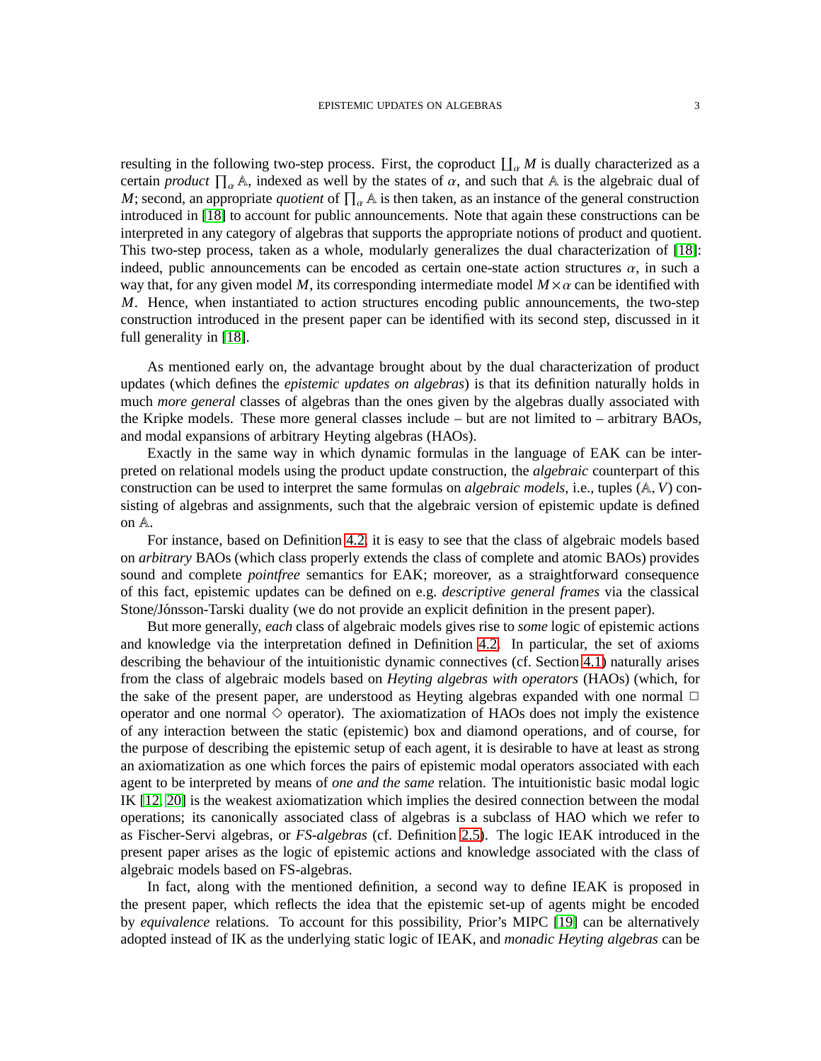resulting in the following two-step process. First, the coproduct $\coprod_\alpha M$ is dually characterized as a certain *product* $\prod_\alpha \mathbb{A}$, indexed as well by the states of $\alpha$, and such that $\mathbb{A}$ is the algebraic dual of $M$; second, an appropriate *quotient* of $\prod_\alpha \mathbb{A}$ is then taken, as an instance of the general construction introduced in [18] to account for public announcements. Note that again these constructions can be interpreted in any category of algebras that supports the appropriate notions of product and quotient. This two-step process, taken as a whole, modularly generalizes the dual characterization of [18]: indeed, public announcements can be encoded as certain one-state action structures $\alpha$, in such a way that, for any given model $M$, its corresponding intermediate model $M \times \alpha$ can be identified with $M$. Hence, when instantiated to action structures encoding public announcements, the two-step construction introduced in the present paper can be identified with its second step, discussed in it full generality in [18].

As mentioned early on, the advantage brought about by the dual characterization of product updates (which defines the *epistemic updates on algebras*) is that its definition naturally holds in much *more general* classes of algebras than the ones given by the algebras dually associated with the Kripke models. These more general classes include – but are not limited to – arbitrary BAOs, and modal expansions of arbitrary Heyting algebras (HAOs).

Exactly in the same way in which dynamic formulas in the language of EAK can be interpreted on relational models using the product update construction, the *algebraic* counterpart of this construction can be used to interpret the same formulas on *algebraic models*, i.e., tuples $(\mathbb{A}, V)$ consisting of algebras and assignments, such that the algebraic version of epistemic update is defined on $\mathbb{A}$.

For instance, based on Definition 4.2, it is easy to see that the class of algebraic models based on *arbitrary* BAOs (which class properly extends the class of complete and atomic BAOs) provides sound and complete *pointfree* semantics for EAK; moreover, as a straightforward consequence of this fact, epistemic updates can be defined on e.g. *descriptive general frames* via the classical Stone/Jónsson-Tarski duality (we do not provide an explicit definition in the present paper).

But more generally, *each* class of algebraic models gives rise to *some* logic of epistemic actions and knowledge via the interpretation defined in Definition 4.2. In particular, the set of axioms describing the behaviour of the intuitionistic dynamic connectives (cf. Section 4.1) naturally arises from the class of algebraic models based on *Heyting algebras with operators* (HAOs) (which, for the sake of the present paper, are understood as Heyting algebras expanded with one normal $\Box$ operator and one normal $\Diamond$ operator). The axiomatization of HAOs does not imply the existence of any interaction between the static (epistemic) box and diamond operations, and of course, for the purpose of describing the epistemic setup of each agent, it is desirable to have at least as strong an axiomatization as one which forces the pairs of epistemic modal operators associated with each agent to be interpreted by means of *one and the same* relation. The intuitionistic basic modal logic IK [12, 20] is the weakest axiomatization which implies the desired connection between the modal operations; its canonically associated class of algebras is a subclass of HAO which we refer to as Fischer-Servi algebras, or *FS-algebras* (cf. Definition 2.5). The logic IEAK introduced in the present paper arises as the logic of epistemic actions and knowledge associated with the class of algebraic models based on FS-algebras.

In fact, along with the mentioned definition, a second way to define IEAK is proposed in the present paper, which reflects the idea that the epistemic set-up of agents might be encoded by *equivalence* relations. To account for this possibility, Prior's MIPC [19] can be alternatively adopted instead of IK as the underlying static logic of IEAK, and *monadic Heyting algebras* can be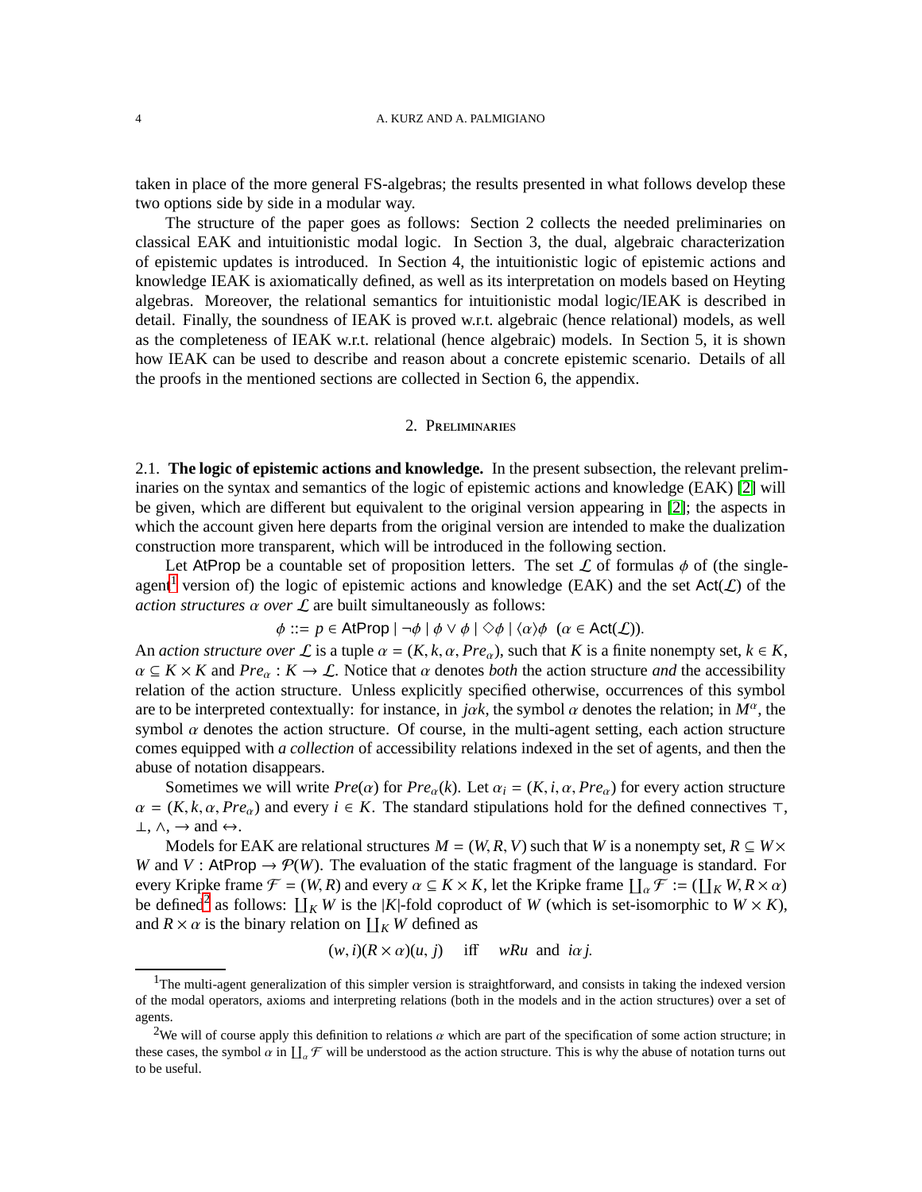taken in place of the more general FS-algebras; the results presented in what follows develop these two options side by side in a modular way.

The structure of the paper goes as follows: Section 2 collects the needed preliminaries on classical EAK and intuitionistic modal logic. In Section 3, the dual, algebraic characterization of epistemic updates is introduced. In Section 4, the intuitionistic logic of epistemic actions and knowledge IEAK is axiomatically defined, as well as its interpretation on models based on Heyting algebras. Moreover, the relational semantics for intuitionistic modal logic/IEAK is described in detail. Finally, the soundness of IEAK is proved w.r.t. algebraic (hence relational) models, as well as the completeness of IEAK w.r.t. relational (hence algebraic) models. In Section 5, it is shown how IEAK can be used to describe and reason about a concrete epistemic scenario. Details of all the proofs in the mentioned sections are collected in Section 6, the appendix.

## 2. Preliminaries

### 2.1. The logic of epistemic actions and knowledge.

In the present subsection, the relevant preliminaries on the syntax and semantics of the logic of epistemic actions and knowledge (EAK) [2] will be given, which are different but equivalent to the original version appearing in [2]; the aspects in which the account given here departs from the original version are intended to make the dualization construction more transparent, which will be introduced in the following section.

Let AtProp be a countable set of proposition letters. The set $\mathcal{L}$ of formulas $\phi$ of (the single-agent[1] version of) the logic of epistemic actions and knowledge (EAK) and the set $\mathsf{Act}(\mathcal{L})$ of the *action structures* $\alpha$ *over* $\mathcal{L}$ are built simultaneously as follows:

$$\phi ::= p \in \mathsf{AtProp} \mid \neg\phi \mid \phi \vee \phi \mid \Diamond\phi \mid \langle\alpha\rangle\phi \ \ (\alpha \in \mathsf{Act}(\mathcal{L})).$$

An *action structure over* $\mathcal{L}$ is a tuple $\alpha = (K, k, \alpha, Pre_\alpha)$, such that $K$ is a finite nonempty set, $k \in K$, $\alpha \subseteq K \times K$ and $Pre_\alpha : K \to \mathcal{L}$. Notice that $\alpha$ denotes *both* the action structure *and* the accessibility relation of the action structure. Unless explicitly specified otherwise, occurrences of this symbol are to be interpreted contextually: for instance, in $j\alpha k$, the symbol $\alpha$ denotes the relation; in $M^\alpha$, the symbol $\alpha$ denotes the action structure. Of course, in the multi-agent setting, each action structure comes equipped with *a collection* of accessibility relations indexed in the set of agents, and then the abuse of notation disappears.

Sometimes we will write $Pre(\alpha)$ for $Pre_\alpha(k)$. Let $\alpha_i = (K, i, \alpha, Pre_\alpha)$ for every action structure $\alpha = (K, k, \alpha, Pre_\alpha)$ and every $i \in K$. The standard stipulations hold for the defined connectives $\top$, $\bot$, $\wedge$, $\to$ and $\leftrightarrow$.

Models for EAK are relational structures $M = (W, R, V)$ such that $W$ is a nonempty set, $R \subseteq W \times W$ and $V : \mathsf{AtProp} \to \mathcal{P}(W)$. The evaluation of the static fragment of the language is standard. For every Kripke frame $\mathcal{F} = (W, R)$ and every $\alpha \subseteq K \times K$, let the Kripke frame $\coprod_\alpha \mathcal{F} := (\coprod_K W, R \times \alpha)$ be defined[2] as follows: $\coprod_K W$ is the $|K|$-fold coproduct of $W$ (which is set-isomorphic to $W \times K$), and $R \times \alpha$ is the binary relation on $\coprod_K W$ defined as

$$(w, i)(R \times \alpha)(u, j) \quad \text{iff} \quad wRu \ \text{ and } \ i\alpha j.$$

---

[1] The multi-agent generalization of this simpler version is straightforward, and consists in taking the indexed version of the modal operators, axioms and interpreting relations (both in the models and in the action structures) over a set of agents.

[2] We will of course apply this definition to relations $\alpha$ which are part of the specification of some action structure; in these cases, the symbol $\alpha$ in $\coprod_\alpha \mathcal{F}$ will be understood as the action structure. This is why the abuse of notation turns out to be useful.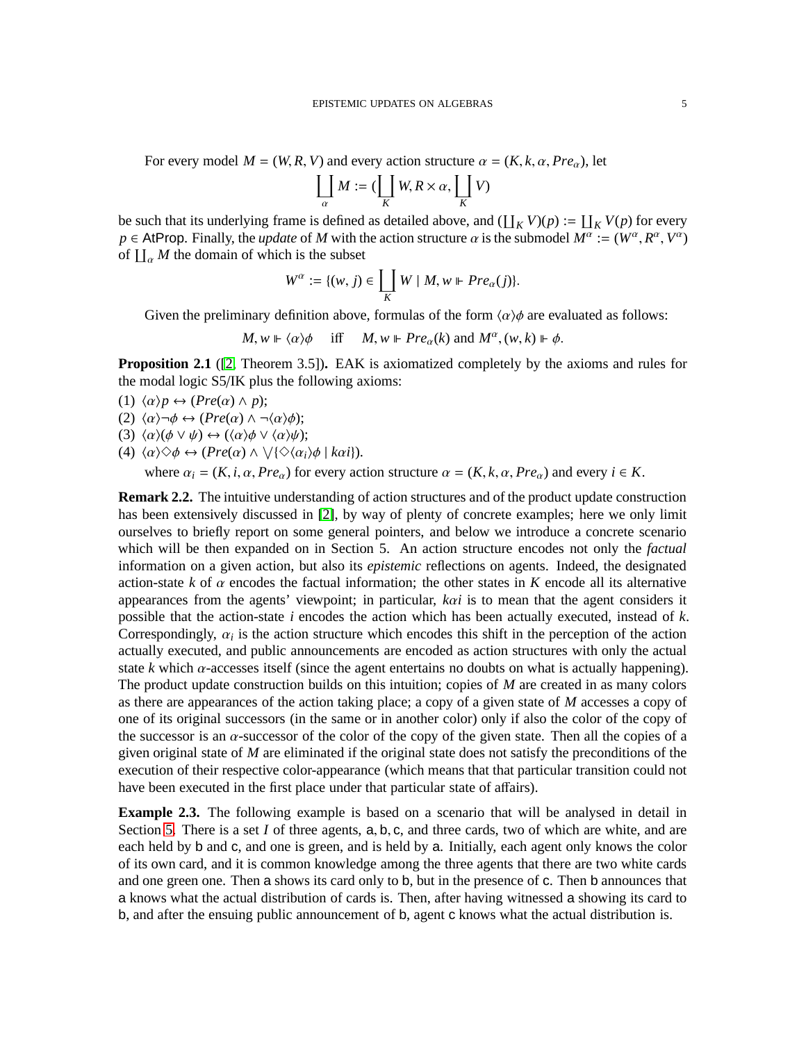For every model $M = (W, R, V)$ and every action structure $\alpha = (K, k, \alpha, Pre_\alpha)$, let

$$\coprod_\alpha M := (\coprod_K W, R \times \alpha, \coprod_K V)$$

be such that its underlying frame is defined as detailed above, and $(\coprod_K V)(p) := \coprod_K V(p)$ for every $p \in \mathsf{AtProp}$. Finally, the *update* of $M$ with the action structure $\alpha$ is the submodel $M^\alpha := (W^\alpha, R^\alpha, V^\alpha)$ of $\coprod_\alpha M$ the domain of which is the subset

$$W^\alpha := \{(w, j) \in \coprod_K W \mid M, w \Vdash Pre_\alpha(j)\}.$$

Given the preliminary definition above, formulas of the form $\langle\alpha\rangle\phi$ are evaluated as follows:

$$M, w \Vdash \langle\alpha\rangle\phi \quad \text{iff} \quad M, w \Vdash Pre_\alpha(k) \text{ and } M^\alpha, (w, k) \Vdash \phi.$$

**Proposition 2.1** ([2, Theorem 3.5])**.** EAK is axiomatized completely by the axioms and rules for the modal logic S5/IK plus the following axioms:

(1) $\langle\alpha\rangle p \leftrightarrow (Pre(\alpha) \wedge p)$;
(2) $\langle\alpha\rangle\neg\phi \leftrightarrow (Pre(\alpha) \wedge \neg\langle\alpha\rangle\phi)$;
(3) $\langle\alpha\rangle(\phi \vee \psi) \leftrightarrow (\langle\alpha\rangle\phi \vee \langle\alpha\rangle\psi)$;
(4) $\langle\alpha\rangle\Diamond\phi \leftrightarrow (Pre(\alpha) \wedge \bigvee\{\Diamond\langle\alpha_i\rangle\phi \mid k\alpha i\})$.

where $\alpha_i = (K, i, \alpha, Pre_\alpha)$ for every action structure $\alpha = (K, k, \alpha, Pre_\alpha)$ and every $i \in K$.

**Remark 2.2.** The intuitive understanding of action structures and of the product update construction has been extensively discussed in [2], by way of plenty of concrete examples; here we only limit ourselves to briefly report on some general pointers, and below we introduce a concrete scenario which will be then expanded on in Section 5. An action structure encodes not only the *factual* information on a given action, but also its *epistemic* reflections on agents. Indeed, the designated action-state $k$ of $\alpha$ encodes the factual information; the other states in $K$ encode all its alternative appearances from the agents' viewpoint; in particular, $k\alpha i$ is to mean that the agent considers it possible that the action-state $i$ encodes the action which has been actually executed, instead of $k$. Correspondingly, $\alpha_i$ is the action structure which encodes this shift in the perception of the action actually executed, and public announcements are encoded as action structures with only the actual state $k$ which $\alpha$-accesses itself (since the agent entertains no doubts on what is actually happening). The product update construction builds on this intuition; copies of $M$ are created in as many colors as there are appearances of the action taking place; a copy of a given state of $M$ accesses a copy of one of its original successors (in the same or in another color) only if also the color of the copy of the successor is an $\alpha$-successor of the color of the copy of the given state. Then all the copies of a given original state of $M$ are eliminated if the original state does not satisfy the preconditions of the execution of their respective color-appearance (which means that that particular transition could not have been executed in the first place under that particular state of affairs).

**Example 2.3.** The following example is based on a scenario that will be analysed in detail in Section 5. There is a set $I$ of three agents, $\mathsf{a}, \mathsf{b}, \mathsf{c}$, and three cards, two of which are white, and are each held by $\mathsf{b}$ and $\mathsf{c}$, and one is green, and is held by $\mathsf{a}$. Initially, each agent only knows the color of its own card, and it is common knowledge among the three agents that there are two white cards and one green one. Then $\mathsf{a}$ shows its card only to $\mathsf{b}$, but in the presence of $\mathsf{c}$. Then $\mathsf{b}$ announces that $\mathsf{a}$ knows what the actual distribution of cards is. Then, after having witnessed $\mathsf{a}$ showing its card to $\mathsf{b}$, and after the ensuing public announcement of $\mathsf{b}$, agent $\mathsf{c}$ knows what the actual distribution is.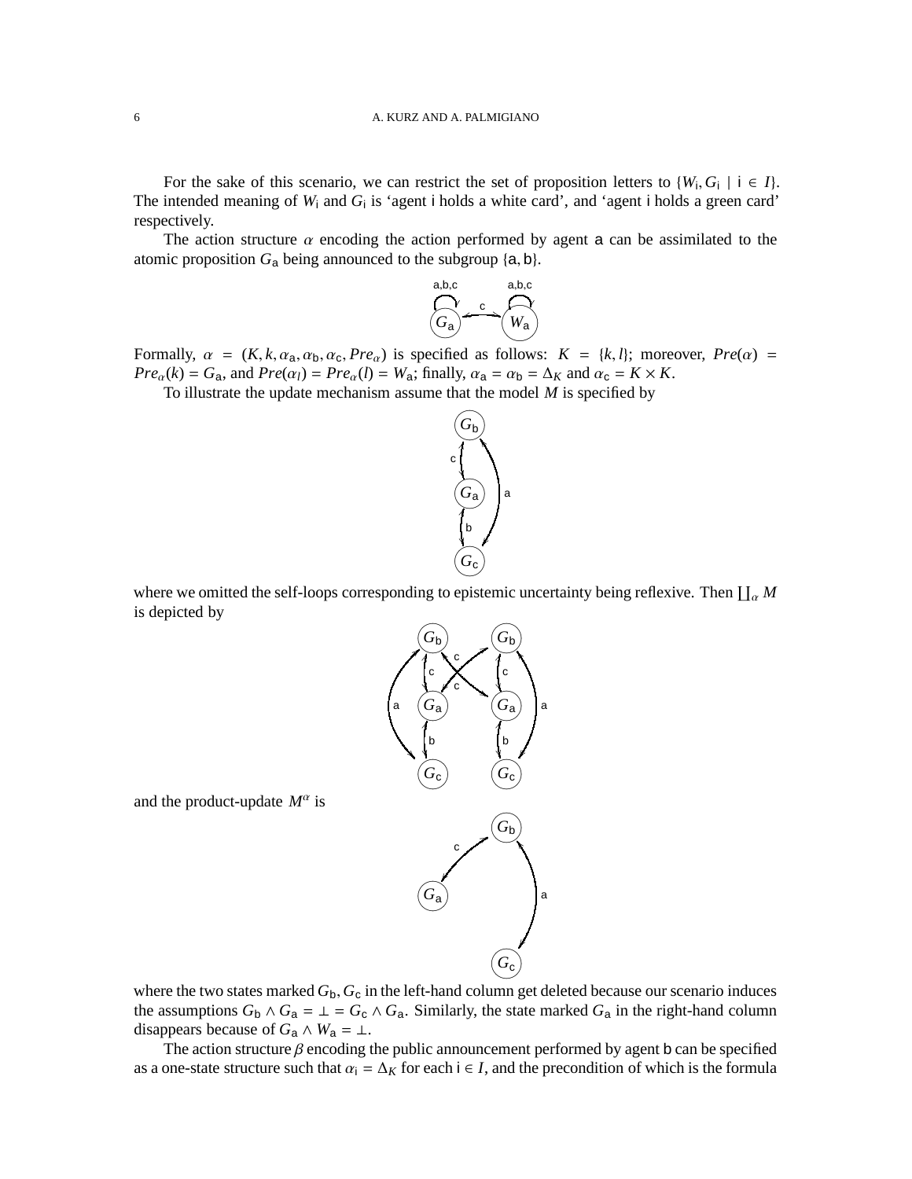For the sake of this scenario, we can restrict the set of proposition letters to $\{W_{\mathsf{i}}, G_{\mathsf{i}} \mid \mathsf{i} \in I\}$. The intended meaning of $W_{\mathsf{i}}$ and $G_{\mathsf{i}}$ is 'agent i holds a white card', and 'agent i holds a green card' respectively.

The action structure $\alpha$ encoding the action performed by agent a can be assimilated to the atomic proposition $G_{\mathsf{a}}$ being announced to the subgroup $\{\mathsf{a}, \mathsf{b}\}$.

Formally, $\alpha = (K, k, \alpha_{\mathsf{a}}, \alpha_{\mathsf{b}}, \alpha_{\mathsf{c}}, Pre_{\alpha})$ is specified as follows: $K = \{k, l\}$; moreover, $Pre(\alpha) = Pre_{\alpha}(k) = G_{\mathsf{a}}$, and $Pre(\alpha_l) = Pre_{\alpha}(l) = W_{\mathsf{a}}$; finally, $\alpha_{\mathsf{a}} = \alpha_{\mathsf{b}} = \Delta_K$ and $\alpha_{\mathsf{c}} = K \times K$.

To illustrate the update mechanism assume that the model $M$ is specified by

where we omitted the self-loops corresponding to epistemic uncertainty being reflexive. Then $\coprod_{\alpha} M$ is depicted by

and the product-update $M^{\alpha}$ is

where the two states marked $G_{\mathsf{b}}, G_{\mathsf{c}}$ in the left-hand column get deleted because our scenario induces the assumptions $G_{\mathsf{b}} \wedge G_{\mathsf{a}} = \bot = G_{\mathsf{c}} \wedge G_{\mathsf{a}}$. Similarly, the state marked $G_{\mathsf{a}}$ in the right-hand column disappears because of $G_{\mathsf{a}} \wedge W_{\mathsf{a}} = \bot$.

The action structure $\beta$ encoding the public announcement performed by agent b can be specified as a one-state structure such that $\alpha_{\mathsf{i}} = \Delta_K$ for each $\mathsf{i} \in I$, and the precondition of which is the formula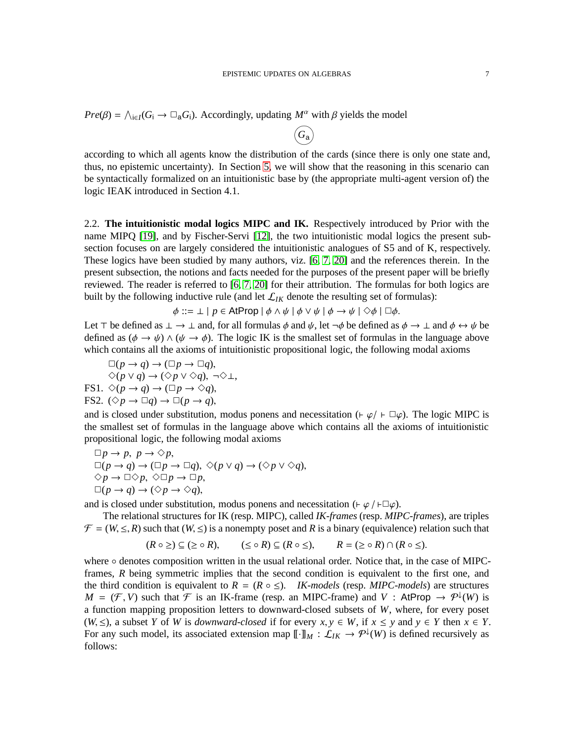$Pre(\beta) = \bigwedge_{i \in I}(G_i \to \Box_a G_i)$. Accordingly, updating $M^\alpha$ with $\beta$ yields the model

$$\textcircled{G_a}$$

according to which all agents know the distribution of the cards (since there is only one state and, thus, no epistemic uncertainty). In Section 5, we will show that the reasoning in this scenario can be syntactically formalized on an intuitionistic base by (the appropriate multi-agent version of) the logic IEAK introduced in Section 4.1.

2.2. **The intuitionistic modal logics MIPC and IK.** Respectively introduced by Prior with the name MIPQ [19], and by Fischer-Servi [12], the two intuitionistic modal logics the present subsection focuses on are largely considered the intuitionistic analogues of S5 and of K, respectively. These logics have been studied by many authors, viz. [6, 7, 20] and the references therein. In the present subsection, the notions and facts needed for the purposes of the present paper will be briefly reviewed. The reader is referred to [6, 7, 20] for their attribution. The formulas for both logics are built by the following inductive rule (and let $\mathcal{L}_{IK}$ denote the resulting set of formulas):

$$\phi ::= \bot \mid p \in \mathsf{AtProp} \mid \phi \wedge \psi \mid \phi \vee \psi \mid \phi \to \psi \mid \Diamond\phi \mid \Box\phi.$$

Let $\top$ be defined as $\bot \to \bot$ and, for all formulas $\phi$ and $\psi$, let $\neg\phi$ be defined as $\phi \to \bot$ and $\phi \leftrightarrow \psi$ be defined as $(\phi \to \psi) \wedge (\psi \to \phi)$. The logic IK is the smallest set of formulas in the language above which contains all the axioms of intuitionistic propositional logic, the following modal axioms

$\Box(p \to q) \to (\Box p \to \Box q)$,
$\Diamond(p \vee q) \to (\Diamond p \vee \Diamond q)$, $\neg\Diamond\bot$,
FS1. $\Diamond(p \to q) \to (\Box p \to \Diamond q)$,
FS2. $(\Diamond p \to \Box q) \to \Box(p \to q)$,

and is closed under substitution, modus ponens and necessitation ($\vdash \varphi / \vdash \Box\varphi$). The logic MIPC is the smallest set of formulas in the language above which contains all the axioms of intuitionistic propositional logic, the following modal axioms

$\Box p \to p$, $p \to \Diamond p$,
$\Box(p \to q) \to (\Box p \to \Box q)$, $\Diamond(p \vee q) \to (\Diamond p \vee \Diamond q)$,
$\Diamond p \to \Box\Diamond p$, $\Diamond\Box p \to \Box p$,
$\Box(p \to q) \to (\Diamond p \to \Diamond q)$,

and is closed under substitution, modus ponens and necessitation ($\vdash \varphi / \vdash \Box\varphi$).

The relational structures for IK (resp. MIPC), called *IK-frames* (resp. *MIPC-frames*), are triples $\mathcal{F} = (W, \leq, R)$ such that $(W, \leq)$ is a nonempty poset and $R$ is a binary (equivalence) relation such that

$$(R \circ \geq) \subseteq (\geq \circ R), \qquad (\leq \circ R) \subseteq (R \circ \leq), \qquad R = (\geq \circ R) \cap (R \circ \leq).$$

where $\circ$ denotes composition written in the usual relational order. Notice that, in the case of MIPC-frames, $R$ being symmetric implies that the second condition is equivalent to the first one, and the third condition is equivalent to $R = (R \circ \leq)$. *IK-models* (resp. *MIPC-models*) are structures $M = (\mathcal{F}, V)$ such that $\mathcal{F}$ is an IK-frame (resp. an MIPC-frame) and $V : \mathsf{AtProp} \to \mathcal{P}^{\downarrow}(W)$ is a function mapping proposition letters to downward-closed subsets of $W$, where, for every poset $(W, \leq)$, a subset $Y$ of $W$ is *downward-closed* if for every $x, y \in W$, if $x \leq y$ and $y \in Y$ then $x \in Y$. For any such model, its associated extension map $[\![\cdot]\!]_M : \mathcal{L}_{IK} \to \mathcal{P}^{\downarrow}(W)$ is defined recursively as follows: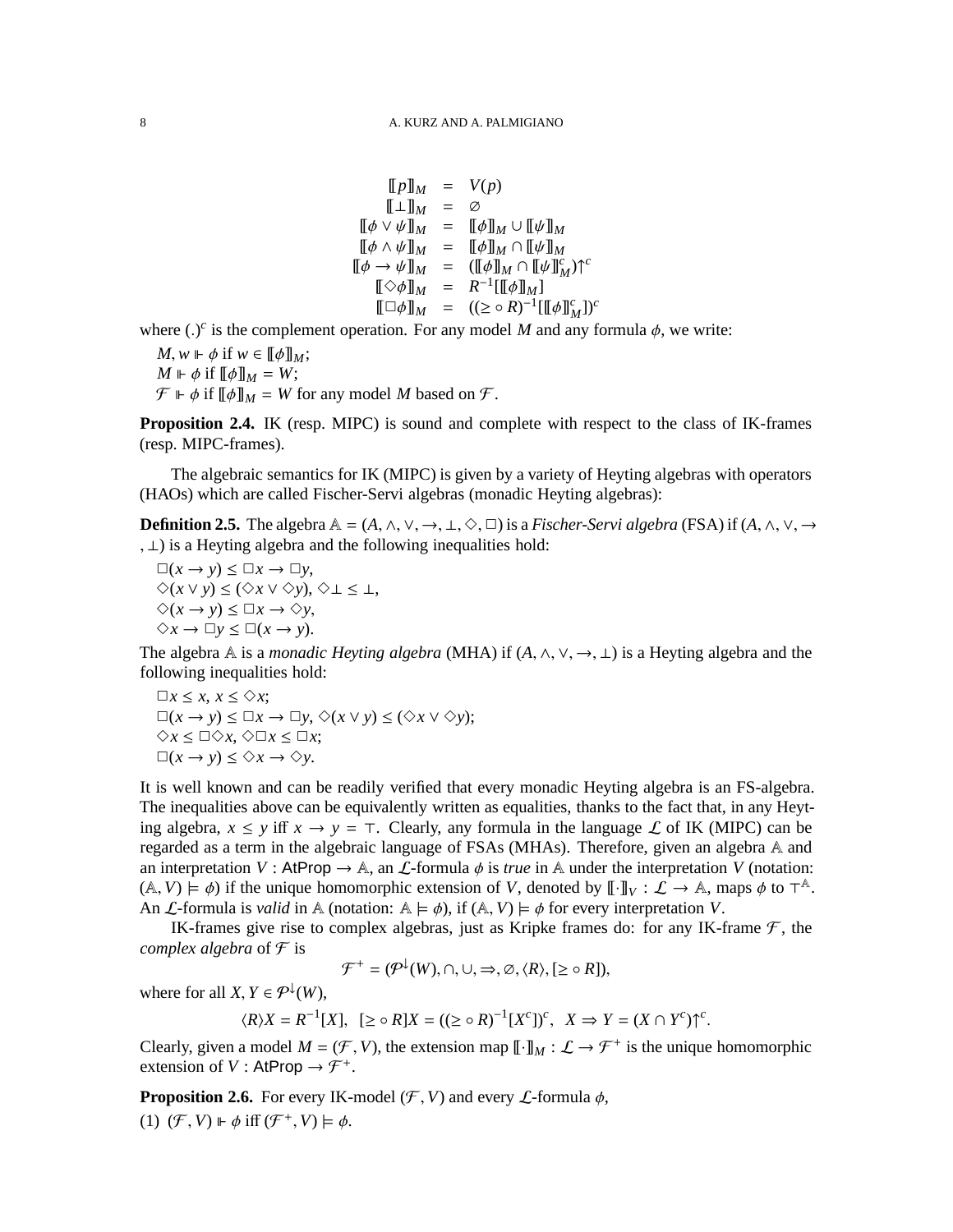$$
\begin{array}{rcl}
[\![p]\!]_M & = & V(p) \\
[\![\bot]\!]_M & = & \varnothing \\
[\![\phi \vee \psi]\!]_M & = & [\![\phi]\!]_M \cup [\![\psi]\!]_M \\
[\![\phi \wedge \psi]\!]_M & = & [\![\phi]\!]_M \cap [\![\psi]\!]_M \\
[\![\phi \rightarrow \psi]\!]_M & = & ([\![\phi]\!]_M \cap [\![\psi]\!]_M^c)\!\uparrow^c \\
[\![\Diamond\phi]\!]_M & = & R^{-1}[[\![\phi]\!]_M] \\
[\![\Box\phi]\!]_M & = & ((\geq \circ R)^{-1}[[\![\phi]\!]_M^c])^c
\end{array}
$$

where $(.)^c$ is the complement operation. For any model $M$ and any formula $\phi$, we write:

$M, w \Vdash \phi$ if $w \in [\![\phi]\!]_M$;
$M \Vdash \phi$ if $[\![\phi]\!]_M = W$;
$\mathcal{F} \Vdash \phi$ if $[\![\phi]\!]_M = W$ for any model $M$ based on $\mathcal{F}$.

**Proposition 2.4.** IK (resp. MIPC) is sound and complete with respect to the class of IK-frames (resp. MIPC-frames).

The algebraic semantics for IK (MIPC) is given by a variety of Heyting algebras with operators (HAOs) which are called Fischer-Servi algebras (monadic Heyting algebras):

**Definition 2.5.** The algebra $\mathbb{A} = (A, \wedge, \vee, \rightarrow, \bot, \Diamond, \Box)$ is a *Fischer-Servi algebra* (FSA) if $(A, \wedge, \vee, \rightarrow, \bot)$ is a Heyting algebra and the following inequalities hold:

$\Box(x \rightarrow y) \leq \Box x \rightarrow \Box y$,
$\Diamond(x \vee y) \leq (\Diamond x \vee \Diamond y)$, $\Diamond\bot \leq \bot$,
$\Diamond(x \rightarrow y) \leq \Box x \rightarrow \Diamond y$,
$\Diamond x \rightarrow \Box y \leq \Box(x \rightarrow y)$.

The algebra $\mathbb{A}$ is a *monadic Heyting algebra* (MHA) if $(A, \wedge, \vee, \rightarrow, \bot)$ is a Heyting algebra and the following inequalities hold:

$\Box x \leq x$, $x \leq \Diamond x$;
$\Box(x \rightarrow y) \leq \Box x \rightarrow \Box y$, $\Diamond(x \vee y) \leq (\Diamond x \vee \Diamond y)$;
$\Diamond x \leq \Box\Diamond x$, $\Diamond\Box x \leq \Box x$;
$\Box(x \rightarrow y) \leq \Diamond x \rightarrow \Diamond y$.

It is well known and can be readily verified that every monadic Heyting algebra is an FS-algebra. The inequalities above can be equivalently written as equalities, thanks to the fact that, in any Heyting algebra, $x \leq y$ iff $x \rightarrow y = \top$. Clearly, any formula in the language $\mathcal{L}$ of IK (MIPC) can be regarded as a term in the algebraic language of FSAs (MHAs). Therefore, given an algebra $\mathbb{A}$ and an interpretation $V : \mathsf{AtProp} \rightarrow \mathbb{A}$, an $\mathcal{L}$-formula $\phi$ is *true* in $\mathbb{A}$ under the interpretation $V$ (notation: $(\mathbb{A}, V) \models \phi$) if the unique homomorphic extension of $V$, denoted by $[\![\cdot]\!]_V : \mathcal{L} \rightarrow \mathbb{A}$, maps $\phi$ to $\top^{\mathbb{A}}$. An $\mathcal{L}$-formula is *valid* in $\mathbb{A}$ (notation: $\mathbb{A} \models \phi$), if $(\mathbb{A}, V) \models \phi$ for every interpretation $V$.

IK-frames give rise to complex algebras, just as Kripke frames do: for any IK-frame $\mathcal{F}$, the *complex algebra* of $\mathcal{F}$ is

$$\mathcal{F}^+ = (\mathcal{P}^{\downarrow}(W), \cap, \cup, \Rightarrow, \varnothing, \langle R \rangle, [\geq \circ R]),$$

where for all $X, Y \in \mathcal{P}^{\downarrow}(W)$,

$$\langle R \rangle X = R^{-1}[X], \quad [\geq \circ R]X = ((\geq \circ R)^{-1}[X^c])^c, \quad X \Rightarrow Y = (X \cap Y^c)\!\uparrow^c.$$

Clearly, given a model $M = (\mathcal{F}, V)$, the extension map $[\![\cdot]\!]_M : \mathcal{L} \rightarrow \mathcal{F}^+$ is the unique homomorphic extension of $V : \mathsf{AtProp} \rightarrow \mathcal{F}^+$.

**Proposition 2.6.** For every IK-model $(\mathcal{F}, V)$ and every $\mathcal{L}$-formula $\phi$,

(1) $(\mathcal{F}, V) \Vdash \phi$ iff $(\mathcal{F}^+, V) \models \phi$.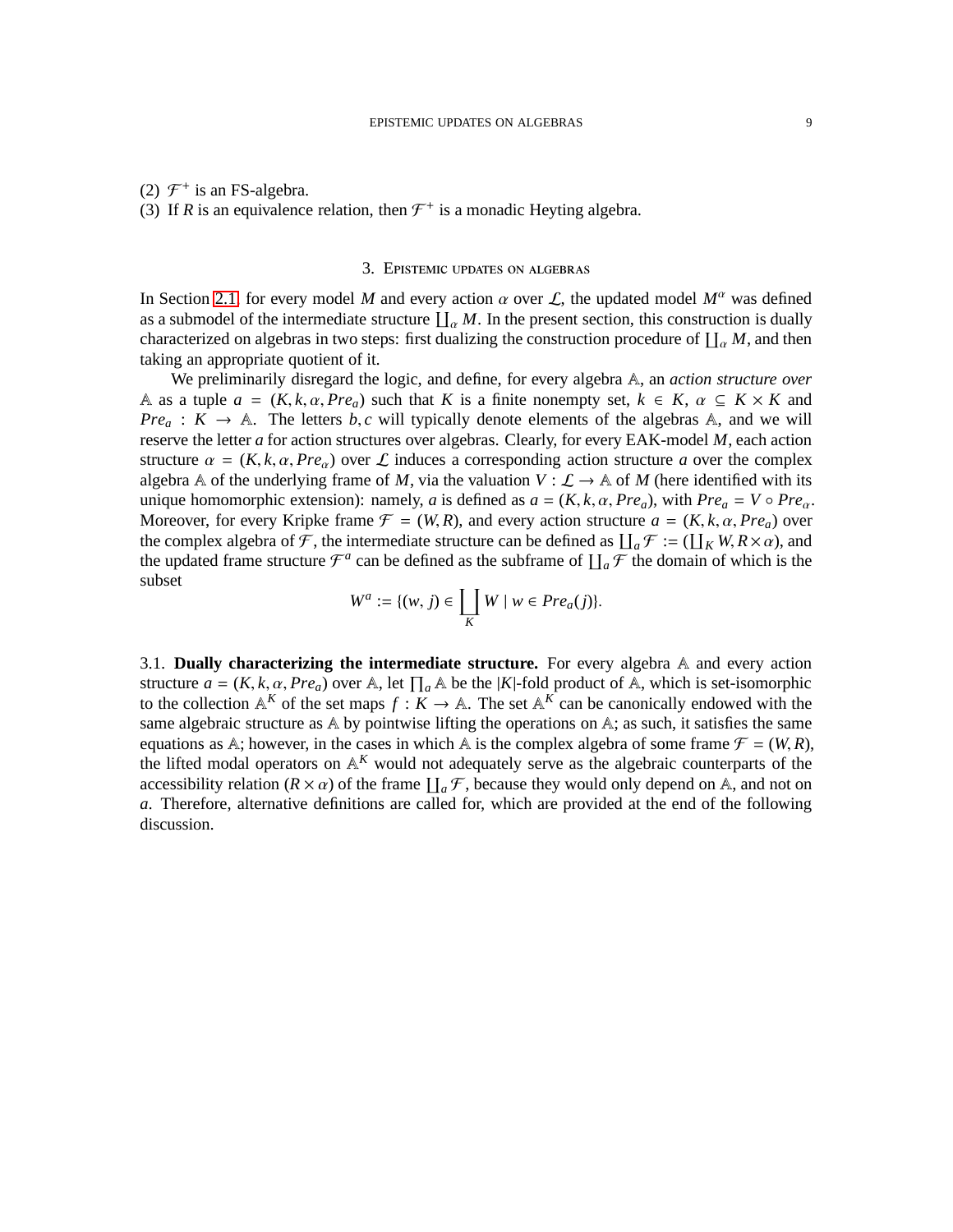(2) $\mathcal{F}^+$ is an FS-algebra.
(3) If $R$ is an equivalence relation, then $\mathcal{F}^+$ is a monadic Heyting algebra.

## 3. Epistemic updates on algebras

In Section 2.1 for every model $M$ and every action $\alpha$ over $\mathcal{L}$, the updated model $M^\alpha$ was defined as a submodel of the intermediate structure $\coprod_\alpha M$. In the present section, this construction is dually characterized on algebras in two steps: first dualizing the construction procedure of $\coprod_\alpha M$, and then taking an appropriate quotient of it.

We preliminarily disregard the logic, and define, for every algebra $\mathbb{A}$, an *action structure over* $\mathbb{A}$ as a tuple $a = (K, k, \alpha, Pre_a)$ such that $K$ is a finite nonempty set, $k \in K$, $\alpha \subseteq K \times K$ and $Pre_a : K \to \mathbb{A}$. The letters $b, c$ will typically denote elements of the algebras $\mathbb{A}$, and we will reserve the letter $a$ for action structures over algebras. Clearly, for every EAK-model $M$, each action structure $\alpha = (K, k, \alpha, Pre_\alpha)$ over $\mathcal{L}$ induces a corresponding action structure $a$ over the complex algebra $\mathbb{A}$ of the underlying frame of $M$, via the valuation $V : \mathcal{L} \to \mathbb{A}$ of $M$ (here identified with its unique homomorphic extension): namely, $a$ is defined as $a = (K, k, \alpha, Pre_a)$, with $Pre_a = V \circ Pre_\alpha$. Moreover, for every Kripke frame $\mathcal{F} = (W, R)$, and every action structure $a = (K, k, \alpha, Pre_a)$ over the complex algebra of $\mathcal{F}$, the intermediate structure can be defined as $\coprod_a \mathcal{F} := (\coprod_K W, R \times \alpha)$, and the updated frame structure $\mathcal{F}^a$ can be defined as the subframe of $\coprod_a \mathcal{F}$ the domain of which is the subset

$$W^a := \{(w, j) \in \coprod_K W \mid w \in Pre_a(j)\}.$$

3.1. **Dually characterizing the intermediate structure.** For every algebra $\mathbb{A}$ and every action structure $a = (K, k, \alpha, Pre_a)$ over $\mathbb{A}$, let $\prod_a \mathbb{A}$ be the $|K|$-fold product of $\mathbb{A}$, which is set-isomorphic to the collection $\mathbb{A}^K$ of the set maps $f : K \to \mathbb{A}$. The set $\mathbb{A}^K$ can be canonically endowed with the same algebraic structure as $\mathbb{A}$ by pointwise lifting the operations on $\mathbb{A}$; as such, it satisfies the same equations as $\mathbb{A}$; however, in the cases in which $\mathbb{A}$ is the complex algebra of some frame $\mathcal{F} = (W, R)$, the lifted modal operators on $\mathbb{A}^K$ would not adequately serve as the algebraic counterparts of the accessibility relation $(R \times \alpha)$ of the frame $\coprod_a \mathcal{F}$, because they would only depend on $\mathbb{A}$, and not on $a$. Therefore, alternative definitions are called for, which are provided at the end of the following discussion.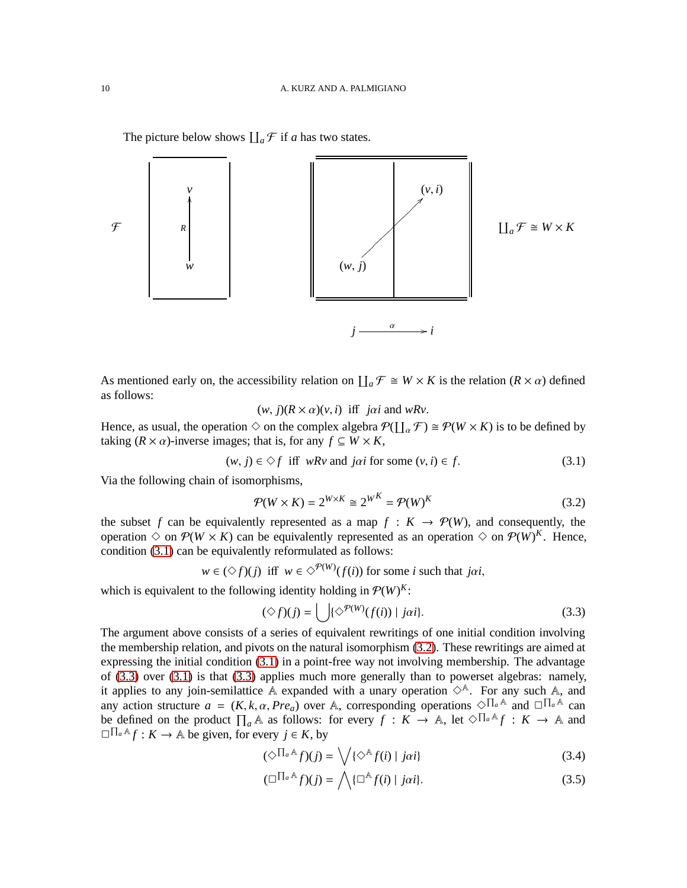The picture below shows $\coprod_a \mathcal{F}$ if $a$ has two states.

$\mathcal{F}$ $\qquad$ $v$, $R$, $w$ $\qquad$ $(v, i)$, $(w, j)$ $\qquad$ $\coprod_a \mathcal{F} \cong W \times K$

$j \xrightarrow{\alpha} i$

As mentioned early on, the accessibility relation on $\coprod_a \mathcal{F} \cong W \times K$ is the relation $(R \times \alpha)$ defined as follows:

$$(w, j)(R \times \alpha)(v, i) \text{ iff } j\alpha i \text{ and } wRv.$$

Hence, as usual, the operation $\Diamond$ on the complex algebra $\mathcal{P}(\coprod_\alpha \mathcal{F}) \cong \mathcal{P}(W \times K)$ is to be defined by taking $(R \times \alpha)$-inverse images; that is, for any $f \subseteq W \times K$,

$$(w, j) \in \Diamond f \text{ iff } wRv \text{ and } j\alpha i \text{ for some } (v, i) \in f. \tag{3.1}$$

Via the following chain of isomorphisms,

$$\mathcal{P}(W \times K) = 2^{W \times K} \cong 2^{W^K} = \mathcal{P}(W)^K \tag{3.2}$$

the subset $f$ can be equivalently represented as a map $f : K \to \mathcal{P}(W)$, and consequently, the operation $\Diamond$ on $\mathcal{P}(W \times K)$ can be equivalently represented as an operation $\Diamond$ on $\mathcal{P}(W)^K$. Hence, condition (3.1) can be equivalently reformulated as follows:

$$w \in (\Diamond f)(j) \text{ iff } w \in \Diamond^{\mathcal{P}(W)}(f(i)) \text{ for some } i \text{ such that } j\alpha i,$$

which is equivalent to the following identity holding in $\mathcal{P}(W)^K$:

$$(\Diamond f)(j) = \bigcup \{\Diamond^{\mathcal{P}(W)}(f(i)) \mid j\alpha i\}. \tag{3.3}$$

The argument above consists of a series of equivalent rewritings of one initial condition involving the membership relation, and pivots on the natural isomorphism (3.2). These rewritings are aimed at expressing the initial condition (3.1) in a point-free way not involving membership. The advantage of (3.3) over (3.1) is that (3.3) applies much more generally than to powerset algebras: namely, it applies to any join-semilattice $\mathbb{A}$ expanded with a unary operation $\Diamond^{\mathbb{A}}$. For any such $\mathbb{A}$, and any action structure $a = (K, k, \alpha, Pre_a)$ over $\mathbb{A}$, corresponding operations $\Diamond^{\prod_a \mathbb{A}}$ and $\Box^{\prod_a \mathbb{A}}$ can be defined on the product $\prod_a \mathbb{A}$ as follows: for every $f : K \to \mathbb{A}$, let $\Diamond^{\prod_a \mathbb{A}} f : K \to \mathbb{A}$ and $\Box^{\prod_a \mathbb{A}} f : K \to \mathbb{A}$ be given, for every $j \in K$, by

$$(\Diamond^{\prod_a \mathbb{A}} f)(j) = \bigvee \{\Diamond^{\mathbb{A}} f(i) \mid j\alpha i\} \tag{3.4}$$

$$(\Box^{\prod_a \mathbb{A}} f)(j) = \bigwedge \{\Box^{\mathbb{A}} f(i) \mid j\alpha i\}. \tag{3.5}$$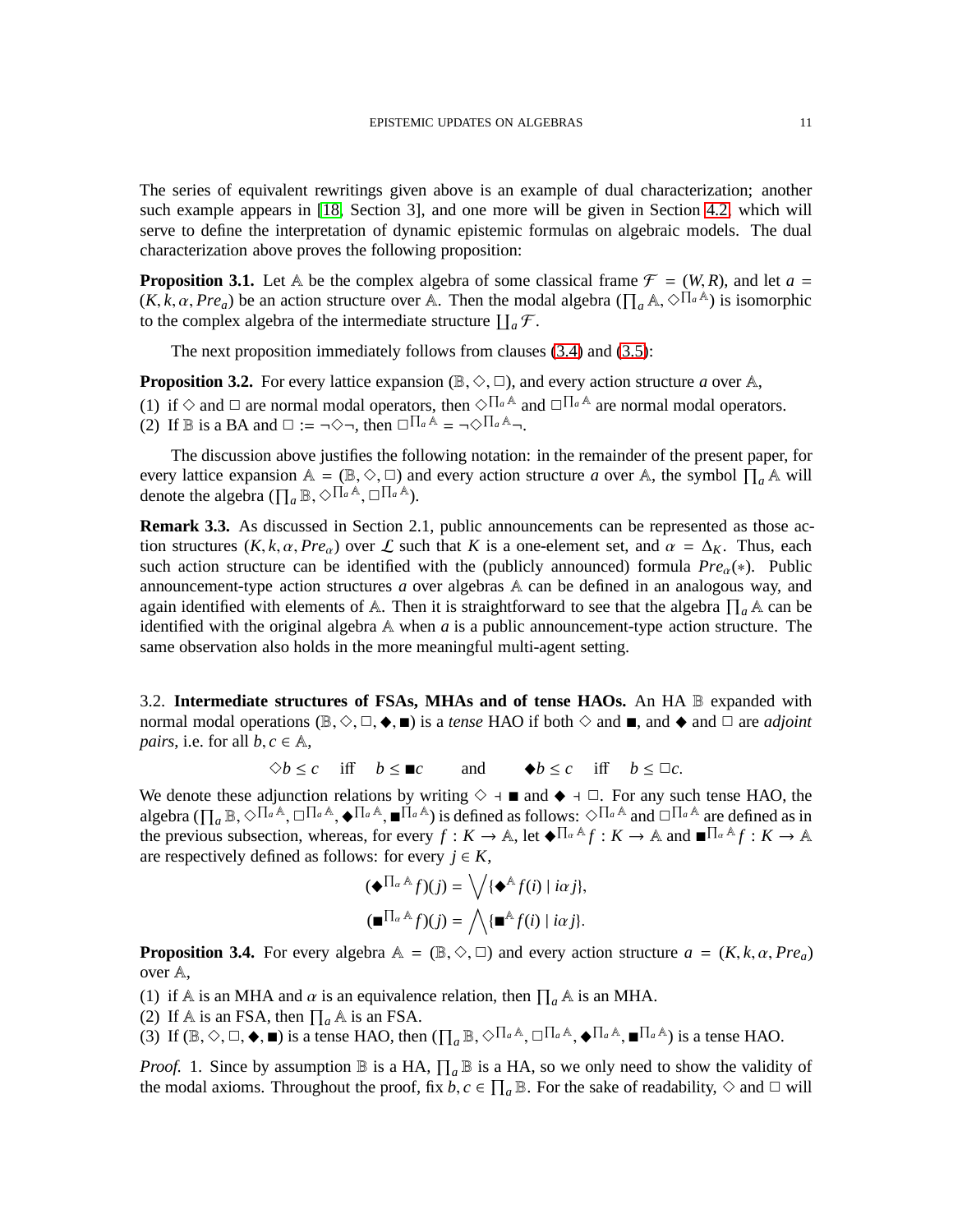The series of equivalent rewritings given above is an example of dual characterization; another such example appears in [18, Section 3], and one more will be given in Section 4.2, which will serve to define the interpretation of dynamic epistemic formulas on algebraic models. The dual characterization above proves the following proposition:

**Proposition 3.1.** Let $\mathbb{A}$ be the complex algebra of some classical frame $\mathcal{F} = (W, R)$, and let $a = (K, k, \alpha, Pre_a)$ be an action structure over $\mathbb{A}$. Then the modal algebra $(\prod_a \mathbb{A}, \Diamond^{\prod_a \mathbb{A}})$ is isomorphic to the complex algebra of the intermediate structure $\coprod_a \mathcal{F}$.

The next proposition immediately follows from clauses (3.4) and (3.5):

**Proposition 3.2.** For every lattice expansion $(\mathbb{B}, \Diamond, \Box)$, and every action structure $a$ over $\mathbb{A}$,

(1) if $\Diamond$ and $\Box$ are normal modal operators, then $\Diamond^{\prod_a \mathbb{A}}$ and $\Box^{\prod_a \mathbb{A}}$ are normal modal operators.
(2) If $\mathbb{B}$ is a BA and $\Box := \neg\Diamond\neg$, then $\Box^{\prod_a \mathbb{A}} = \neg\Diamond^{\prod_a \mathbb{A}}\neg$.

The discussion above justifies the following notation: in the remainder of the present paper, for every lattice expansion $\mathbb{A} = (\mathbb{B}, \Diamond, \Box)$ and every action structure $a$ over $\mathbb{A}$, the symbol $\prod_a \mathbb{A}$ will denote the algebra $(\prod_a \mathbb{B}, \Diamond^{\prod_a \mathbb{A}}, \Box^{\prod_a \mathbb{A}})$.

**Remark 3.3.** As discussed in Section 2.1, public announcements can be represented as those action structures $(K, k, \alpha, Pre_\alpha)$ over $\mathcal{L}$ such that $K$ is a one-element set, and $\alpha = \Delta_K$. Thus, each such action structure can be identified with the (publicly announced) formula $Pre_\alpha(*)$. Public announcement-type action structures $a$ over algebras $\mathbb{A}$ can be defined in an analogous way, and again identified with elements of $\mathbb{A}$. Then it is straightforward to see that the algebra $\prod_a \mathbb{A}$ can be identified with the original algebra $\mathbb{A}$ when $a$ is a public announcement-type action structure. The same observation also holds in the more meaningful multi-agent setting.

## 3.2. Intermediate structures of FSAs, MHAs and of tense HAOs.

An HA $\mathbb{B}$ expanded with normal modal operations $(\mathbb{B}, \Diamond, \Box, \blacklozenge, \blacksquare)$ is a *tense* HAO if both $\Diamond$ and $\blacksquare$, and $\blacklozenge$ and $\Box$ are *adjoint pairs*, i.e. for all $b, c \in \mathbb{A}$,

$$\Diamond b \leq c \quad \text{iff} \quad b \leq \blacksquare c \qquad \text{and} \qquad \blacklozenge b \leq c \quad \text{iff} \quad b \leq \Box c.$$

We denote these adjunction relations by writing $\Diamond \dashv \blacksquare$ and $\blacklozenge \dashv \Box$. For any such tense HAO, the algebra $(\prod_a \mathbb{B}, \Diamond^{\prod_a \mathbb{A}}, \Box^{\prod_a \mathbb{A}}, \blacklozenge^{\prod_a \mathbb{A}}, \blacksquare^{\prod_a \mathbb{A}})$ is defined as follows: $\Diamond^{\prod_a \mathbb{A}}$ and $\Box^{\prod_a \mathbb{A}}$ are defined as in the previous subsection, whereas, for every $f : K \to \mathbb{A}$, let $\blacklozenge^{\prod_a \mathbb{A}} f : K \to \mathbb{A}$ and $\blacksquare^{\prod_a \mathbb{A}} f : K \to \mathbb{A}$ are respectively defined as follows: for every $j \in K$,

$$(\blacklozenge^{\prod_a \mathbb{A}} f)(j) = \bigvee \{\blacklozenge^{\mathbb{A}} f(i) \mid i\alpha j\},$$
$$(\blacksquare^{\prod_a \mathbb{A}} f)(j) = \bigwedge \{\blacksquare^{\mathbb{A}} f(i) \mid i\alpha j\}.$$

**Proposition 3.4.** For every algebra $\mathbb{A} = (\mathbb{B}, \Diamond, \Box)$ and every action structure $a = (K, k, \alpha, Pre_a)$ over $\mathbb{A}$,

(1) if $\mathbb{A}$ is an MHA and $\alpha$ is an equivalence relation, then $\prod_a \mathbb{A}$ is an MHA.
(2) If $\mathbb{A}$ is an FSA, then $\prod_a \mathbb{A}$ is an FSA.
(3) If $(\mathbb{B}, \Diamond, \Box, \blacklozenge, \blacksquare)$ is a tense HAO, then $(\prod_a \mathbb{B}, \Diamond^{\prod_a \mathbb{A}}, \Box^{\prod_a \mathbb{A}}, \blacklozenge^{\prod_a \mathbb{A}}, \blacksquare^{\prod_a \mathbb{A}})$ is a tense HAO.

*Proof.* 1. Since by assumption $\mathbb{B}$ is a HA, $\prod_a \mathbb{B}$ is a HA, so we only need to show the validity of the modal axioms. Throughout the proof, fix $b, c \in \prod_a \mathbb{B}$. For the sake of readability, $\Diamond$ and $\Box$ will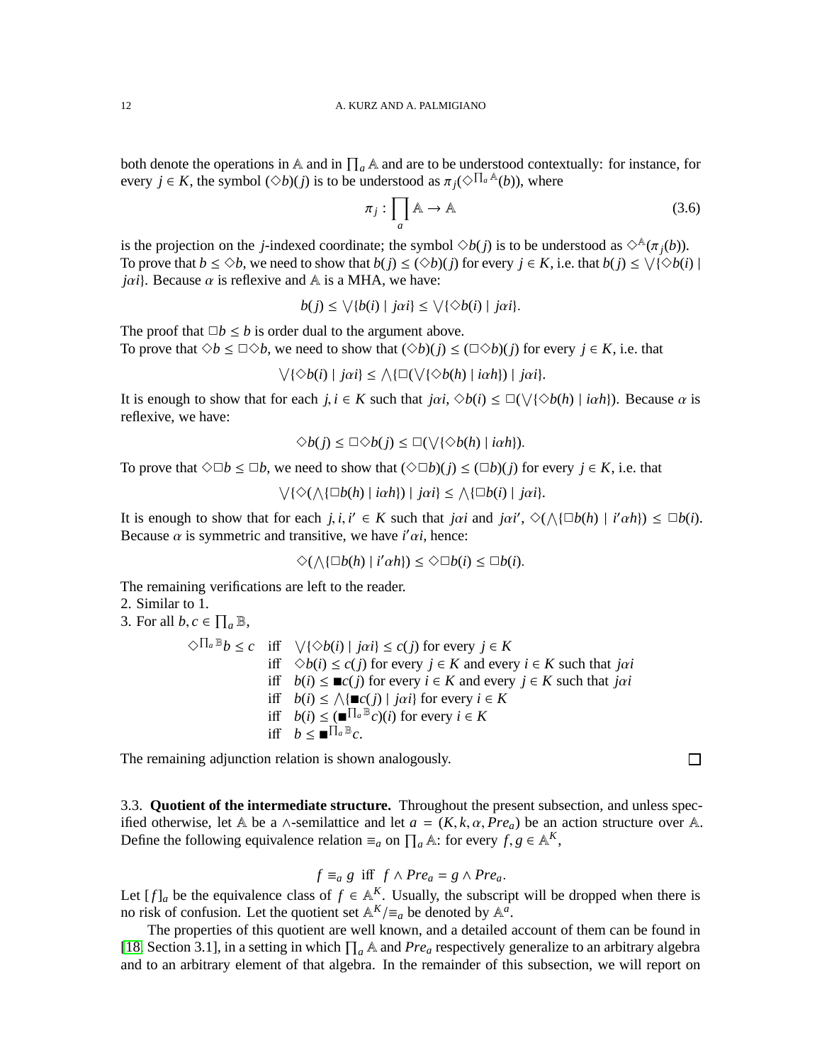both denote the operations in $\mathbb{A}$ and in $\prod_a \mathbb{A}$ and are to be understood contextually: for instance, for every $j \in K$, the symbol $(\Diamond b)(j)$ is to be understood as $\pi_j(\Diamond^{\prod_a \mathbb{A}}(b))$, where

$$\pi_j : \prod_a \mathbb{A} \to \mathbb{A} \tag{3.6}$$

is the projection on the $j$-indexed coordinate; the symbol $\Diamond b(j)$ is to be understood as $\Diamond^{\mathbb{A}}(\pi_j(b))$. To prove that $b \leq \Diamond b$, we need to show that $b(j) \leq (\Diamond b)(j)$ for every $j \in K$, i.e. that $b(j) \leq \bigvee\{\Diamond b(i) \mid j\alpha i\}$. Because $\alpha$ is reflexive and $\mathbb{A}$ is a MHA, we have:

$$b(j) \leq \bigvee\{b(i) \mid j\alpha i\} \leq \bigvee\{\Diamond b(i) \mid j\alpha i\}.$$

The proof that $\Box b \leq b$ is order dual to the argument above.
To prove that $\Diamond b \leq \Box\Diamond b$, we need to show that $(\Diamond b)(j) \leq (\Box\Diamond b)(j)$ for every $j \in K$, i.e. that

$$\bigvee\{\Diamond b(i) \mid j\alpha i\} \leq \bigwedge\{\Box(\bigvee\{\Diamond b(h) \mid i\alpha h\}) \mid j\alpha i\}.$$

It is enough to show that for each $j, i \in K$ such that $j\alpha i$, $\Diamond b(i) \leq \Box(\bigvee\{\Diamond b(h) \mid i\alpha h\})$. Because $\alpha$ is reflexive, we have:

$$\Diamond b(j) \leq \Box\Diamond b(j) \leq \Box(\bigvee\{\Diamond b(h) \mid i\alpha h\}).$$

To prove that $\Diamond\Box b \leq \Box b$, we need to show that $(\Diamond\Box b)(j) \leq (\Box b)(j)$ for every $j \in K$, i.e. that

$$\bigvee\{\Diamond(\bigwedge\{\Box b(h) \mid i\alpha h\}) \mid j\alpha i\} \leq \bigwedge\{\Box b(i) \mid j\alpha i\}.$$

It is enough to show that for each $j, i, i' \in K$ such that $j\alpha i$ and $j\alpha i'$, $\Diamond(\bigwedge\{\Box b(h) \mid i'\alpha h\}) \leq \Box b(i)$. Because $\alpha$ is symmetric and transitive, we have $i'\alpha i$, hence:

$$\Diamond(\bigwedge\{\Box b(h) \mid i'\alpha h\}) \leq \Diamond\Box b(i) \leq \Box b(i).$$

The remaining verifications are left to the reader.
2. Similar to 1.
3. For all $b, c \in \prod_a \mathbb{B}$,

$$\begin{array}{lll}
\Diamond^{\prod_a \mathbb{B}} b \leq c & \text{iff} & \bigvee\{\Diamond b(i) \mid j\alpha i\} \leq c(j) \text{ for every } j \in K \\
& \text{iff} & \Diamond b(i) \leq c(j) \text{ for every } j \in K \text{ and every } i \in K \text{ such that } j\alpha i \\
& \text{iff} & b(i) \leq \blacksquare c(j) \text{ for every } i \in K \text{ and every } j \in K \text{ such that } j\alpha i \\
& \text{iff} & b(i) \leq \bigwedge\{\blacksquare c(j) \mid j\alpha i\} \text{ for every } i \in K \\
& \text{iff} & b(i) \leq (\blacksquare^{\prod_a \mathbb{B}} c)(i) \text{ for every } i \in K \\
& \text{iff} & b \leq \blacksquare^{\prod_a \mathbb{B}} c.
\end{array}$$

The remaining adjunction relation is shown analogously. ∎

3.3. **Quotient of the intermediate structure.** Throughout the present subsection, and unless specified otherwise, let $\mathbb{A}$ be a $\wedge$-semilattice and let $a = (K, k, \alpha, Pre_a)$ be an action structure over $\mathbb{A}$. Define the following equivalence relation $\equiv_a$ on $\prod_a \mathbb{A}$: for every $f, g \in \mathbb{A}^K$,

$$f \equiv_a g \text{ iff } f \wedge Pre_a = g \wedge Pre_a.$$

Let $[f]_a$ be the equivalence class of $f \in \mathbb{A}^K$. Usually, the subscript will be dropped when there is no risk of confusion. Let the quotient set $\mathbb{A}^K/\equiv_a$ be denoted by $\mathbb{A}^a$.

The properties of this quotient are well known, and a detailed account of them can be found in [18, Section 3.1], in a setting in which $\prod_a \mathbb{A}$ and $Pre_a$ respectively generalize to an arbitrary algebra and to an arbitrary element of that algebra. In the remainder of this subsection, we will report on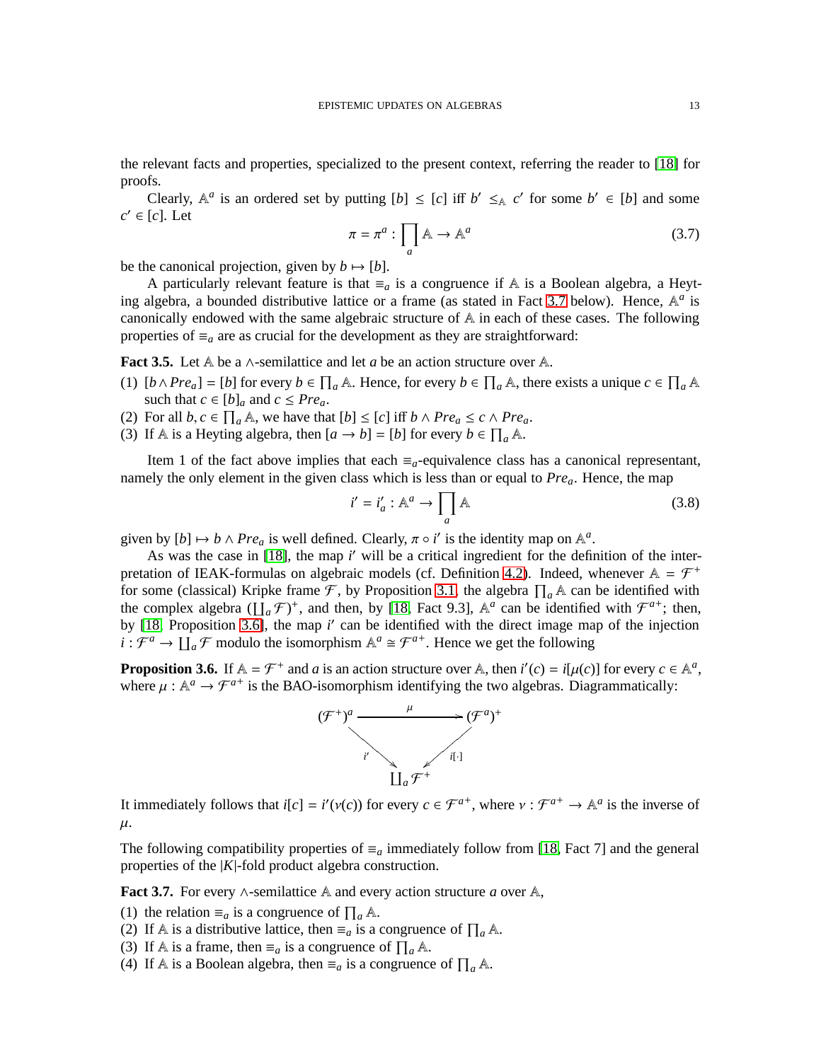the relevant facts and properties, specialized to the present context, referring the reader to [18] for proofs.

Clearly, $\mathbb{A}^a$ is an ordered set by putting $[b] \leq [c]$ iff $b' \leq_{\mathbb{A}} c'$ for some $b' \in [b]$ and some $c' \in [c]$. Let

$$\pi = \pi^a : \prod_a \mathbb{A} \to \mathbb{A}^a \tag{3.7}$$

be the canonical projection, given by $b \mapsto [b]$.

A particularly relevant feature is that $\equiv_a$ is a congruence if $\mathbb{A}$ is a Boolean algebra, a Heyting algebra, a bounded distributive lattice or a frame (as stated in Fact 3.7 below). Hence, $\mathbb{A}^a$ is canonically endowed with the same algebraic structure of $\mathbb{A}$ in each of these cases. The following properties of $\equiv_a$ are as crucial for the development as they are straightforward:

**Fact 3.5.** Let $\mathbb{A}$ be a $\wedge$-semilattice and let $a$ be an action structure over $\mathbb{A}$.

(1) $[b \wedge Pre_a] = [b]$ for every $b \in \prod_a \mathbb{A}$. Hence, for every $b \in \prod_a \mathbb{A}$, there exists a unique $c \in \prod_a \mathbb{A}$ such that $c \in [b]_a$ and $c \leq Pre_a$.
(2) For all $b, c \in \prod_a \mathbb{A}$, we have that $[b] \leq [c]$ iff $b \wedge Pre_a \leq c \wedge Pre_a$.
(3) If $\mathbb{A}$ is a Heyting algebra, then $[a \to b] = [b]$ for every $b \in \prod_a \mathbb{A}$.

Item 1 of the fact above implies that each $\equiv_a$-equivalence class has a canonical representant, namely the only element in the given class which is less than or equal to $Pre_a$. Hence, the map

$$i' = i'_a : \mathbb{A}^a \to \prod_a \mathbb{A} \tag{3.8}$$

given by $[b] \mapsto b \wedge Pre_a$ is well defined. Clearly, $\pi \circ i'$ is the identity map on $\mathbb{A}^a$.

As was the case in [18], the map $i'$ will be a critical ingredient for the definition of the interpretation of IEAK-formulas on algebraic models (cf. Definition 4.2). Indeed, whenever $\mathbb{A} = \mathcal{F}^+$ for some (classical) Kripke frame $\mathcal{F}$, by Proposition 3.1, the algebra $\prod_a \mathbb{A}$ can be identified with the complex algebra $(\coprod_a \mathcal{F})^+$, and then, by [18, Fact 9.3], $\mathbb{A}^a$ can be identified with $\mathcal{F}^{a+}$; then, by [18, Proposition 3.6], the map $i'$ can be identified with the direct image map of the injection $i : \mathcal{F}^a \to \coprod_a \mathcal{F}$ modulo the isomorphism $\mathbb{A}^a \cong \mathcal{F}^{a+}$. Hence we get the following

**Proposition 3.6.** If $\mathbb{A} = \mathcal{F}^+$ and $a$ is an action structure over $\mathbb{A}$, then $i'(c) = i[\mu(c)]$ for every $c \in \mathbb{A}^a$, where $\mu : \mathbb{A}^a \to \mathcal{F}^{a+}$ is the BAO-isomorphism identifying the two algebras. Diagrammatically:

$$\begin{array}{ccc} (\mathcal{F}^+)^a & \xrightarrow{\mu} & (\mathcal{F}^a)^+ \\ & {\scriptstyle i'} \searrow \quad \swarrow {\scriptstyle i[\cdot]} & \\ & \coprod_a \mathcal{F}^+ & \end{array}$$

It immediately follows that $i[c] = i'(\nu(c))$ for every $c \in \mathcal{F}^{a+}$, where $\nu : \mathcal{F}^{a+} \to \mathbb{A}^a$ is the inverse of $\mu$.

The following compatibility properties of $\equiv_a$ immediately follow from [18, Fact 7] and the general properties of the $|K|$-fold product algebra construction.

**Fact 3.7.** For every $\wedge$-semilattice $\mathbb{A}$ and every action structure $a$ over $\mathbb{A}$,

(1) the relation $\equiv_a$ is a congruence of $\prod_a \mathbb{A}$.
(2) If $\mathbb{A}$ is a distributive lattice, then $\equiv_a$ is a congruence of $\prod_a \mathbb{A}$.
(3) If $\mathbb{A}$ is a frame, then $\equiv_a$ is a congruence of $\prod_a \mathbb{A}$.
(4) If $\mathbb{A}$ is a Boolean algebra, then $\equiv_a$ is a congruence of $\prod_a \mathbb{A}$.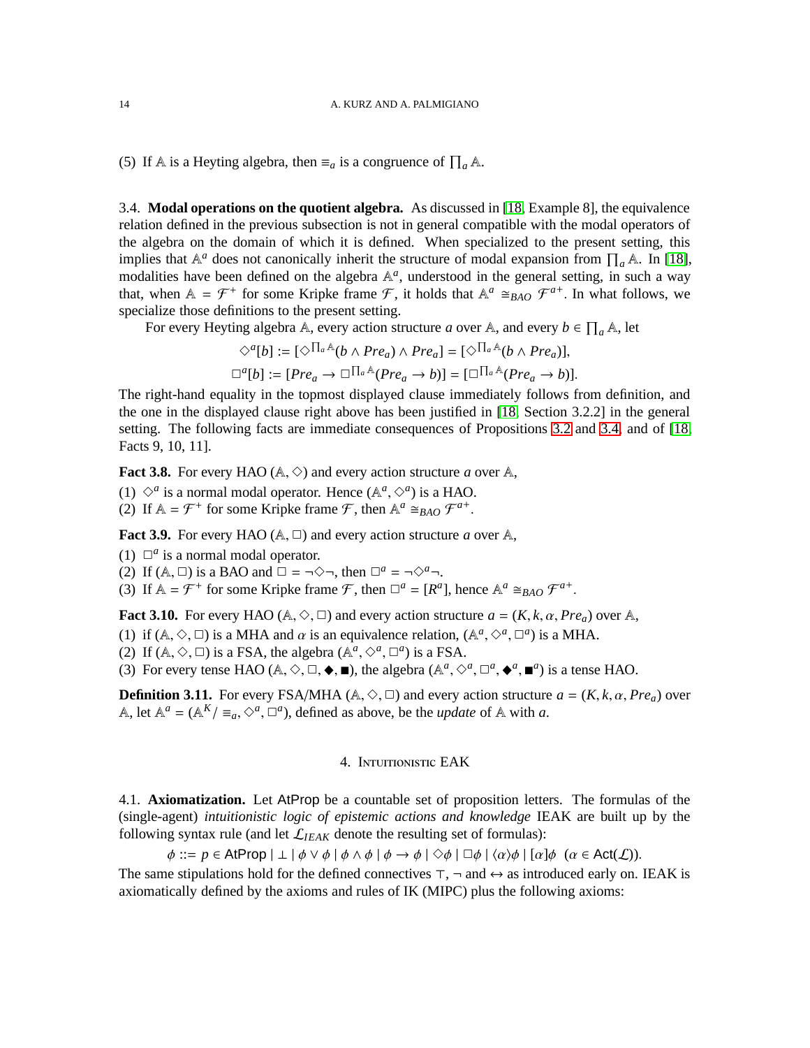(5) If $\mathbb{A}$ is a Heyting algebra, then $\equiv_a$ is a congruence of $\prod_a \mathbb{A}$.

3.4. **Modal operations on the quotient algebra.** As discussed in [18, Example 8], the equivalence relation defined in the previous subsection is not in general compatible with the modal operators of the algebra on the domain of which it is defined. When specialized to the present setting, this implies that $\mathbb{A}^a$ does not canonically inherit the structure of modal expansion from $\prod_a \mathbb{A}$. In [18], modalities have been defined on the algebra $\mathbb{A}^a$, understood in the general setting, in such a way that, when $\mathbb{A} = \mathcal{F}^+$ for some Kripke frame $\mathcal{F}$, it holds that $\mathbb{A}^a \cong_{BAO} \mathcal{F}^{a+}$. In what follows, we specialize those definitions to the present setting.

For every Heyting algebra $\mathbb{A}$, every action structure $a$ over $\mathbb{A}$, and every $b \in \prod_a \mathbb{A}$, let

$$\Diamond^a[b] := [\Diamond^{\prod_a \mathbb{A}}(b \wedge Pre_a) \wedge Pre_a] = [\Diamond^{\prod_a \mathbb{A}}(b \wedge Pre_a)],$$

$$\Box^a[b] := [Pre_a \to \Box^{\prod_a \mathbb{A}}(Pre_a \to b)] = [\Box^{\prod_a \mathbb{A}}(Pre_a \to b)].$$

The right-hand equality in the topmost displayed clause immediately follows from definition, and the one in the displayed clause right above has been justified in [18, Section 3.2.2] in the general setting. The following facts are immediate consequences of Propositions 3.2 and 3.4, and of [18, Facts 9, 10, 11].

**Fact 3.8.** For every HAO $(\mathbb{A}, \Diamond)$ and every action structure $a$ over $\mathbb{A}$,

(1) $\Diamond^a$ is a normal modal operator. Hence $(\mathbb{A}^a, \Diamond^a)$ is a HAO.
(2) If $\mathbb{A} = \mathcal{F}^+$ for some Kripke frame $\mathcal{F}$, then $\mathbb{A}^a \cong_{BAO} \mathcal{F}^{a+}$.

**Fact 3.9.** For every HAO $(\mathbb{A}, \Box)$ and every action structure $a$ over $\mathbb{A}$,

(1) $\Box^a$ is a normal modal operator.
(2) If $(\mathbb{A}, \Box)$ is a BAO and $\Box = \neg\Diamond\neg$, then $\Box^a = \neg\Diamond^a\neg$.
(3) If $\mathbb{A} = \mathcal{F}^+$ for some Kripke frame $\mathcal{F}$, then $\Box^a = [R^a]$, hence $\mathbb{A}^a \cong_{BAO} \mathcal{F}^{a+}$.

**Fact 3.10.** For every HAO $(\mathbb{A}, \Diamond, \Box)$ and every action structure $a = (K, k, \alpha, Pre_a)$ over $\mathbb{A}$,

(1) if $(\mathbb{A}, \Diamond, \Box)$ is a MHA and $\alpha$ is an equivalence relation, $(\mathbb{A}^a, \Diamond^a, \Box^a)$ is a MHA.
(2) If $(\mathbb{A}, \Diamond, \Box)$ is a FSA, the algebra $(\mathbb{A}^a, \Diamond^a, \Box^a)$ is a FSA.
(3) For every tense HAO $(\mathbb{A}, \Diamond, \Box, \blacklozenge, \blacksquare)$, the algebra $(\mathbb{A}^a, \Diamond^a, \Box^a, \blacklozenge^a, \blacksquare^a)$ is a tense HAO.

**Definition 3.11.** For every FSA/MHA $(\mathbb{A}, \Diamond, \Box)$ and every action structure $a = (K, k, \alpha, Pre_a)$ over $\mathbb{A}$, let $\mathbb{A}^a = (\mathbb{A}^K/\equiv_a, \Diamond^a, \Box^a)$, defined as above, be the *update* of $\mathbb{A}$ with $a$.

## 4. Intuitionistic EAK

4.1. **Axiomatization.** Let AtProp be a countable set of proposition letters. The formulas of the (single-agent) *intuitionistic logic of epistemic actions and knowledge* IEAK are built up by the following syntax rule (and let $\mathcal{L}_{IEAK}$ denote the resulting set of formulas):

$$\phi ::= p \in \mathsf{AtProp} \mid \bot \mid \phi \vee \phi \mid \phi \wedge \phi \mid \phi \to \phi \mid \Diamond\phi \mid \Box\phi \mid \langle\alpha\rangle\phi \mid [\alpha]\phi \ \ (\alpha \in \mathsf{Act}(\mathcal{L})).$$

The same stipulations hold for the defined connectives $\top$, $\neg$ and $\leftrightarrow$ as introduced early on. IEAK is axiomatically defined by the axioms and rules of IK (MIPC) plus the following axioms: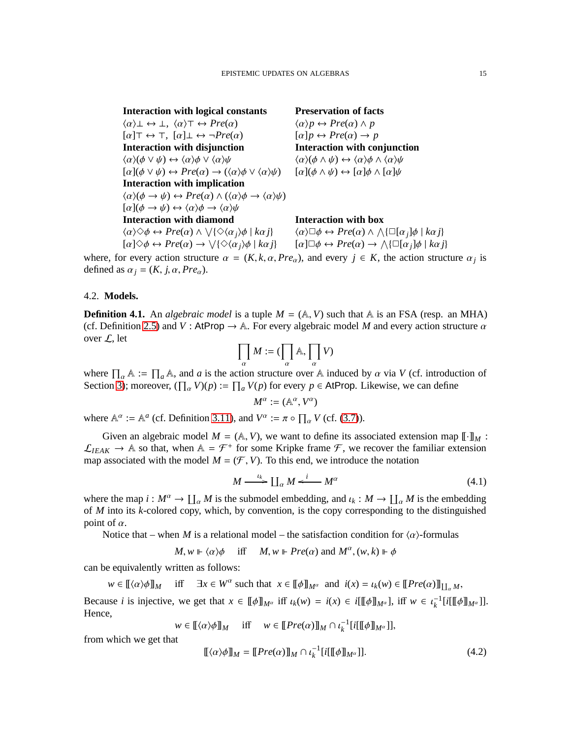**Interaction with logical constants**
$\langle\alpha\rangle\bot \leftrightarrow \bot,\ \langle\alpha\rangle\top \leftrightarrow Pre(\alpha)$
$[\alpha]\top \leftrightarrow \top,\ [\alpha]\bot \leftrightarrow \neg Pre(\alpha)$

**Preservation of facts**
$\langle\alpha\rangle p \leftrightarrow Pre(\alpha) \wedge p$
$[\alpha]p \leftrightarrow Pre(\alpha) \rightarrow p$

**Interaction with disjunction**
$\langle\alpha\rangle(\phi \vee \psi) \leftrightarrow \langle\alpha\rangle\phi \vee \langle\alpha\rangle\psi$
$[\alpha](\phi \vee \psi) \leftrightarrow Pre(\alpha) \rightarrow (\langle\alpha\rangle\phi \vee \langle\alpha\rangle\psi)$

**Interaction with conjunction**
$\langle\alpha\rangle(\phi \wedge \psi) \leftrightarrow \langle\alpha\rangle\phi \wedge \langle\alpha\rangle\psi$
$[\alpha](\phi \wedge \psi) \leftrightarrow [\alpha]\phi \wedge [\alpha]\psi$

**Interaction with implication**
$\langle\alpha\rangle(\phi \rightarrow \psi) \leftrightarrow Pre(\alpha) \wedge (\langle\alpha\rangle\phi \rightarrow \langle\alpha\rangle\psi)$
$[\alpha](\phi \rightarrow \psi) \leftrightarrow \langle\alpha\rangle\phi \rightarrow \langle\alpha\rangle\psi$

**Interaction with diamond**
$\langle\alpha\rangle\Diamond\phi \leftrightarrow Pre(\alpha) \wedge \bigvee\{\Diamond\langle\alpha_j\rangle\phi \mid k\alpha j\}$
$[\alpha]\Diamond\phi \leftrightarrow Pre(\alpha) \rightarrow \bigvee\{\Diamond\langle\alpha_j\rangle\phi \mid k\alpha j\}$

**Interaction with box**
$\langle\alpha\rangle\Box\phi \leftrightarrow Pre(\alpha) \wedge \bigwedge\{\Box[\alpha_j]\phi \mid k\alpha j\}$
$[\alpha]\Box\phi \leftrightarrow Pre(\alpha) \rightarrow \bigwedge\{\Box[\alpha_j]\phi \mid k\alpha j\}$

where, for every action structure $\alpha = (K, k, \alpha, Pre_\alpha)$, and every $j \in K$, the action structure $\alpha_j$ is defined as $\alpha_j = (K, j, \alpha, Pre_\alpha)$.

## 4.2. Models.

**Definition 4.1.** An *algebraic model* is a tuple $M = (\mathbb{A}, V)$ such that $\mathbb{A}$ is an FSA (resp. an MHA) (cf. Definition 2.5) and $V : \mathsf{AtProp} \to \mathbb{A}$. For every algebraic model $M$ and every action structure $\alpha$ over $\mathcal{L}$, let

$$\prod_\alpha M := (\prod_\alpha \mathbb{A}, \prod_\alpha V)$$

where $\prod_\alpha \mathbb{A} := \prod_a \mathbb{A}$, and $a$ is the action structure over $\mathbb{A}$ induced by $\alpha$ via $V$ (cf. introduction of Section 3); moreover, $(\prod_\alpha V)(p) := \prod_a V(p)$ for every $p \in \mathsf{AtProp}$. Likewise, we can define

$$M^\alpha := (\mathbb{A}^\alpha, V^\alpha)$$

where $\mathbb{A}^\alpha := \mathbb{A}^a$ (cf. Definition 3.11), and $V^\alpha := \pi \circ \prod_\alpha V$ (cf. (3.7)).

Given an algebraic model $M = (\mathbb{A}, V)$, we want to define its associated extension map $[\![\cdot]\!]_M : \mathcal{L}_{IEAK} \to \mathbb{A}$ so that, when $\mathbb{A} = \mathcal{F}^+$ for some Kripke frame $\mathcal{F}$, we recover the familiar extension map associated with the model $M = (\mathcal{F}, V)$. To this end, we introduce the notation

$$M \xrightarrow{\iota_k} \coprod_\alpha M \xleftarrow{i} M^\alpha \tag{4.1}$$

where the map $i : M^\alpha \to \coprod_\alpha M$ is the submodel embedding, and $\iota_k : M \to \coprod_\alpha M$ is the embedding of $M$ into its $k$-colored copy, which, by convention, is the copy corresponding to the distinguished point of $\alpha$.

Notice that – when $M$ is a relational model – the satisfaction condition for $\langle\alpha\rangle$-formulas

$$M, w \Vdash \langle\alpha\rangle\phi \quad \text{iff} \quad M, w \Vdash Pre(\alpha) \text{ and } M^\alpha, (w, k) \Vdash \phi$$

can be equivalently written as follows:

$$w \in [\![\langle\alpha\rangle\phi]\!]_M \quad \text{iff} \quad \exists x \in W^\alpha \text{ such that } x \in [\![\phi]\!]_{M^\alpha} \text{ and } i(x) = \iota_k(w) \in [\![Pre(\alpha)]\!]_{\coprod_\alpha M},$$

Because $i$ is injective, we get that $x \in [\![\phi]\!]_{M^\alpha}$ iff $\iota_k(w) = i(x) \in i[[\![\phi]\!]_{M^\alpha}]$, iff $w \in \iota_k^{-1}[i[[\![\phi]\!]_{M^\alpha}]]$. Hence,

$$w \in [\![\langle\alpha\rangle\phi]\!]_M \quad \text{iff} \quad w \in [\![Pre(\alpha)]\!]_M \cap \iota_k^{-1}[i[[\![\phi]\!]_{M^\alpha}]],$$

from which we get that

$$[\![\langle\alpha\rangle\phi]\!]_M = [\![Pre(\alpha)]\!]_M \cap \iota_k^{-1}[i[[\![\phi]\!]_{M^\alpha}]]. \tag{4.2}$$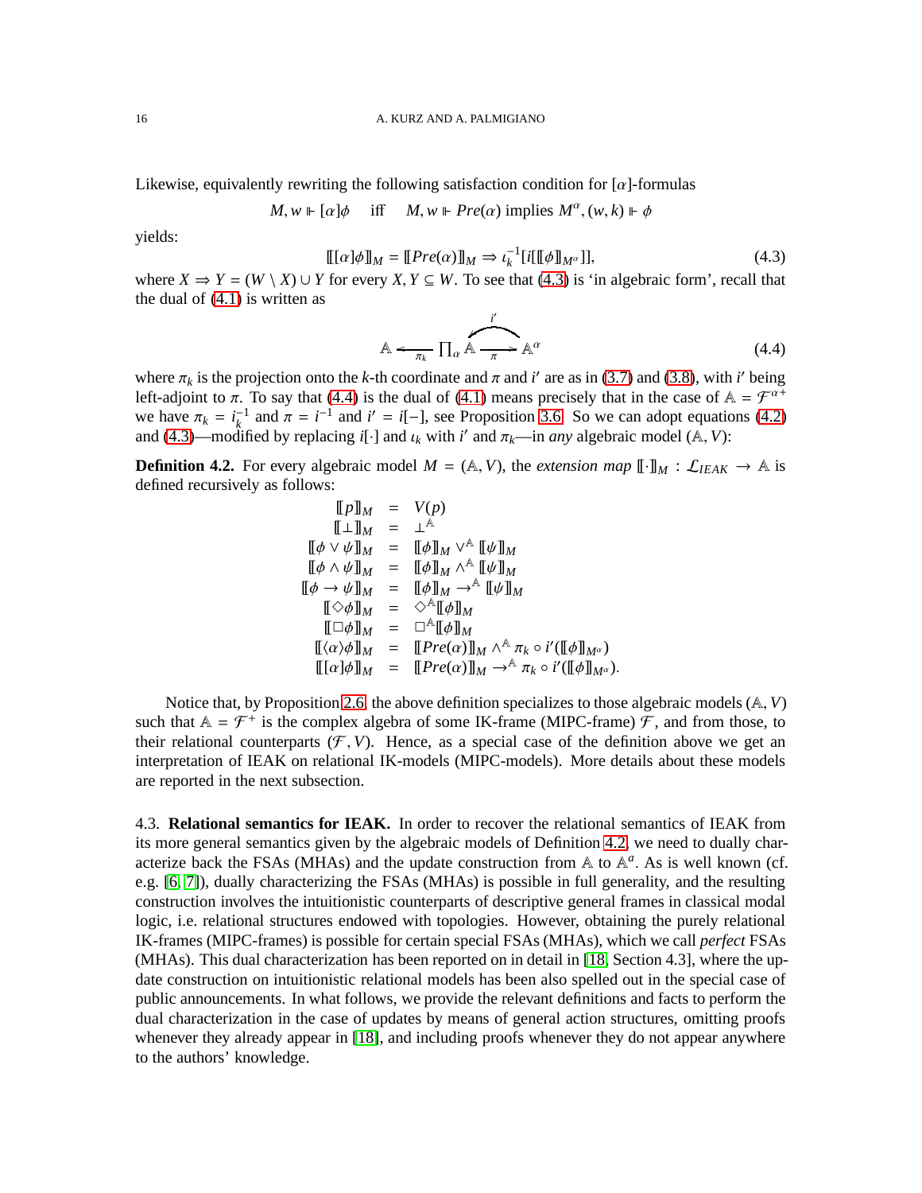Likewise, equivalently rewriting the following satisfaction condition for $[\alpha]$-formulas

$$M, w \Vdash [\alpha]\phi \quad \text{iff} \quad M, w \Vdash Pre(\alpha) \text{ implies } M^{\alpha}, (w, k) \Vdash \phi$$

yields:

$$[\![ [\alpha]\phi ]\!]_M = [\![ Pre(\alpha) ]\!]_M \Rightarrow \iota_k^{-1}[i[[\![\phi]\!]_{M^{\alpha}}]], \tag{4.3}$$

where $X \Rightarrow Y = (W \setminus X) \cup Y$ for every $X, Y \subseteq W$. To see that (4.3) is 'in algebraic form', recall that the dual of (4.1) is written as

$$\mathbb{A} \xleftarrow{\pi_k} \prod_{\alpha} \mathbb{A} \underset{\pi}{\overset{i'}{\rightleftarrows}} \mathbb{A}^{\alpha} \tag{4.4}$$

where $\pi_k$ is the projection onto the $k$-th coordinate and $\pi$ and $i'$ are as in (3.7) and (3.8), with $i'$ being left-adjoint to $\pi$. To say that (4.4) is the dual of (4.1) means precisely that in the case of $\mathbb{A} = \mathcal{F}^{\alpha+}$ we have $\pi_k = i_k^{-1}$ and $\pi = i^{-1}$ and $i' = i[-]$, see Proposition 3.6. So we can adopt equations (4.2) and (4.3)—modified by replacing $i[\cdot]$ and $\iota_k$ with $i'$ and $\pi_k$—in *any* algebraic model $(\mathbb{A}, V)$:

**Definition 4.2.** For every algebraic model $M = (\mathbb{A}, V)$, the *extension map* $[\![\cdot]\!]_M : \mathcal{L}_{IEAK} \to \mathbb{A}$ is defined recursively as follows:

$$\begin{array}{rcl}
[\![p]\!]_M & = & V(p) \\
[\![\bot]\!]_M & = & \bot^{\mathbb{A}} \\
[\![\phi \vee \psi]\!]_M & = & [\![\phi]\!]_M \vee^{\mathbb{A}} [\![\psi]\!]_M \\
[\![\phi \wedge \psi]\!]_M & = & [\![\phi]\!]_M \wedge^{\mathbb{A}} [\![\psi]\!]_M \\
[\![\phi \to \psi]\!]_M & = & [\![\phi]\!]_M \to^{\mathbb{A}} [\![\psi]\!]_M \\
[\![\Diamond\phi]\!]_M & = & \Diamond^{\mathbb{A}}[\![\phi]\!]_M \\
[\![\Box\phi]\!]_M & = & \Box^{\mathbb{A}}[\![\phi]\!]_M \\
[\![\langle\alpha\rangle\phi]\!]_M & = & [\![Pre(\alpha)]\!]_M \wedge^{\mathbb{A}} \pi_k \circ i'([\![\phi]\!]_{M^{\alpha}}) \\
[\![[\alpha]\phi]\!]_M & = & [\![Pre(\alpha)]\!]_M \to^{\mathbb{A}} \pi_k \circ i'([\![\phi]\!]_{M^{\alpha}}).
\end{array}$$

Notice that, by Proposition 2.6, the above definition specializes to those algebraic models $(\mathbb{A}, V)$ such that $\mathbb{A} = \mathcal{F}^+$ is the complex algebra of some IK-frame (MIPC-frame) $\mathcal{F}$, and from those, to their relational counterparts $(\mathcal{F}, V)$. Hence, as a special case of the definition above we get an interpretation of IEAK on relational IK-models (MIPC-models). More details about these models are reported in the next subsection.

4.3. **Relational semantics for IEAK.** In order to recover the relational semantics of IEAK from its more general semantics given by the algebraic models of Definition 4.2, we need to dually characterize back the FSAs (MHAs) and the update construction from $\mathbb{A}$ to $\mathbb{A}^{a}$. As is well known (cf. e.g. [6, 7]), dually characterizing the FSAs (MHAs) is possible in full generality, and the resulting construction involves the intuitionistic counterparts of descriptive general frames in classical modal logic, i.e. relational structures endowed with topologies. However, obtaining the purely relational IK-frames (MIPC-frames) is possible for certain special FSAs (MHAs), which we call *perfect* FSAs (MHAs). This dual characterization has been reported on in detail in [18, Section 4.3], where the update construction on intuitionistic relational models has been also spelled out in the special case of public announcements. In what follows, we provide the relevant definitions and facts to perform the dual characterization in the case of updates by means of general action structures, omitting proofs whenever they already appear in [18], and including proofs whenever they do not appear anywhere to the authors' knowledge.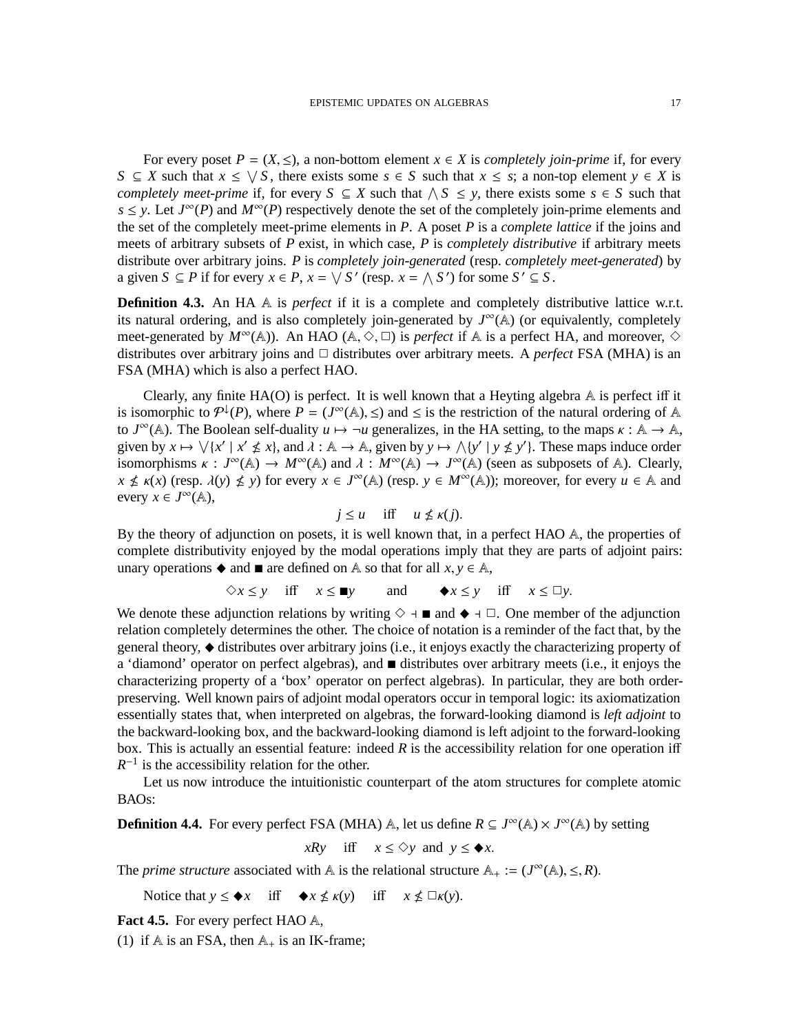For every poset $P = (X, \leq)$, a non-bottom element $x \in X$ is *completely join-prime* if, for every $S \subseteq X$ such that $x \leq \bigvee S$, there exists some $s \in S$ such that $x \leq s$; a non-top element $y \in X$ is *completely meet-prime* if, for every $S \subseteq X$ such that $\bigwedge S \leq y$, there exists some $s \in S$ such that $s \leq y$. Let $J^\infty(P)$ and $M^\infty(P)$ respectively denote the set of the completely join-prime elements and the set of the completely meet-prime elements in $P$. A poset $P$ is a *complete lattice* if the joins and meets of arbitrary subsets of $P$ exist, in which case, $P$ is *completely distributive* if arbitrary meets distribute over arbitrary joins. $P$ is *completely join-generated* (resp. *completely meet-generated*) by a given $S \subseteq P$ if for every $x \in P$, $x = \bigvee S'$ (resp. $x = \bigwedge S'$) for some $S' \subseteq S$.

**Definition 4.3.** An HA $\mathbb{A}$ is *perfect* if it is a complete and completely distributive lattice w.r.t. its natural ordering, and is also completely join-generated by $J^\infty(\mathbb{A})$ (or equivalently, completely meet-generated by $M^\infty(\mathbb{A})$). An HAO $(\mathbb{A}, \Diamond, \Box)$ is *perfect* if $\mathbb{A}$ is a perfect HA, and moreover, $\Diamond$ distributes over arbitrary joins and $\Box$ distributes over arbitrary meets. A *perfect* FSA (MHA) is an FSA (MHA) which is also a perfect HAO.

Clearly, any finite HA(O) is perfect. It is well known that a Heyting algebra $\mathbb{A}$ is perfect iff it is isomorphic to $\mathcal{P}^\downarrow(P)$, where $P = (J^\infty(\mathbb{A}), \leq)$ and $\leq$ is the restriction of the natural ordering of $\mathbb{A}$ to $J^\infty(\mathbb{A})$. The Boolean self-duality $u \mapsto \neg u$ generalizes, in the HA setting, to the maps $\kappa : \mathbb{A} \to \mathbb{A}$, given by $x \mapsto \bigvee\{x' \mid x' \nleq x\}$, and $\lambda : \mathbb{A} \to \mathbb{A}$, given by $y \mapsto \bigwedge\{y' \mid y \nleq y'\}$. These maps induce order isomorphisms $\kappa : J^\infty(\mathbb{A}) \to M^\infty(\mathbb{A})$ and $\lambda : M^\infty(\mathbb{A}) \to J^\infty(\mathbb{A})$ (seen as subposets of $\mathbb{A}$). Clearly, $x \nleq \kappa(x)$ (resp. $\lambda(y) \nleq y$) for every $x \in J^\infty(\mathbb{A})$ (resp. $y \in M^\infty(\mathbb{A})$); moreover, for every $u \in \mathbb{A}$ and every $x \in J^\infty(\mathbb{A})$,

$$j \leq u \quad \text{iff} \quad u \nleq \kappa(j).$$

By the theory of adjunction on posets, it is well known that, in a perfect HAO $\mathbb{A}$, the properties of complete distributivity enjoyed by the modal operations imply that they are parts of adjoint pairs: unary operations $\blacklozenge$ and $\blacksquare$ are defined on $\mathbb{A}$ so that for all $x, y \in \mathbb{A}$,

$$\Diamond x \leq y \quad \text{iff} \quad x \leq \blacksquare y \qquad \text{and} \qquad \blacklozenge x \leq y \quad \text{iff} \quad x \leq \Box y.$$

We denote these adjunction relations by writing $\Diamond \dashv \blacksquare$ and $\blacklozenge \dashv \Box$. One member of the adjunction relation completely determines the other. The choice of notation is a reminder of the fact that, by the general theory, $\blacklozenge$ distributes over arbitrary joins (i.e., it enjoys exactly the characterizing property of a 'diamond' operator on perfect algebras), and $\blacksquare$ distributes over arbitrary meets (i.e., it enjoys the characterizing property of a 'box' operator on perfect algebras). In particular, they are both order-preserving. Well known pairs of adjoint modal operators occur in temporal logic: its axiomatization essentially states that, when interpreted on algebras, the forward-looking diamond is *left adjoint* to the backward-looking box, and the backward-looking diamond is left adjoint to the forward-looking box. This is actually an essential feature: indeed $R$ is the accessibility relation for one operation iff $R^{-1}$ is the accessibility relation for the other.

Let us now introduce the intuitionistic counterpart of the atom structures for complete atomic BAOs:

**Definition 4.4.** For every perfect FSA (MHA) $\mathbb{A}$, let us define $R \subseteq J^\infty(\mathbb{A}) \times J^\infty(\mathbb{A})$ by setting

$$xRy \quad \text{iff} \quad x \leq \Diamond y \text{ and } y \leq \blacklozenge x.$$

The *prime structure* associated with $\mathbb{A}$ is the relational structure $\mathbb{A}_+ := (J^\infty(\mathbb{A}), \leq, R)$.

Notice that $y \leq \blacklozenge x \quad \text{iff} \quad \blacklozenge x \nleq \kappa(y) \quad \text{iff} \quad x \nleq \Box\kappa(y)$.

**Fact 4.5.** For every perfect HAO $\mathbb{A}$,

(1) if $\mathbb{A}$ is an FSA, then $\mathbb{A}_+$ is an IK-frame;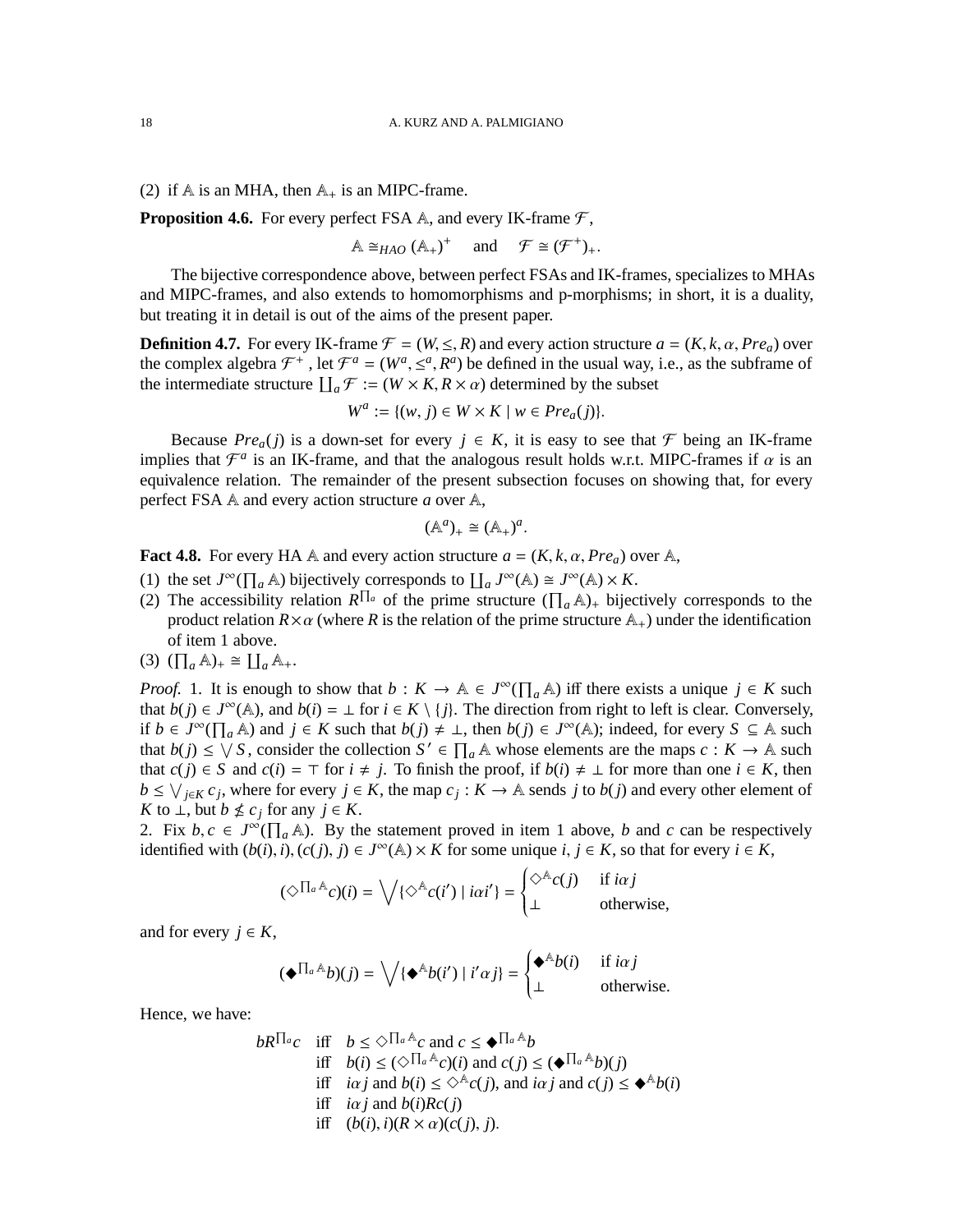(2) if $\mathbb{A}$ is an MHA, then $\mathbb{A}_+$ is an MIPC-frame.

**Proposition 4.6.** For every perfect FSA $\mathbb{A}$, and every IK-frame $\mathcal{F}$,

$$\mathbb{A} \cong_{HAO} (\mathbb{A}_+)^+ \quad \text{ and } \quad \mathcal{F} \cong (\mathcal{F}^+)_+.$$

The bijective correspondence above, between perfect FSAs and IK-frames, specializes to MHAs and MIPC-frames, and also extends to homomorphisms and p-morphisms; in short, it is a duality, but treating it in detail is out of the aims of the present paper.

**Definition 4.7.** For every IK-frame $\mathcal{F} = (W, \leq, R)$ and every action structure $a = (K, k, \alpha, Pre_a)$ over the complex algebra $\mathcal{F}^+$, let $\mathcal{F}^a = (W^a, \leq^a, R^a)$ be defined in the usual way, i.e., as the subframe of the intermediate structure $\coprod_a \mathcal{F} := (W \times K, R \times \alpha)$ determined by the subset

$$W^a := \{(w, j) \in W \times K \mid w \in Pre_a(j)\}.$$

Because $Pre_a(j)$ is a down-set for every $j \in K$, it is easy to see that $\mathcal{F}$ being an IK-frame implies that $\mathcal{F}^a$ is an IK-frame, and that the analogous result holds w.r.t. MIPC-frames if $\alpha$ is an equivalence relation. The remainder of the present subsection focuses on showing that, for every perfect FSA $\mathbb{A}$ and every action structure $a$ over $\mathbb{A}$,

$$(\mathbb{A}^a)_+ \cong (\mathbb{A}_+)^a.$$

**Fact 4.8.** For every HA $\mathbb{A}$ and every action structure $a = (K, k, \alpha, Pre_a)$ over $\mathbb{A}$,

(1) the set $J^\infty(\prod_a \mathbb{A})$ bijectively corresponds to $\coprod_a J^\infty(\mathbb{A}) \cong J^\infty(\mathbb{A}) \times K$.
(2) The accessibility relation $R^{\prod_a}$ of the prime structure $(\prod_a \mathbb{A})_+$ bijectively corresponds to the product relation $R \times \alpha$ (where $R$ is the relation of the prime structure $\mathbb{A}_+$) under the identification of item 1 above.
(3) $(\prod_a \mathbb{A})_+ \cong \coprod_a \mathbb{A}_+$.

*Proof.* 1. It is enough to show that $b : K \to \mathbb{A} \in J^\infty(\prod_a \mathbb{A})$ iff there exists a unique $j \in K$ such that $b(j) \in J^\infty(\mathbb{A})$, and $b(i) = \bot$ for $i \in K \setminus \{j\}$. The direction from right to left is clear. Conversely, if $b \in J^\infty(\prod_a \mathbb{A})$ and $j \in K$ such that $b(j) \neq \bot$, then $b(j) \in J^\infty(\mathbb{A})$; indeed, for every $S \subseteq \mathbb{A}$ such that $b(j) \leq \bigvee S$, consider the collection $S' \in \prod_a \mathbb{A}$ whose elements are the maps $c : K \to \mathbb{A}$ such that $c(j) \in S$ and $c(i) = \top$ for $i \neq j$. To finish the proof, if $b(i) \neq \bot$ for more than one $i \in K$, then $b \leq \bigvee_{j \in K} c_j$, where for every $j \in K$, the map $c_j : K \to \mathbb{A}$ sends $j$ to $b(j)$ and every other element of $K$ to $\bot$, but $b \nleq c_j$ for any $j \in K$.

2. Fix $b, c \in J^\infty(\prod_a \mathbb{A})$. By the statement proved in item 1 above, $b$ and $c$ can be respectively identified with $(b(i), i), (c(j), j) \in J^\infty(\mathbb{A}) \times K$ for some unique $i, j \in K$, so that for every $i \in K$,

$$(\Diamond^{\prod_a \mathbb{A}} c)(i) = \bigvee \{\Diamond^{\mathbb{A}} c(i') \mid i \alpha i'\} = \begin{cases} \Diamond^{\mathbb{A}} c(j) & \text{if } i \alpha j \\ \bot & \text{otherwise,} \end{cases}$$

and for every $j \in K$,

$$(\blacklozenge^{\prod_a \mathbb{A}} b)(j) = \bigvee \{\blacklozenge^{\mathbb{A}} b(i') \mid i' \alpha j\} = \begin{cases} \blacklozenge^{\mathbb{A}} b(i) & \text{if } i \alpha j \\ \bot & \text{otherwise.} \end{cases}$$

Hence, we have:

$$\begin{array}{lll}
b R^{\prod_a} c & \text{iff} & b \leq \Diamond^{\prod_a \mathbb{A}} c \text{ and } c \leq \blacklozenge^{\prod_a \mathbb{A}} b \\
& \text{iff} & b(i) \leq (\Diamond^{\prod_a \mathbb{A}} c)(i) \text{ and } c(j) \leq (\blacklozenge^{\prod_a \mathbb{A}} b)(j) \\
& \text{iff} & i \alpha j \text{ and } b(i) \leq \Diamond^{\mathbb{A}} c(j), \text{ and } i \alpha j \text{ and } c(j) \leq \blacklozenge^{\mathbb{A}} b(i) \\
& \text{iff} & i \alpha j \text{ and } b(i) R c(j) \\
& \text{iff} & (b(i), i)(R \times \alpha)(c(j), j).
\end{array}$$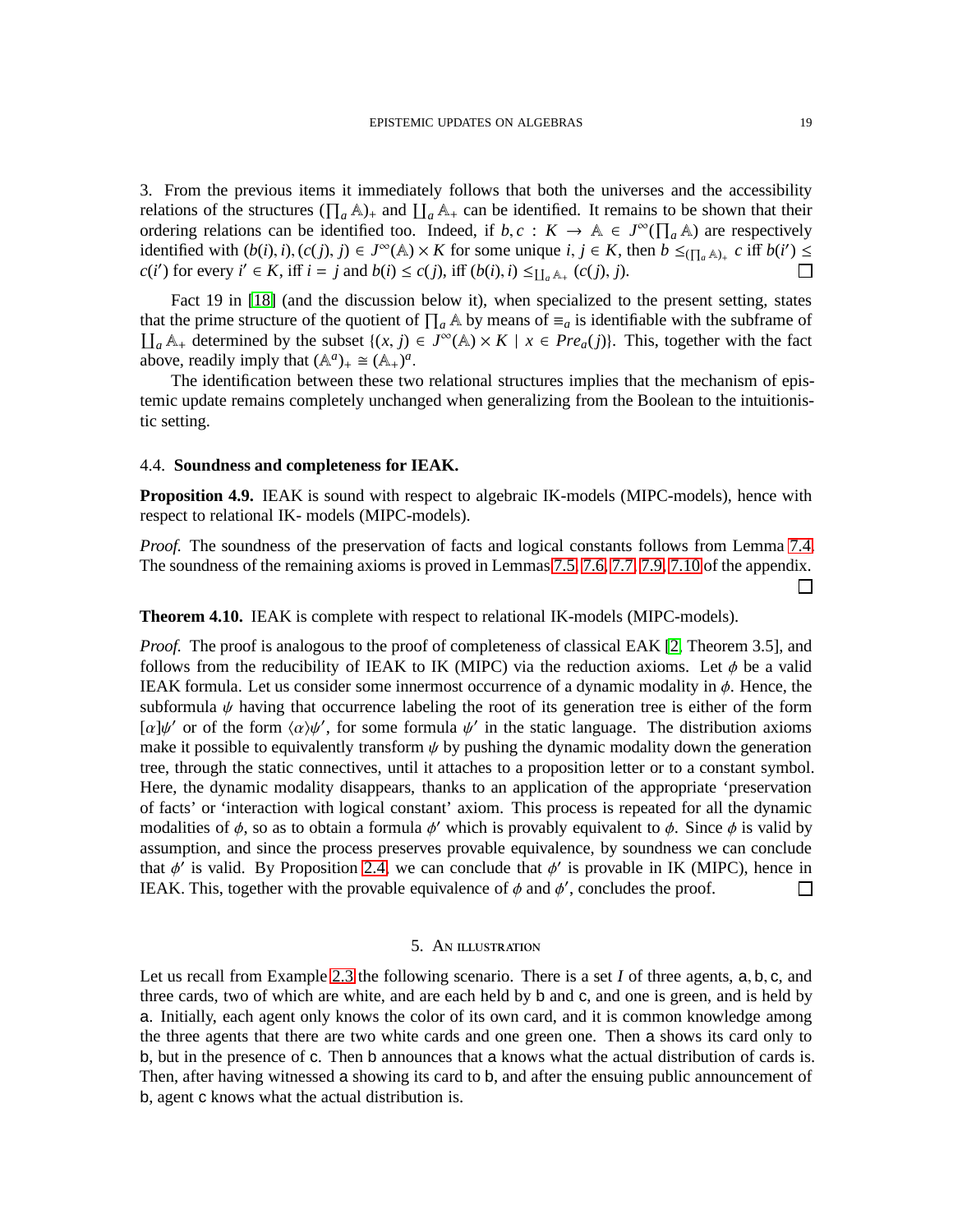3. From the previous items it immediately follows that both the universes and the accessibility relations of the structures $(\prod_a \mathbb{A})_+$ and $\coprod_a \mathbb{A}_+$ can be identified. It remains to be shown that their ordering relations can be identified too. Indeed, if $b, c : K \to \mathbb{A} \in J^\infty(\prod_a \mathbb{A})$ are respectively identified with $(b(i), i), (c(j), j) \in J^\infty(\mathbb{A}) \times K$ for some unique $i, j \in K$, then $b \leq_{(\prod_a \mathbb{A})_+} c$ iff $b(i') \leq c(i')$ for every $i' \in K$, iff $i = j$ and $b(i) \leq c(j)$, iff $(b(i), i) \leq_{\coprod_a \mathbb{A}_+} (c(j), j)$. □

Fact 19 in [18] (and the discussion below it), when specialized to the present setting, states that the prime structure of the quotient of $\prod_a \mathbb{A}$ by means of $\equiv_a$ is identifiable with the subframe of $\coprod_a \mathbb{A}_+$ determined by the subset $\{(x, j) \in J^\infty(\mathbb{A}) \times K \mid x \in Pre_a(j)\}$. This, together with the fact above, readily imply that $(\mathbb{A}^a)_+ \cong (\mathbb{A}_+)^a$.

The identification between these two relational structures implies that the mechanism of epistemic update remains completely unchanged when generalizing from the Boolean to the intuitionistic setting.

### 4.4. Soundness and completeness for IEAK.

**Proposition 4.9.** IEAK is sound with respect to algebraic IK-models (MIPC-models), hence with respect to relational IK- models (MIPC-models).

*Proof.* The soundness of the preservation of facts and logical constants follows from Lemma 7.4. The soundness of the remaining axioms is proved in Lemmas 7.5, 7.6, 7.7, 7.9, 7.10 of the appendix. □

**Theorem 4.10.** IEAK is complete with respect to relational IK-models (MIPC-models).

*Proof.* The proof is analogous to the proof of completeness of classical EAK [2, Theorem 3.5], and follows from the reducibility of IEAK to IK (MIPC) via the reduction axioms. Let $\phi$ be a valid IEAK formula. Let us consider some innermost occurrence of a dynamic modality in $\phi$. Hence, the subformula $\psi$ having that occurrence labeling the root of its generation tree is either of the form $[\alpha]\psi'$ or of the form $\langle\alpha\rangle\psi'$, for some formula $\psi'$ in the static language. The distribution axioms make it possible to equivalently transform $\psi$ by pushing the dynamic modality down the generation tree, through the static connectives, until it attaches to a proposition letter or to a constant symbol. Here, the dynamic modality disappears, thanks to an application of the appropriate 'preservation of facts' or 'interaction with logical constant' axiom. This process is repeated for all the dynamic modalities of $\phi$, so as to obtain a formula $\phi'$ which is provably equivalent to $\phi$. Since $\phi$ is valid by assumption, and since the process preserves provable equivalence, by soundness we can conclude that $\phi'$ is valid. By Proposition 2.4, we can conclude that $\phi'$ is provable in IK (MIPC), hence in IEAK. This, together with the provable equivalence of $\phi$ and $\phi'$, concludes the proof. □

## 5. An illustration

Let us recall from Example 2.3 the following scenario. There is a set $I$ of three agents, a, b, c, and three cards, two of which are white, and are each held by b and c, and one is green, and is held by a. Initially, each agent only knows the color of its own card, and it is common knowledge among the three agents that there are two white cards and one green one. Then a shows its card only to b, but in the presence of c. Then b announces that a knows what the actual distribution of cards is. Then, after having witnessed a showing its card to b, and after the ensuing public announcement of b, agent c knows what the actual distribution is.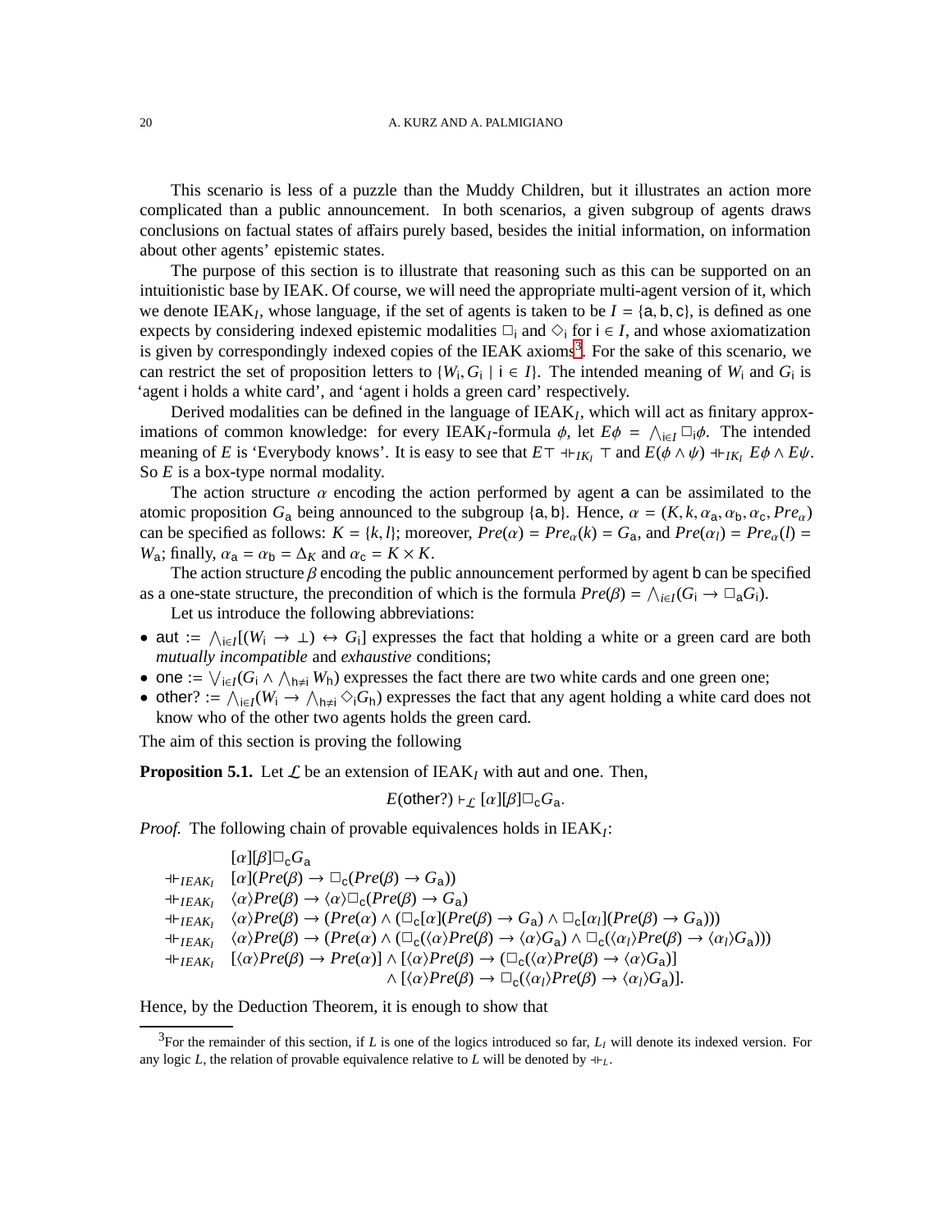This scenario is less of a puzzle than the Muddy Children, but it illustrates an action more complicated than a public announcement. In both scenarios, a given subgroup of agents draws conclusions on factual states of affairs purely based, besides the initial information, on information about other agents' epistemic states.

The purpose of this section is to illustrate that reasoning such as this can be supported on an intuitionistic base by IEAK. Of course, we will need the appropriate multi-agent version of it, which we denote IEAK$_I$, whose language, if the set of agents is taken to be $I = \{\mathsf{a}, \mathsf{b}, \mathsf{c}\}$, is defined as one expects by considering indexed epistemic modalities $\Box_\mathsf{i}$ and $\Diamond_\mathsf{i}$ for $\mathsf{i} \in I$, and whose axiomatization is given by correspondingly indexed copies of the IEAK axioms[3]. For the sake of this scenario, we can restrict the set of proposition letters to $\{W_\mathsf{i}, G_\mathsf{i} \mid \mathsf{i} \in I\}$. The intended meaning of $W_\mathsf{i}$ and $G_\mathsf{i}$ is 'agent i holds a white card', and 'agent i holds a green card' respectively.

Derived modalities can be defined in the language of IEAK$_I$, which will act as finitary approximations of common knowledge: for every IEAK$_I$-formula $\phi$, let $E\phi = \bigwedge_{\mathsf{i}\in I} \Box_\mathsf{i}\phi$. The intended meaning of $E$ is 'Everybody knows'. It is easy to see that $E\top \dashv\vdash_{IK_I} \top$ and $E(\phi \wedge \psi) \dashv\vdash_{IK_I} E\phi \wedge E\psi$. So $E$ is a box-type normal modality.

The action structure $\alpha$ encoding the action performed by agent a can be assimilated to the atomic proposition $G_\mathsf{a}$ being announced to the subgroup $\{\mathsf{a}, \mathsf{b}\}$. Hence, $\alpha = (K, k, \alpha_\mathsf{a}, \alpha_\mathsf{b}, \alpha_\mathsf{c}, Pre_\alpha)$ can be specified as follows: $K = \{k, l\}$; moreover, $Pre(\alpha) = Pre_\alpha(k) = G_\mathsf{a}$, and $Pre(\alpha_l) = Pre_\alpha(l) = W_\mathsf{a}$; finally, $\alpha_\mathsf{a} = \alpha_\mathsf{b} = \Delta_K$ and $\alpha_\mathsf{c} = K \times K$.

The action structure $\beta$ encoding the public announcement performed by agent b can be specified as a one-state structure, the precondition of which is the formula $Pre(\beta) = \bigwedge_{i\in I}(G_\mathsf{i} \to \Box_\mathsf{a} G_\mathsf{i})$.

Let us introduce the following abbreviations:

- $\mathsf{aut} := \bigwedge_{\mathsf{i}\in I}[(W_\mathsf{i} \to \bot) \leftrightarrow G_\mathsf{i}]$ expresses the fact that holding a white or a green card are both *mutually incompatible* and *exhaustive* conditions;
- $\mathsf{one} := \bigvee_{\mathsf{i}\in I}(G_\mathsf{i} \wedge \bigwedge_{\mathsf{h}\neq\mathsf{i}} W_\mathsf{h})$ expresses the fact there are two white cards and one green one;
- $\mathsf{other?} := \bigwedge_{\mathsf{i}\in I}(W_\mathsf{i} \to \bigwedge_{\mathsf{h}\neq\mathsf{i}} \Diamond_\mathsf{i} G_\mathsf{h})$ expresses the fact that any agent holding a white card does not know who of the other two agents holds the green card.

The aim of this section is proving the following

**Proposition 5.1.** Let $\mathcal{L}$ be an extension of IEAK$_I$ with $\mathsf{aut}$ and $\mathsf{one}$. Then,

$$E(\mathsf{other?}) \vdash_{\mathcal{L}} [\alpha][\beta]\Box_\mathsf{c} G_\mathsf{a}.$$

*Proof.* The following chain of provable equivalences holds in IEAK$_I$:

$$\begin{array}{ll}
 & [\alpha][\beta]\Box_\mathsf{c} G_\mathsf{a} \\
\dashv\vdash_{IEAK_I} & [\alpha](Pre(\beta) \to \Box_\mathsf{c}(Pre(\beta) \to G_\mathsf{a})) \\
\dashv\vdash_{IEAK_I} & \langle\alpha\rangle Pre(\beta) \to \langle\alpha\rangle\Box_\mathsf{c}(Pre(\beta) \to G_\mathsf{a}) \\
\dashv\vdash_{IEAK_I} & \langle\alpha\rangle Pre(\beta) \to (Pre(\alpha) \wedge (\Box_\mathsf{c}[\alpha](Pre(\beta) \to G_\mathsf{a}) \wedge \Box_\mathsf{c}[\alpha_l](Pre(\beta) \to G_\mathsf{a}))) \\
\dashv\vdash_{IEAK_I} & \langle\alpha\rangle Pre(\beta) \to (Pre(\alpha) \wedge (\Box_\mathsf{c}(\langle\alpha\rangle Pre(\beta) \to \langle\alpha\rangle G_\mathsf{a}) \wedge \Box_\mathsf{c}(\langle\alpha_l\rangle Pre(\beta) \to \langle\alpha_l\rangle G_\mathsf{a}))) \\
\dashv\vdash_{IEAK_I} & [\langle\alpha\rangle Pre(\beta) \to Pre(\alpha)] \wedge [\langle\alpha\rangle Pre(\beta) \to (\Box_\mathsf{c}(\langle\alpha\rangle Pre(\beta) \to \langle\alpha\rangle G_\mathsf{a})] \\
 & \qquad \wedge [\langle\alpha\rangle Pre(\beta) \to \Box_\mathsf{c}(\langle\alpha_l\rangle Pre(\beta) \to \langle\alpha_l\rangle G_\mathsf{a})].
\end{array}$$

Hence, by the Deduction Theorem, it is enough to show that

[3] For the remainder of this section, if $L$ is one of the logics introduced so far, $L_I$ will denote its indexed version. For any logic $L$, the relation of provable equivalence relative to $L$ will be denoted by $\dashv\vdash_L$.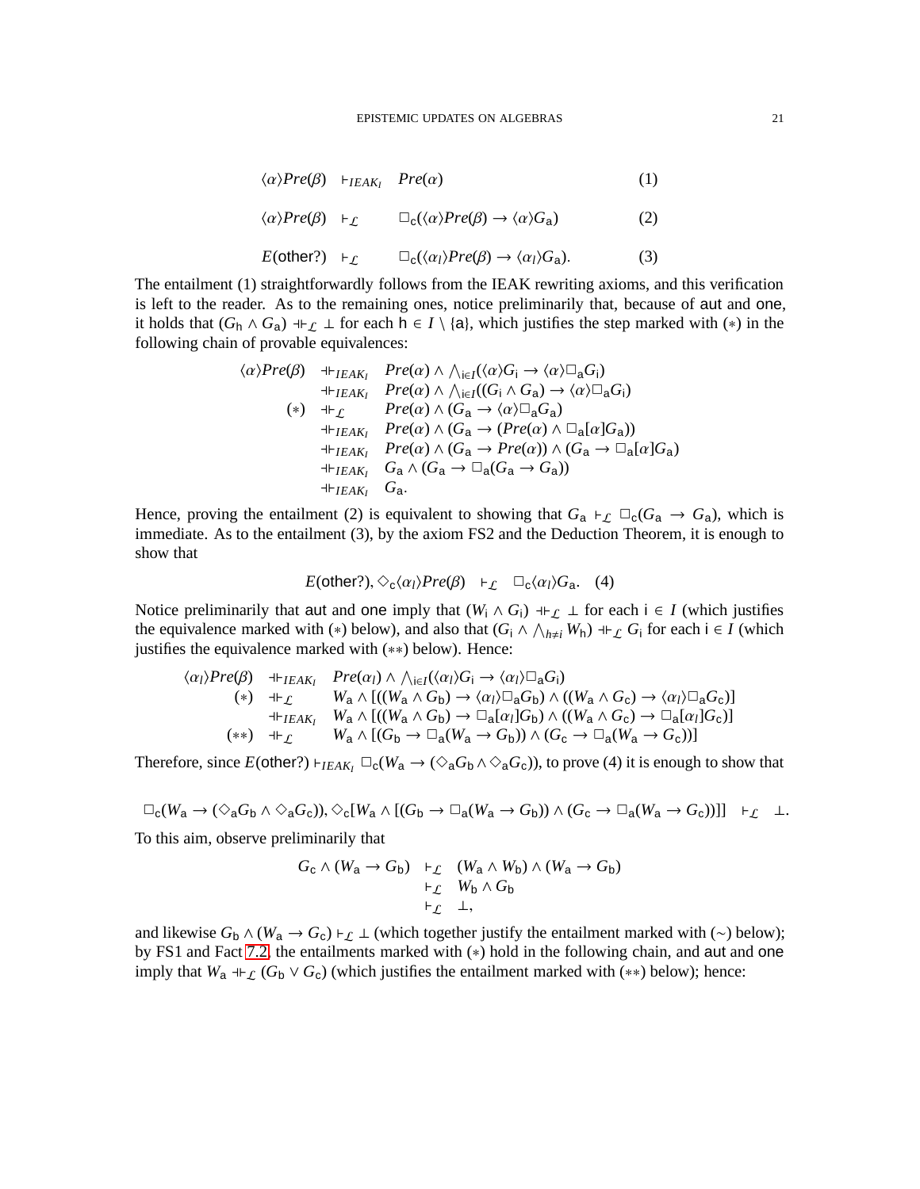$$\langle\alpha\rangle Pre(\beta) \quad \vdash_{IEAK_I} \quad Pre(\alpha) \tag{1}$$

$$\langle\alpha\rangle Pre(\beta) \quad \vdash_{\mathcal{L}} \quad \Box_{\mathsf{c}}(\langle\alpha\rangle Pre(\beta) \to \langle\alpha\rangle G_{\mathsf{a}}) \tag{2}$$

$$E(\mathsf{other?}) \quad \vdash_{\mathcal{L}} \quad \Box_{\mathsf{c}}(\langle\alpha_l\rangle Pre(\beta) \to \langle\alpha_l\rangle G_{\mathsf{a}}). \tag{3}$$

The entailment (1) straightforwardly follows from the IEAK rewriting axioms, and this verification is left to the reader. As to the remaining ones, notice preliminarily that, because of aut and one, it holds that $(G_{\mathsf{h}} \wedge G_{\mathsf{a}}) \dashv\vdash_{\mathcal{L}} \bot$ for each $\mathsf{h} \in I \setminus \{\mathsf{a}\}$, which justifies the step marked with $(*)$ in the following chain of provable equivalences:

$$\begin{array}{rll}
\langle\alpha\rangle Pre(\beta) & \dashv\vdash_{IEAK_I} & Pre(\alpha) \wedge \bigwedge_{\mathsf{i}\in I}(\langle\alpha\rangle G_{\mathsf{i}} \to \langle\alpha\rangle\Box_{\mathsf{a}} G_{\mathsf{i}}) \\
& \dashv\vdash_{IEAK_I} & Pre(\alpha) \wedge \bigwedge_{\mathsf{i}\in I}((G_{\mathsf{i}} \wedge G_{\mathsf{a}}) \to \langle\alpha\rangle\Box_{\mathsf{a}} G_{\mathsf{i}}) \\
(*) & \dashv\vdash_{\mathcal{L}} & Pre(\alpha) \wedge (G_{\mathsf{a}} \to \langle\alpha\rangle\Box_{\mathsf{a}} G_{\mathsf{a}}) \\
& \dashv\vdash_{IEAK_I} & Pre(\alpha) \wedge (G_{\mathsf{a}} \to (Pre(\alpha) \wedge \Box_{\mathsf{a}}[\alpha]G_{\mathsf{a}})) \\
& \dashv\vdash_{IEAK_I} & Pre(\alpha) \wedge (G_{\mathsf{a}} \to Pre(\alpha)) \wedge (G_{\mathsf{a}} \to \Box_{\mathsf{a}}[\alpha]G_{\mathsf{a}}) \\
& \dashv\vdash_{IEAK_I} & G_{\mathsf{a}} \wedge (G_{\mathsf{a}} \to \Box_{\mathsf{a}}(G_{\mathsf{a}} \to G_{\mathsf{a}})) \\
& \dashv\vdash_{IEAK_I} & G_{\mathsf{a}}.
\end{array}$$

Hence, proving the entailment (2) is equivalent to showing that $G_{\mathsf{a}} \vdash_{\mathcal{L}} \Box_{\mathsf{c}}(G_{\mathsf{a}} \to G_{\mathsf{a}})$, which is immediate. As to the entailment (3), by the axiom FS2 and the Deduction Theorem, it is enough to show that

$$E(\mathsf{other?}), \Diamond_{\mathsf{c}}\langle\alpha_l\rangle Pre(\beta) \quad \vdash_{\mathcal{L}} \quad \Box_{\mathsf{c}}\langle\alpha_l\rangle G_{\mathsf{a}}. \quad (4)$$

Notice preliminarily that aut and one imply that $(W_{\mathsf{i}} \wedge G_{\mathsf{i}}) \dashv\vdash_{\mathcal{L}} \bot$ for each $\mathsf{i} \in I$ (which justifies the equivalence marked with $(*)$ below), and also that $(G_{\mathsf{i}} \wedge \bigwedge_{h\neq i} W_{\mathsf{h}}) \dashv\vdash_{\mathcal{L}} G_{\mathsf{i}}$ for each $\mathsf{i} \in I$ (which justifies the equivalence marked with $(**)$ below). Hence:

$$\begin{array}{rll}
\langle\alpha_l\rangle Pre(\beta) & \dashv\vdash_{IEAK_I} & Pre(\alpha_l) \wedge \bigwedge_{\mathsf{i}\in I}(\langle\alpha_l\rangle G_{\mathsf{i}} \to \langle\alpha_l\rangle\Box_{\mathsf{a}} G_{\mathsf{i}}) \\
(*) & \dashv\vdash_{\mathcal{L}} & W_{\mathsf{a}} \wedge [((W_{\mathsf{a}} \wedge G_{\mathsf{b}}) \to \langle\alpha_l\rangle\Box_{\mathsf{a}} G_{\mathsf{b}}) \wedge ((W_{\mathsf{a}} \wedge G_{\mathsf{c}}) \to \langle\alpha_l\rangle\Box_{\mathsf{a}} G_{\mathsf{c}})] \\
& \dashv\vdash_{IEAK_I} & W_{\mathsf{a}} \wedge [((W_{\mathsf{a}} \wedge G_{\mathsf{b}}) \to \Box_{\mathsf{a}}[\alpha_l]G_{\mathsf{b}}) \wedge ((W_{\mathsf{a}} \wedge G_{\mathsf{c}}) \to \Box_{\mathsf{a}}[\alpha_l]G_{\mathsf{c}})] \\
(**) & \dashv\vdash_{\mathcal{L}} & W_{\mathsf{a}} \wedge [(G_{\mathsf{b}} \to \Box_{\mathsf{a}}(W_{\mathsf{a}} \to G_{\mathsf{b}})) \wedge (G_{\mathsf{c}} \to \Box_{\mathsf{a}}(W_{\mathsf{a}} \to G_{\mathsf{c}}))]
\end{array}$$

Therefore, since $E(\mathsf{other?}) \vdash_{IEAK_I} \Box_{\mathsf{c}}(W_{\mathsf{a}} \to (\Diamond_{\mathsf{a}} G_{\mathsf{b}} \wedge \Diamond_{\mathsf{a}} G_{\mathsf{c}}))$, to prove (4) it is enough to show that

$$\Box_{\mathsf{c}}(W_{\mathsf{a}} \to (\Diamond_{\mathsf{a}} G_{\mathsf{b}} \wedge \Diamond_{\mathsf{a}} G_{\mathsf{c}})), \Diamond_{\mathsf{c}}[W_{\mathsf{a}} \wedge [(G_{\mathsf{b}} \to \Box_{\mathsf{a}}(W_{\mathsf{a}} \to G_{\mathsf{b}})) \wedge (G_{\mathsf{c}} \to \Box_{\mathsf{a}}(W_{\mathsf{a}} \to G_{\mathsf{c}}))]] \quad \vdash_{\mathcal{L}} \quad \bot.$$

To this aim, observe preliminarily that

$$\begin{array}{rll}
G_{\mathsf{c}} \wedge (W_{\mathsf{a}} \to G_{\mathsf{b}}) & \vdash_{\mathcal{L}} & (W_{\mathsf{a}} \wedge W_{\mathsf{b}}) \wedge (W_{\mathsf{a}} \to G_{\mathsf{b}}) \\
& \vdash_{\mathcal{L}} & W_{\mathsf{b}} \wedge G_{\mathsf{b}} \\
& \vdash_{\mathcal{L}} & \bot,
\end{array}$$

and likewise $G_{\mathsf{b}} \wedge (W_{\mathsf{a}} \to G_{\mathsf{c}}) \vdash_{\mathcal{L}} \bot$ (which together justify the entailment marked with $(\sim)$ below); by FS1 and Fact 7.2, the entailments marked with $(*)$ hold in the following chain, and aut and one imply that $W_{\mathsf{a}} \dashv\vdash_{\mathcal{L}} (G_{\mathsf{b}} \vee G_{\mathsf{c}})$ (which justifies the entailment marked with $(**)$ below); hence: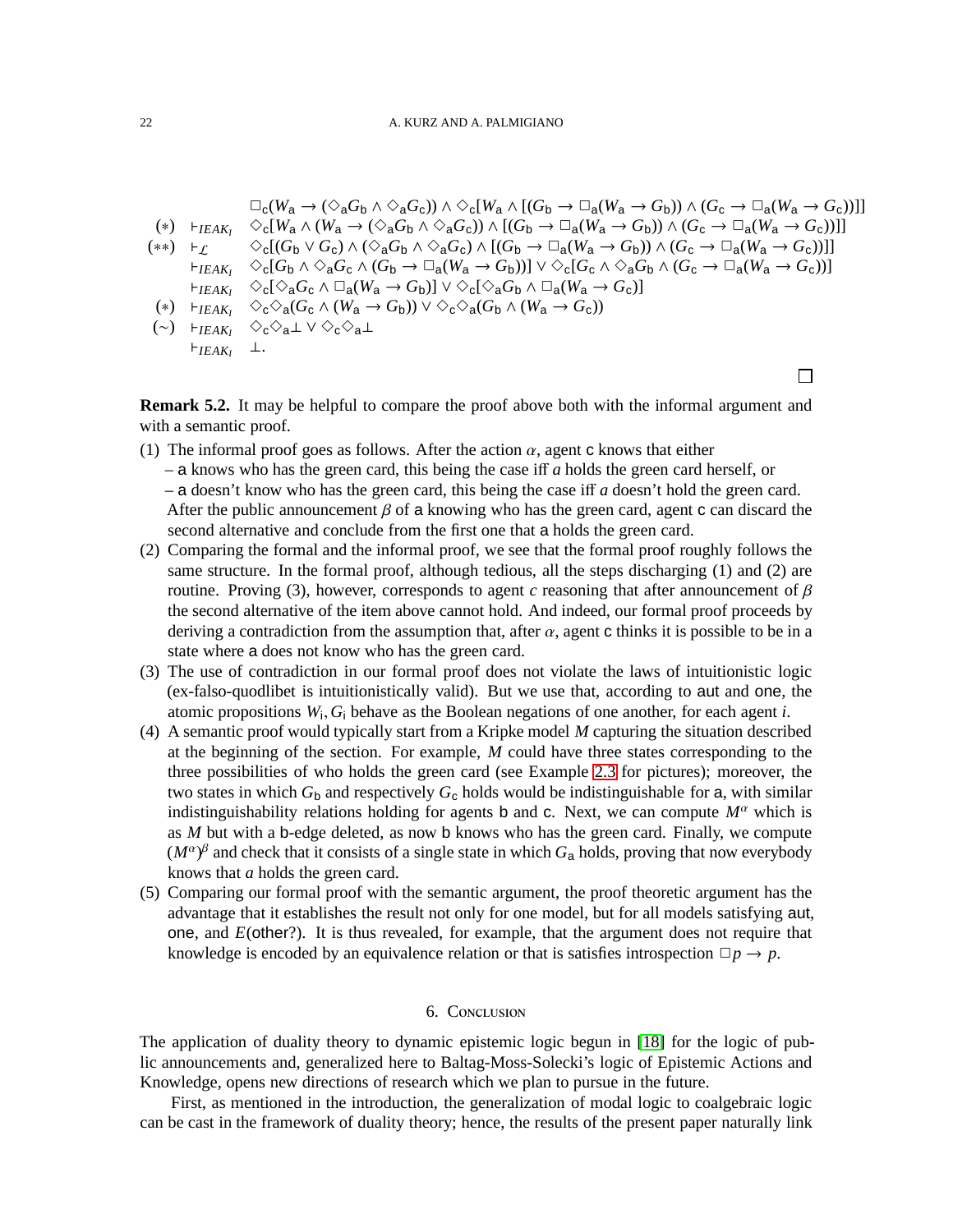$$
\begin{array}{lll}
& & \Box_{\mathsf{c}}(W_{\mathsf{a}} \to (\Diamond_{\mathsf{a}} G_{\mathsf{b}} \wedge \Diamond_{\mathsf{a}} G_{\mathsf{c}})) \wedge \Diamond_{\mathsf{c}}[W_{\mathsf{a}} \wedge [(G_{\mathsf{b}} \to \Box_{\mathsf{a}}(W_{\mathsf{a}} \to G_{\mathsf{b}})) \wedge (G_{\mathsf{c}} \to \Box_{\mathsf{a}}(W_{\mathsf{a}} \to G_{\mathsf{c}}))]] \\
(*) & \vdash_{IEAK_I} & \Diamond_{\mathsf{c}}[W_{\mathsf{a}} \wedge (W_{\mathsf{a}} \to (\Diamond_{\mathsf{a}} G_{\mathsf{b}} \wedge \Diamond_{\mathsf{a}} G_{\mathsf{c}})) \wedge [(G_{\mathsf{b}} \to \Box_{\mathsf{a}}(W_{\mathsf{a}} \to G_{\mathsf{b}})) \wedge (G_{\mathsf{c}} \to \Box_{\mathsf{a}}(W_{\mathsf{a}} \to G_{\mathsf{c}}))]] \\
(**) & \vdash_{\mathcal{L}} & \Diamond_{\mathsf{c}}[(G_{\mathsf{b}} \vee G_{\mathsf{c}}) \wedge (\Diamond_{\mathsf{a}} G_{\mathsf{b}} \wedge \Diamond_{\mathsf{a}} G_{\mathsf{c}}) \wedge [(G_{\mathsf{b}} \to \Box_{\mathsf{a}}(W_{\mathsf{a}} \to G_{\mathsf{b}})) \wedge (G_{\mathsf{c}} \to \Box_{\mathsf{a}}(W_{\mathsf{a}} \to G_{\mathsf{c}}))]] \\
& \vdash_{IEAK_I} & \Diamond_{\mathsf{c}}[G_{\mathsf{b}} \wedge \Diamond_{\mathsf{a}} G_{\mathsf{c}} \wedge (G_{\mathsf{b}} \to \Box_{\mathsf{a}}(W_{\mathsf{a}} \to G_{\mathsf{b}}))] \vee \Diamond_{\mathsf{c}}[G_{\mathsf{c}} \wedge \Diamond_{\mathsf{a}} G_{\mathsf{b}} \wedge (G_{\mathsf{c}} \to \Box_{\mathsf{a}}(W_{\mathsf{a}} \to G_{\mathsf{c}}))] \\
& \vdash_{IEAK_I} & \Diamond_{\mathsf{c}}[\Diamond_{\mathsf{a}} G_{\mathsf{c}} \wedge \Box_{\mathsf{a}}(W_{\mathsf{a}} \to G_{\mathsf{b}})] \vee \Diamond_{\mathsf{c}}[\Diamond_{\mathsf{a}} G_{\mathsf{b}} \wedge \Box_{\mathsf{a}}(W_{\mathsf{a}} \to G_{\mathsf{c}})] \\
(*) & \vdash_{IEAK_I} & \Diamond_{\mathsf{c}}\Diamond_{\mathsf{a}}(G_{\mathsf{c}} \wedge (W_{\mathsf{a}} \to G_{\mathsf{b}})) \vee \Diamond_{\mathsf{c}}\Diamond_{\mathsf{a}}(G_{\mathsf{b}} \wedge (W_{\mathsf{a}} \to G_{\mathsf{c}})) \\
(\sim) & \vdash_{IEAK_I} & \Diamond_{\mathsf{c}}\Diamond_{\mathsf{a}}\bot \vee \Diamond_{\mathsf{c}}\Diamond_{\mathsf{a}}\bot \\
& \vdash_{IEAK_I} & \bot.
\end{array}
$$

□

**Remark 5.2.** It may be helpful to compare the proof above both with the informal argument and with a semantic proof.

(1) The informal proof goes as follows. After the action $\alpha$, agent c knows that either
   – a knows who has the green card, this being the case iff *a* holds the green card herself, or
   – a doesn't know who has the green card, this being the case iff *a* doesn't hold the green card.
   After the public announcement $\beta$ of a knowing who has the green card, agent c can discard the second alternative and conclude from the first one that a holds the green card.
(2) Comparing the formal and the informal proof, we see that the formal proof roughly follows the same structure. In the formal proof, although tedious, all the steps discharging (1) and (2) are routine. Proving (3), however, corresponds to agent *c* reasoning that after announcement of $\beta$ the second alternative of the item above cannot hold. And indeed, our formal proof proceeds by deriving a contradiction from the assumption that, after $\alpha$, agent c thinks it is possible to be in a state where a does not know who has the green card.
(3) The use of contradiction in our formal proof does not violate the laws of intuitionistic logic (ex-falso-quodlibet is intuitionistically valid). But we use that, according to aut and one, the atomic propositions $W_i, G_i$ behave as the Boolean negations of one another, for each agent *i*.
(4) A semantic proof would typically start from a Kripke model *M* capturing the situation described at the beginning of the section. For example, *M* could have three states corresponding to the three possibilities of who holds the green card (see Example 2.3 for pictures); moreover, the two states in which $G_{\mathsf{b}}$ and respectively $G_{\mathsf{c}}$ holds would be indistinguishable for a, with similar indistinguishability relations holding for agents b and c. Next, we can compute $M^\alpha$ which is as *M* but with a b-edge deleted, as now b knows who has the green card. Finally, we compute $(M^\alpha)^\beta$ and check that it consists of a single state in which $G_{\mathsf{a}}$ holds, proving that now everybody knows that *a* holds the green card.
(5) Comparing our formal proof with the semantic argument, the proof theoretic argument has the advantage that it establishes the result not only for one model, but for all models satisfying aut, one, and $E$(other?). It is thus revealed, for example, that the argument does not require that knowledge is encoded by an equivalence relation or that is satisfies introspection $\Box p \to p$.

## 6. Conclusion

The application of duality theory to dynamic epistemic logic begun in [18] for the logic of public announcements and, generalized here to Baltag-Moss-Solecki's logic of Epistemic Actions and Knowledge, opens new directions of research which we plan to pursue in the future.

First, as mentioned in the introduction, the generalization of modal logic to coalgebraic logic can be cast in the framework of duality theory; hence, the results of the present paper naturally link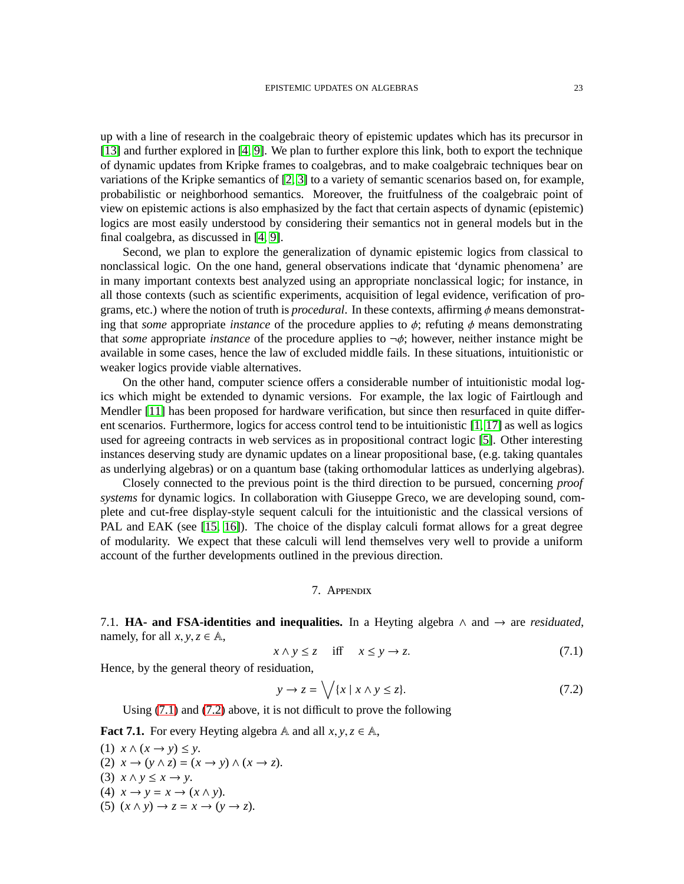up with a line of research in the coalgebraic theory of epistemic updates which has its precursor in [13] and further explored in [4, 9]. We plan to further explore this link, both to export the technique of dynamic updates from Kripke frames to coalgebras, and to make coalgebraic techniques bear on variations of the Kripke semantics of [2, 3] to a variety of semantic scenarios based on, for example, probabilistic or neighborhood semantics. Moreover, the fruitfulness of the coalgebraic point of view on epistemic actions is also emphasized by the fact that certain aspects of dynamic (epistemic) logics are most easily understood by considering their semantics not in general models but in the final coalgebra, as discussed in [4, 9].

Second, we plan to explore the generalization of dynamic epistemic logics from classical to nonclassical logic. On the one hand, general observations indicate that 'dynamic phenomena' are in many important contexts best analyzed using an appropriate nonclassical logic; for instance, in all those contexts (such as scientific experiments, acquisition of legal evidence, verification of programs, etc.) where the notion of truth is *procedural*. In these contexts, affirming $\phi$ means demonstrating that *some* appropriate *instance* of the procedure applies to $\phi$; refuting $\phi$ means demonstrating that *some* appropriate *instance* of the procedure applies to $\neg\phi$; however, neither instance might be available in some cases, hence the law of excluded middle fails. In these situations, intuitionistic or weaker logics provide viable alternatives.

On the other hand, computer science offers a considerable number of intuitionistic modal logics which might be extended to dynamic versions. For example, the lax logic of Fairtlough and Mendler [11] has been proposed for hardware verification, but since then resurfaced in quite different scenarios. Furthermore, logics for access control tend to be intuitionistic [1, 17] as well as logics used for agreeing contracts in web services as in propositional contract logic [5]. Other interesting instances deserving study are dynamic updates on a linear propositional base, (e.g. taking quantales as underlying algebras) or on a quantum base (taking orthomodular lattices as underlying algebras).

Closely connected to the previous point is the third direction to be pursued, concerning *proof systems* for dynamic logics. In collaboration with Giuseppe Greco, we are developing sound, complete and cut-free display-style sequent calculi for the intuitionistic and the classical versions of PAL and EAK (see [15, 16]). The choice of the display calculi format allows for a great degree of modularity. We expect that these calculi will lend themselves very well to provide a uniform account of the further developments outlined in the previous direction.

## 7. Appendix

7.1. **HA- and FSA-identities and inequalities.** In a Heyting algebra $\wedge$ and $\to$ are *residuated*, namely, for all $x, y, z \in \mathbb{A}$,

$$x \wedge y \leq z \quad \text{iff} \quad x \leq y \to z. \tag{7.1}$$

Hence, by the general theory of residuation,

$$y \to z = \bigvee\{x \mid x \wedge y \leq z\}. \tag{7.2}$$

Using (7.1) and (7.2) above, it is not difficult to prove the following

**Fact 7.1.** For every Heyting algebra $\mathbb{A}$ and all $x, y, z \in \mathbb{A}$,

(1) $x \wedge (x \to y) \leq y$.
(2) $x \to (y \wedge z) = (x \to y) \wedge (x \to z)$.
(3) $x \wedge y \leq x \to y$.
(4) $x \to y = x \to (x \wedge y)$.
(5) $(x \wedge y) \to z = x \to (y \to z)$.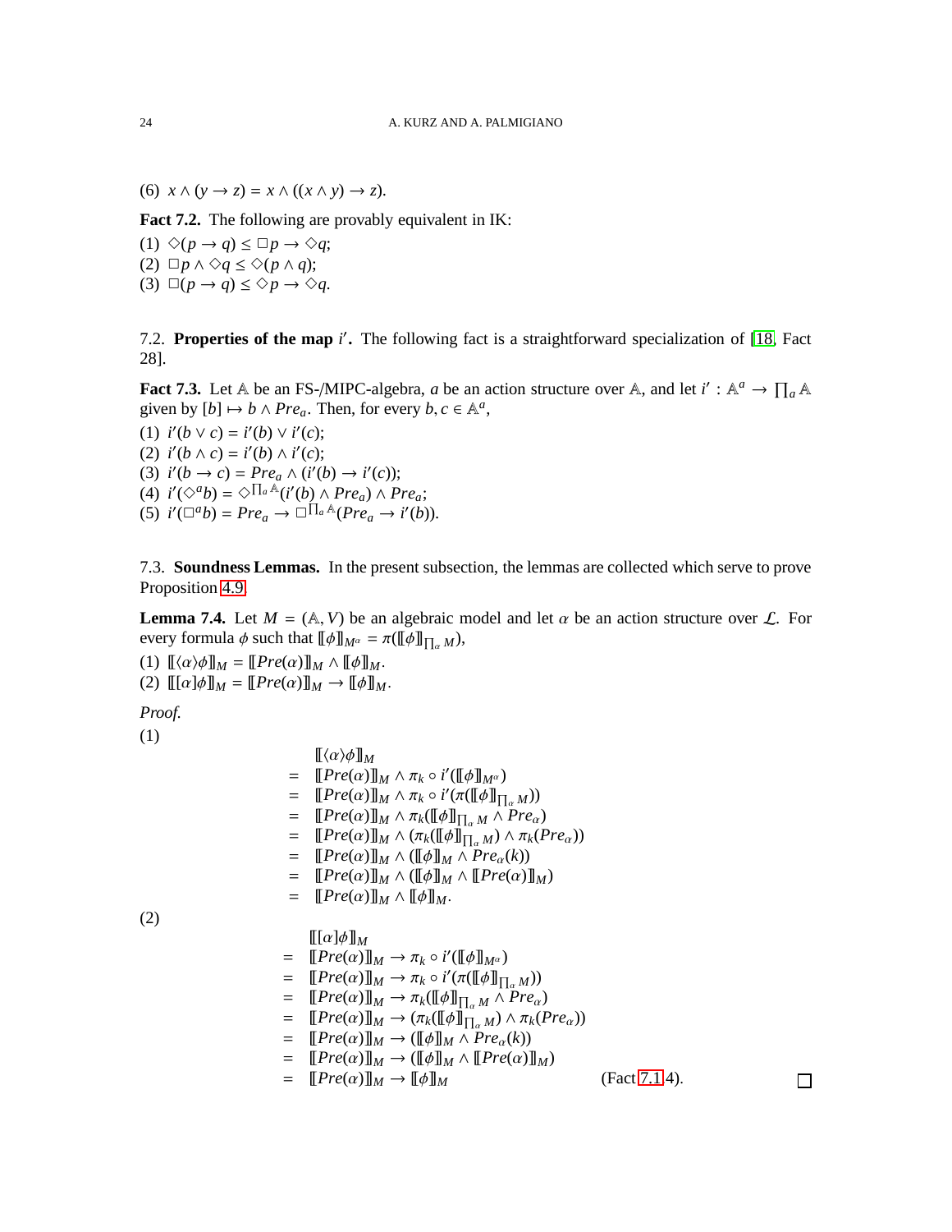(6) $x \wedge (y \to z) = x \wedge ((x \wedge y) \to z)$.

**Fact 7.2.** The following are provably equivalent in IK:

(1) $\Diamond(p \to q) \leq \Box p \to \Diamond q$;
(2) $\Box p \wedge \Diamond q \leq \Diamond(p \wedge q)$;
(3) $\Box(p \to q) \leq \Diamond p \to \Diamond q$.

7.2. **Properties of the map $i'$.** The following fact is a straightforward specialization of [18, Fact 28].

**Fact 7.3.** Let $\mathbb{A}$ be an FS-/MIPC-algebra, $a$ be an action structure over $\mathbb{A}$, and let $i' : \mathbb{A}^a \to \prod_a \mathbb{A}$ given by $[b] \mapsto b \wedge Pre_a$. Then, for every $b, c \in \mathbb{A}^a$,

(1) $i'(b \vee c) = i'(b) \vee i'(c)$;
(2) $i'(b \wedge c) = i'(b) \wedge i'(c)$;
(3) $i'(b \to c) = Pre_a \wedge (i'(b) \to i'(c))$;
(4) $i'(\Diamond^a b) = \Diamond^{\prod_a \mathbb{A}}(i'(b) \wedge Pre_a) \wedge Pre_a$;
(5) $i'(\Box^a b) = Pre_a \to \Box^{\prod_a \mathbb{A}}(Pre_a \to i'(b))$.

7.3. **Soundness Lemmas.** In the present subsection, the lemmas are collected which serve to prove Proposition 4.9.

**Lemma 7.4.** Let $M = (\mathbb{A}, V)$ be an algebraic model and let $\alpha$ be an action structure over $\mathcal{L}$. For every formula $\phi$ such that $[\![\phi]\!]_{M^\alpha} = \pi([\![\phi]\!]_{\prod_\alpha M})$,

(1) $[\![\langle\alpha\rangle\phi]\!]_M = [\![Pre(\alpha)]\!]_M \wedge [\![\phi]\!]_M$.
(2) $[\![[\alpha]\phi]\!]_M = [\![Pre(\alpha)]\!]_M \to [\![\phi]\!]_M$.

*Proof.*

(1)

$$
\begin{array}{rl}
& [\![\langle\alpha\rangle\phi]\!]_M \\
= & [\![Pre(\alpha)]\!]_M \wedge \pi_k \circ i'([\![\phi]\!]_{M^\alpha}) \\
= & [\![Pre(\alpha)]\!]_M \wedge \pi_k \circ i'(\pi([\![\phi]\!]_{\prod_\alpha M})) \\
= & [\![Pre(\alpha)]\!]_M \wedge \pi_k([\![\phi]\!]_{\prod_\alpha M} \wedge Pre_\alpha) \\
= & [\![Pre(\alpha)]\!]_M \wedge (\pi_k([\![\phi]\!]_{\prod_\alpha M}) \wedge \pi_k(Pre_\alpha)) \\
= & [\![Pre(\alpha)]\!]_M \wedge ([\![\phi]\!]_M \wedge Pre_\alpha(k)) \\
= & [\![Pre(\alpha)]\!]_M \wedge ([\![\phi]\!]_M \wedge [\![Pre(\alpha)]\!]_M) \\
= & [\![Pre(\alpha)]\!]_M \wedge [\![\phi]\!]_M.
\end{array}
$$

(2)

$$
\begin{array}{rll}
& [\![[\alpha]\phi]\!]_M & \\
= & [\![Pre(\alpha)]\!]_M \to \pi_k \circ i'([\![\phi]\!]_{M^\alpha}) & \\
= & [\![Pre(\alpha)]\!]_M \to \pi_k \circ i'(\pi([\![\phi]\!]_{\prod_\alpha M})) & \\
= & [\![Pre(\alpha)]\!]_M \to \pi_k([\![\phi]\!]_{\prod_\alpha M} \wedge Pre_\alpha) & \\
= & [\![Pre(\alpha)]\!]_M \to (\pi_k([\![\phi]\!]_{\prod_\alpha M}) \wedge \pi_k(Pre_\alpha)) & \\
= & [\![Pre(\alpha)]\!]_M \to ([\![\phi]\!]_M \wedge Pre_\alpha(k)) & \\
= & [\![Pre(\alpha)]\!]_M \to ([\![\phi]\!]_M \wedge [\![Pre(\alpha)]\!]_M) & \\
= & [\![Pre(\alpha)]\!]_M \to [\![\phi]\!]_M & \text{(Fact 7.1.4).}
\end{array}
$$

∎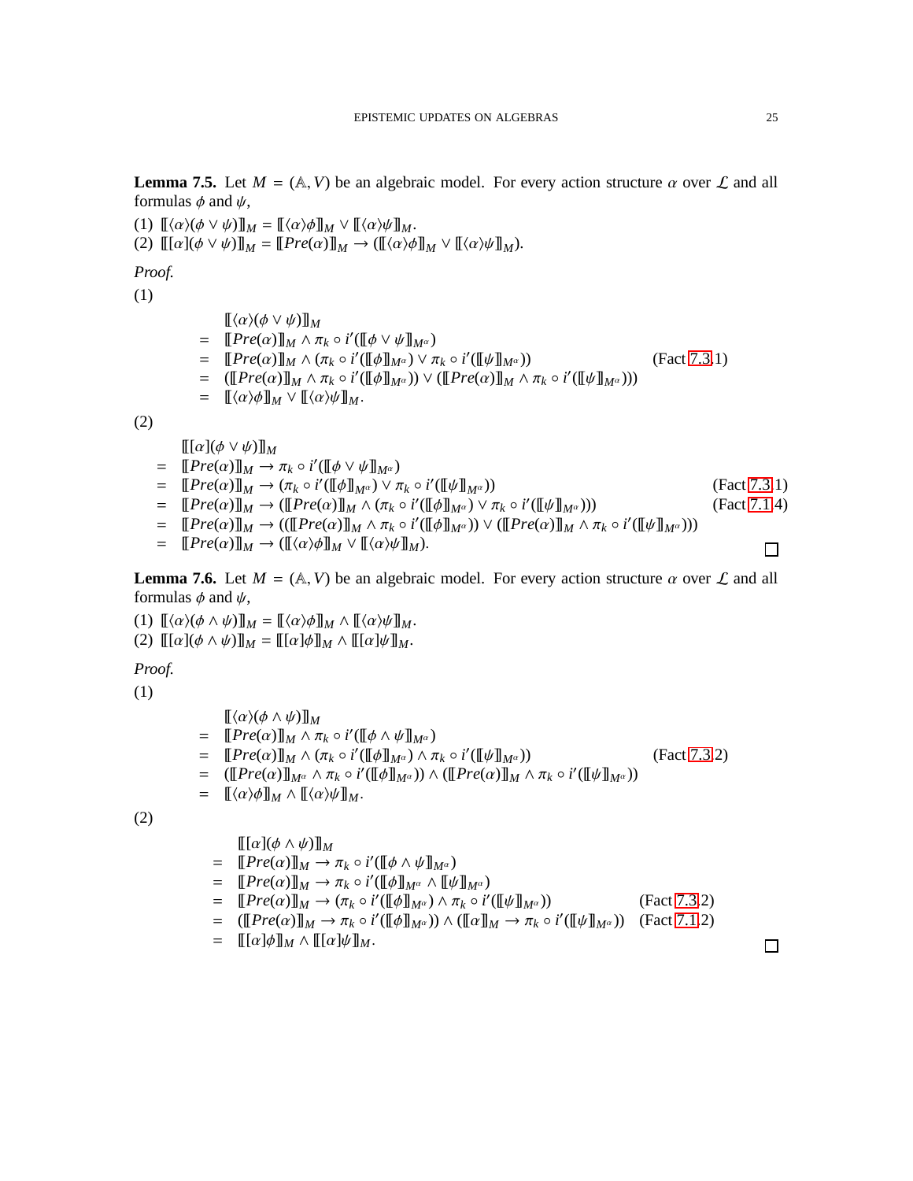**Lemma 7.5.** Let $M = (\mathbb{A}, V)$ be an algebraic model. For every action structure $\alpha$ over $\mathcal{L}$ and all formulas $\phi$ and $\psi$,

(1) $[\![\langle\alpha\rangle(\phi \vee \psi)]\!]_M = [\![\langle\alpha\rangle\phi]\!]_M \vee [\![\langle\alpha\rangle\psi]\!]_M$.
(2) $[\![[\alpha](\phi \vee \psi)]\!]_M = [\![Pre(\alpha)]\!]_M \to ([\![\langle\alpha\rangle\phi]\!]_M \vee [\![\langle\alpha\rangle\psi]\!]_M)$.

*Proof.*

(1)

$$
\begin{aligned}
& [\![\langle\alpha\rangle(\phi \vee \psi)]\!]_M \\
= \;& [\![Pre(\alpha)]\!]_M \wedge \pi_k \circ i'([\![\phi \vee \psi]\!]_{M^\alpha}) \\
= \;& [\![Pre(\alpha)]\!]_M \wedge (\pi_k \circ i'([\![\phi]\!]_{M^\alpha}) \vee \pi_k \circ i'([\![\psi]\!]_{M^\alpha})) && \text{(Fact 7.3.1)} \\
= \;& ([\![Pre(\alpha)]\!]_M \wedge \pi_k \circ i'([\![\phi]\!]_{M^\alpha})) \vee ([\![Pre(\alpha)]\!]_M \wedge \pi_k \circ i'([\![\psi]\!]_{M^\alpha}))) \\
= \;& [\![\langle\alpha\rangle\phi]\!]_M \vee [\![\langle\alpha\rangle\psi]\!]_M.
\end{aligned}
$$

(2)

$$
\begin{aligned}
& [\![[\alpha](\phi \vee \psi)]\!]_M \\
= \;& [\![Pre(\alpha)]\!]_M \to \pi_k \circ i'([\![\phi \vee \psi]\!]_{M^\alpha}) \\
= \;& [\![Pre(\alpha)]\!]_M \to (\pi_k \circ i'([\![\phi]\!]_{M^\alpha}) \vee \pi_k \circ i'([\![\psi]\!]_{M^\alpha})) && \text{(Fact 7.3.1)} \\
= \;& [\![Pre(\alpha)]\!]_M \to ([\![Pre(\alpha)]\!]_M \wedge (\pi_k \circ i'([\![\phi]\!]_{M^\alpha}) \vee \pi_k \circ i'([\![\psi]\!]_{M^\alpha}))) && \text{(Fact 7.1.4)} \\
= \;& [\![Pre(\alpha)]\!]_M \to (([\![Pre(\alpha)]\!]_M \wedge \pi_k \circ i'([\![\phi]\!]_{M^\alpha})) \vee ([\![Pre(\alpha)]\!]_M \wedge \pi_k \circ i'([\![\psi]\!]_{M^\alpha}))) \\
= \;& [\![Pre(\alpha)]\!]_M \to ([\![\langle\alpha\rangle\phi]\!]_M \vee [\![\langle\alpha\rangle\psi]\!]_M).
\end{aligned}
$$

□

**Lemma 7.6.** Let $M = (\mathbb{A}, V)$ be an algebraic model. For every action structure $\alpha$ over $\mathcal{L}$ and all formulas $\phi$ and $\psi$,

(1) $[\![\langle\alpha\rangle(\phi \wedge \psi)]\!]_M = [\![\langle\alpha\rangle\phi]\!]_M \wedge [\![\langle\alpha\rangle\psi]\!]_M$.
(2) $[\![[\alpha](\phi \wedge \psi)]\!]_M = [\![[\alpha]\phi]\!]_M \wedge [\![[\alpha]\psi]\!]_M$.

*Proof.*

(1)

$$
\begin{aligned}
& [\![\langle\alpha\rangle(\phi \wedge \psi)]\!]_M \\
= \;& [\![Pre(\alpha)]\!]_M \wedge \pi_k \circ i'([\![\phi \wedge \psi]\!]_{M^\alpha}) \\
= \;& [\![Pre(\alpha)]\!]_M \wedge (\pi_k \circ i'([\![\phi]\!]_{M^\alpha}) \wedge \pi_k \circ i'([\![\psi]\!]_{M^\alpha})) && \text{(Fact 7.3.2)} \\
= \;& ([\![Pre(\alpha)]\!]_{M^\alpha} \wedge \pi_k \circ i'([\![\phi]\!]_{M^\alpha})) \wedge ([\![Pre(\alpha)]\!]_M \wedge \pi_k \circ i'([\![\psi]\!]_{M^\alpha})) \\
= \;& [\![\langle\alpha\rangle\phi]\!]_M \wedge [\![\langle\alpha\rangle\psi]\!]_M.
\end{aligned}
$$

(2)

$$
\begin{aligned}
& [\![[\alpha](\phi \wedge \psi)]\!]_M \\
= \;& [\![Pre(\alpha)]\!]_M \to \pi_k \circ i'([\![\phi \wedge \psi]\!]_{M^\alpha}) \\
= \;& [\![Pre(\alpha)]\!]_M \to \pi_k \circ i'([\![\phi]\!]_{M^\alpha} \wedge [\![\psi]\!]_{M^\alpha}) \\
= \;& [\![Pre(\alpha)]\!]_M \to (\pi_k \circ i'([\![\phi]\!]_{M^\alpha}) \wedge \pi_k \circ i'([\![\psi]\!]_{M^\alpha})) && \text{(Fact 7.3.2)} \\
= \;& ([\![Pre(\alpha)]\!]_M \to \pi_k \circ i'([\![\phi]\!]_{M^\alpha})) \wedge ([\![\alpha]\!]_M \to \pi_k \circ i'([\![\psi]\!]_{M^\alpha})) && \text{(Fact 7.1.2)} \\
= \;& [\![[\alpha]\phi]\!]_M \wedge [\![[\alpha]\psi]\!]_M.
\end{aligned}
$$

□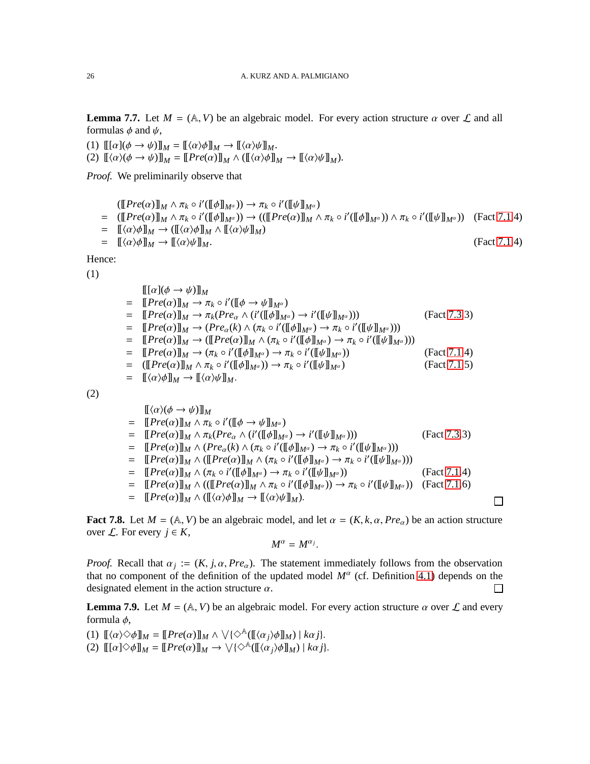**Lemma 7.7.** Let $M = (\mathbb{A}, V)$ be an algebraic model. For every action structure $\alpha$ over $\mathcal{L}$ and all formulas $\phi$ and $\psi$,

(1) $[\![ [\alpha](\phi \to \psi) ]\!]_M = [\![ \langle\alpha\rangle\phi ]\!]_M \to [\![ \langle\alpha\rangle\psi ]\!]_M$.
(2) $[\![ \langle\alpha\rangle(\phi \to \psi) ]\!]_M = [\![ Pre(\alpha) ]\!]_M \wedge ([\![ \langle\alpha\rangle\phi ]\!]_M \to [\![ \langle\alpha\rangle\psi ]\!]_M)$.

*Proof.* We preliminarily observe that

$$
\begin{aligned}
& ([\![ Pre(\alpha) ]\!]_M \wedge \pi_k \circ i'([\![ \phi ]\!]_{M^\alpha})) \to \pi_k \circ i'([\![ \psi ]\!]_{M^\alpha}) \\
= \;& ([\![ Pre(\alpha) ]\!]_M \wedge \pi_k \circ i'([\![ \phi ]\!]_{M^\alpha})) \to (([\![ Pre(\alpha) ]\!]_M \wedge \pi_k \circ i'([\![ \phi ]\!]_{M^\alpha})) \wedge \pi_k \circ i'([\![ \psi ]\!]_{M^\alpha})) && \text{(Fact 7.1.4)} \\
= \;& [\![ \langle\alpha\rangle\phi ]\!]_M \to ([\![ \langle\alpha\rangle\phi ]\!]_M \wedge [\![ \langle\alpha\rangle\psi ]\!]_M) \\
= \;& [\![ \langle\alpha\rangle\phi ]\!]_M \to [\![ \langle\alpha\rangle\psi ]\!]_M. && \text{(Fact 7.1.4)}
\end{aligned}
$$

Hence:

(1)

$$
\begin{aligned}
& [\![ [\alpha](\phi \to \psi) ]\!]_M \\
= \;& [\![ Pre(\alpha) ]\!]_M \to \pi_k \circ i'([\![ \phi \to \psi ]\!]_{M^\alpha}) \\
= \;& [\![ Pre(\alpha) ]\!]_M \to \pi_k(Pre_\alpha \wedge (i'([\![ \phi ]\!]_{M^\alpha}) \to i'([\![ \psi ]\!]_{M^\alpha}))) && \text{(Fact 7.3.3)} \\
= \;& [\![ Pre(\alpha) ]\!]_M \to (Pre_\alpha(k) \wedge (\pi_k \circ i'([\![ \phi ]\!]_{M^\alpha}) \to \pi_k \circ i'([\![ \psi ]\!]_{M^\alpha}))) \\
= \;& [\![ Pre(\alpha) ]\!]_M \to ([\![ Pre(\alpha) ]\!]_M \wedge (\pi_k \circ i'([\![ \phi ]\!]_{M^\alpha}) \to \pi_k \circ i'([\![ \psi ]\!]_{M^\alpha}))) \\
= \;& [\![ Pre(\alpha) ]\!]_M \to (\pi_k \circ i'([\![ \phi ]\!]_{M^\alpha}) \to \pi_k \circ i'([\![ \psi ]\!]_{M^\alpha})) && \text{(Fact 7.1.4)} \\
= \;& ([\![ Pre(\alpha) ]\!]_M \wedge \pi_k \circ i'([\![ \phi ]\!]_{M^\alpha})) \to \pi_k \circ i'([\![ \psi ]\!]_{M^\alpha}) && \text{(Fact 7.1.5)} \\
= \;& [\![ \langle\alpha\rangle\phi ]\!]_M \to [\![ \langle\alpha\rangle\psi ]\!]_M.
\end{aligned}
$$

(2)

$$
\begin{aligned}
& [\![ \langle\alpha\rangle(\phi \to \psi) ]\!]_M \\
= \;& [\![ Pre(\alpha) ]\!]_M \wedge \pi_k \circ i'([\![ \phi \to \psi ]\!]_{M^\alpha}) \\
= \;& [\![ Pre(\alpha) ]\!]_M \wedge \pi_k(Pre_\alpha \wedge (i'([\![ \phi ]\!]_{M^\alpha}) \to i'([\![ \psi ]\!]_{M^\alpha}))) && \text{(Fact 7.3.3)} \\
= \;& [\![ Pre(\alpha) ]\!]_M \wedge (Pre_\alpha(k) \wedge (\pi_k \circ i'([\![ \phi ]\!]_{M^\alpha}) \to \pi_k \circ i'([\![ \psi ]\!]_{M^\alpha}))) \\
= \;& [\![ Pre(\alpha) ]\!]_M \wedge ([\![ Pre(\alpha) ]\!]_M \wedge (\pi_k \circ i'([\![ \phi ]\!]_{M^\alpha}) \to \pi_k \circ i'([\![ \psi ]\!]_{M^\alpha}))) \\
= \;& [\![ Pre(\alpha) ]\!]_M \wedge (\pi_k \circ i'([\![ \phi ]\!]_{M^\alpha}) \to \pi_k \circ i'([\![ \psi ]\!]_{M^\alpha})) && \text{(Fact 7.1.4)} \\
= \;& [\![ Pre(\alpha) ]\!]_M \wedge (([\![ Pre(\alpha) ]\!]_M \wedge \pi_k \circ i'([\![ \phi ]\!]_{M^\alpha})) \to \pi_k \circ i'([\![ \psi ]\!]_{M^\alpha})) && \text{(Fact 7.1.6)} \\
= \;& [\![ Pre(\alpha) ]\!]_M \wedge ([\![ \langle\alpha\rangle\phi ]\!]_M \to [\![ \langle\alpha\rangle\psi ]\!]_M).
\end{aligned}
$$

□

**Fact 7.8.** Let $M = (\mathbb{A}, V)$ be an algebraic model, and let $\alpha = (K, k, \alpha, Pre_\alpha)$ be an action structure over $\mathcal{L}$. For every $j \in K$,

$$M^\alpha = M^{\alpha_j}.$$

*Proof.* Recall that $\alpha_j := (K, j, \alpha, Pre_\alpha)$. The statement immediately follows from the observation that no component of the definition of the updated model $M^\alpha$ (cf. Definition 4.1) depends on the designated element in the action structure $\alpha$. □

**Lemma 7.9.** Let $M = (\mathbb{A}, V)$ be an algebraic model. For every action structure $\alpha$ over $\mathcal{L}$ and every formula $\phi$,

(1) $[\![ \langle\alpha\rangle\Diamond\phi ]\!]_M = [\![ Pre(\alpha) ]\!]_M \wedge \bigvee\{\Diamond^{\mathbb{A}}([\![ \langle\alpha_j\rangle\phi ]\!]_M) \mid k\alpha j\}$.
(2) $[\![ [\alpha]\Diamond\phi ]\!]_M = [\![ Pre(\alpha) ]\!]_M \to \bigvee\{\Diamond^{\mathbb{A}}([\![ \langle\alpha_j\rangle\phi ]\!]_M) \mid k\alpha j\}$.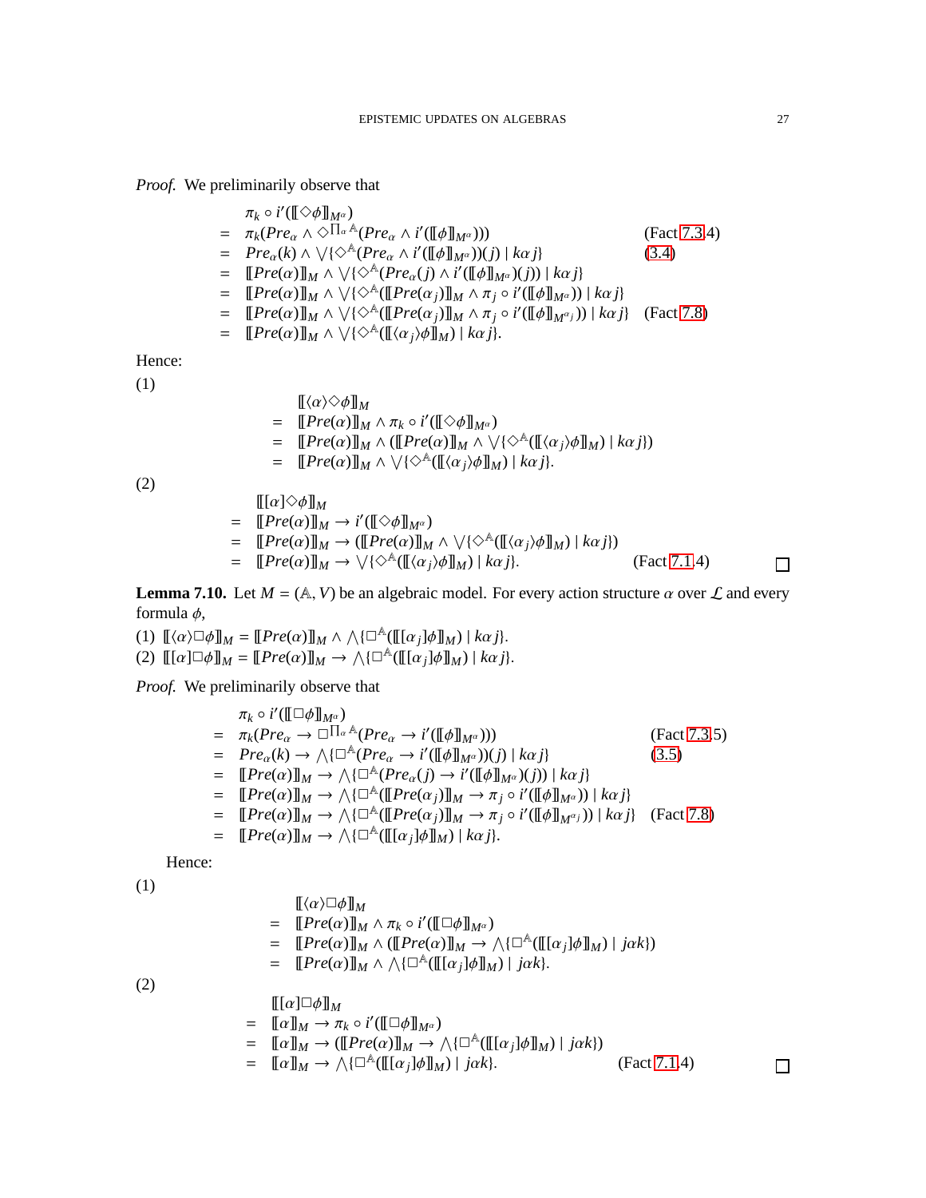*Proof.* We preliminarily observe that

$$
\begin{array}{lll}
& \pi_k \circ i'(\llbracket \Diamond\phi \rrbracket_{M^\alpha}) & \\
= & \pi_k(Pre_\alpha \wedge \Diamond^{\prod_\alpha \mathbb{A}}(Pre_\alpha \wedge i'(\llbracket \phi \rrbracket_{M^\alpha}))) & \text{(Fact 7.3.4)} \\
= & Pre_\alpha(k) \wedge \bigvee\{\Diamond^{\mathbb{A}}(Pre_\alpha \wedge i'(\llbracket \phi \rrbracket_{M^\alpha}))(j) \mid k\alpha j\} & \text{(3.4)} \\
= & \llbracket Pre(\alpha) \rrbracket_M \wedge \bigvee\{\Diamond^{\mathbb{A}}(Pre_\alpha(j) \wedge i'(\llbracket \phi \rrbracket_{M^\alpha})(j)) \mid k\alpha j\} & \\
= & \llbracket Pre(\alpha) \rrbracket_M \wedge \bigvee\{\Diamond^{\mathbb{A}}(\llbracket Pre(\alpha_j) \rrbracket_M \wedge \pi_j \circ i'(\llbracket \phi \rrbracket_{M^\alpha})) \mid k\alpha j\} & \\
= & \llbracket Pre(\alpha) \rrbracket_M \wedge \bigvee\{\Diamond^{\mathbb{A}}(\llbracket Pre(\alpha_j) \rrbracket_M \wedge \pi_j \circ i'(\llbracket \phi \rrbracket_{M^{\alpha_j}})) \mid k\alpha j\} & \text{(Fact 7.8)} \\
= & \llbracket Pre(\alpha) \rrbracket_M \wedge \bigvee\{\Diamond^{\mathbb{A}}(\llbracket \langle \alpha_j \rangle \phi \rrbracket_M) \mid k\alpha j\}. &
\end{array}
$$

Hence:

(1)

$$
\begin{array}{ll}
& \llbracket \langle \alpha \rangle \Diamond\phi \rrbracket_M \\
= & \llbracket Pre(\alpha) \rrbracket_M \wedge \pi_k \circ i'(\llbracket \Diamond\phi \rrbracket_{M^\alpha}) \\
= & \llbracket Pre(\alpha) \rrbracket_M \wedge (\llbracket Pre(\alpha) \rrbracket_M \wedge \bigvee\{\Diamond^{\mathbb{A}}(\llbracket \langle \alpha_j \rangle \phi \rrbracket_M) \mid k\alpha j\}) \\
= & \llbracket Pre(\alpha) \rrbracket_M \wedge \bigvee\{\Diamond^{\mathbb{A}}(\llbracket \langle \alpha_j \rangle \phi \rrbracket_M) \mid k\alpha j\}.
\end{array}
$$

(2)

$$
\begin{array}{lll}
& \llbracket [\alpha] \Diamond\phi \rrbracket_M & \\
= & \llbracket Pre(\alpha) \rrbracket_M \rightarrow i'(\llbracket \Diamond\phi \rrbracket_{M^\alpha}) & \\
= & \llbracket Pre(\alpha) \rrbracket_M \rightarrow (\llbracket Pre(\alpha) \rrbracket_M \wedge \bigvee\{\Diamond^{\mathbb{A}}(\llbracket \langle \alpha_j \rangle \phi \rrbracket_M) \mid k\alpha j\}) & \\
= & \llbracket Pre(\alpha) \rrbracket_M \rightarrow \bigvee\{\Diamond^{\mathbb{A}}(\llbracket \langle \alpha_j \rangle \phi \rrbracket_M) \mid k\alpha j\}. & \text{(Fact 7.1.4)}
\end{array}
$$

□

**Lemma 7.10.** Let $M = (\mathbb{A}, V)$ be an algebraic model. For every action structure $\alpha$ over $\mathcal{L}$ and every formula $\phi$,

(1) $\llbracket \langle \alpha \rangle \Box\phi \rrbracket_M = \llbracket Pre(\alpha) \rrbracket_M \wedge \bigwedge\{\Box^{\mathbb{A}}(\llbracket [\alpha_j]\phi \rrbracket_M) \mid k\alpha j\}$.
(2) $\llbracket [\alpha] \Box\phi \rrbracket_M = \llbracket Pre(\alpha) \rrbracket_M \rightarrow \bigwedge\{\Box^{\mathbb{A}}(\llbracket [\alpha_j]\phi \rrbracket_M) \mid k\alpha j\}$.

*Proof.* We preliminarily observe that

$$
\begin{array}{lll}
& \pi_k \circ i'(\llbracket \Box\phi \rrbracket_{M^\alpha}) & \\
= & \pi_k(Pre_\alpha \rightarrow \Box^{\prod_\alpha \mathbb{A}}(Pre_\alpha \rightarrow i'(\llbracket \phi \rrbracket_{M^\alpha}))) & \text{(Fact 7.3.5)} \\
= & Pre_\alpha(k) \rightarrow \bigwedge\{\Box^{\mathbb{A}}(Pre_\alpha \rightarrow i'(\llbracket \phi \rrbracket_{M^\alpha}))(j) \mid k\alpha j\} & \text{(3.5)} \\
= & \llbracket Pre(\alpha) \rrbracket_M \rightarrow \bigwedge\{\Box^{\mathbb{A}}(Pre_\alpha(j) \rightarrow i'(\llbracket \phi \rrbracket_{M^\alpha})(j)) \mid k\alpha j\} & \\
= & \llbracket Pre(\alpha) \rrbracket_M \rightarrow \bigwedge\{\Box^{\mathbb{A}}(\llbracket Pre(\alpha_j) \rrbracket_M \rightarrow \pi_j \circ i'(\llbracket \phi \rrbracket_{M^\alpha})) \mid k\alpha j\} & \\
= & \llbracket Pre(\alpha) \rrbracket_M \rightarrow \bigwedge\{\Box^{\mathbb{A}}(\llbracket Pre(\alpha_j) \rrbracket_M \rightarrow \pi_j \circ i'(\llbracket \phi \rrbracket_{M^{\alpha_j}})) \mid k\alpha j\} & \text{(Fact 7.8)} \\
= & \llbracket Pre(\alpha) \rrbracket_M \rightarrow \bigwedge\{\Box^{\mathbb{A}}(\llbracket [\alpha_j]\phi \rrbracket_M) \mid k\alpha j\}. &
\end{array}
$$

Hence:

(1)

$$
\begin{array}{ll}
& \llbracket \langle \alpha \rangle \Box\phi \rrbracket_M \\
= & \llbracket Pre(\alpha) \rrbracket_M \wedge \pi_k \circ i'(\llbracket \Box\phi \rrbracket_{M^\alpha}) \\
= & \llbracket Pre(\alpha) \rrbracket_M \wedge (\llbracket Pre(\alpha) \rrbracket_M \rightarrow \bigwedge\{\Box^{\mathbb{A}}(\llbracket [\alpha_j]\phi \rrbracket_M) \mid j\alpha k\}) \\
= & \llbracket Pre(\alpha) \rrbracket_M \wedge \bigwedge\{\Box^{\mathbb{A}}(\llbracket [\alpha_j]\phi \rrbracket_M) \mid j\alpha k\}.
\end{array}
$$

(2)

$$
\begin{array}{lll}
& \llbracket [\alpha] \Box\phi \rrbracket_M & \\
= & \llbracket \alpha \rrbracket_M \rightarrow \pi_k \circ i'(\llbracket \Box\phi \rrbracket_{M^\alpha}) & \\
= & \llbracket \alpha \rrbracket_M \rightarrow (\llbracket Pre(\alpha) \rrbracket_M \rightarrow \bigwedge\{\Box^{\mathbb{A}}(\llbracket [\alpha_j]\phi \rrbracket_M) \mid j\alpha k\}) & \\
= & \llbracket \alpha \rrbracket_M \rightarrow \bigwedge\{\Box^{\mathbb{A}}(\llbracket [\alpha_j]\phi \rrbracket_M) \mid j\alpha k\}. & \text{(Fact 7.1.4)}
\end{array}
$$

□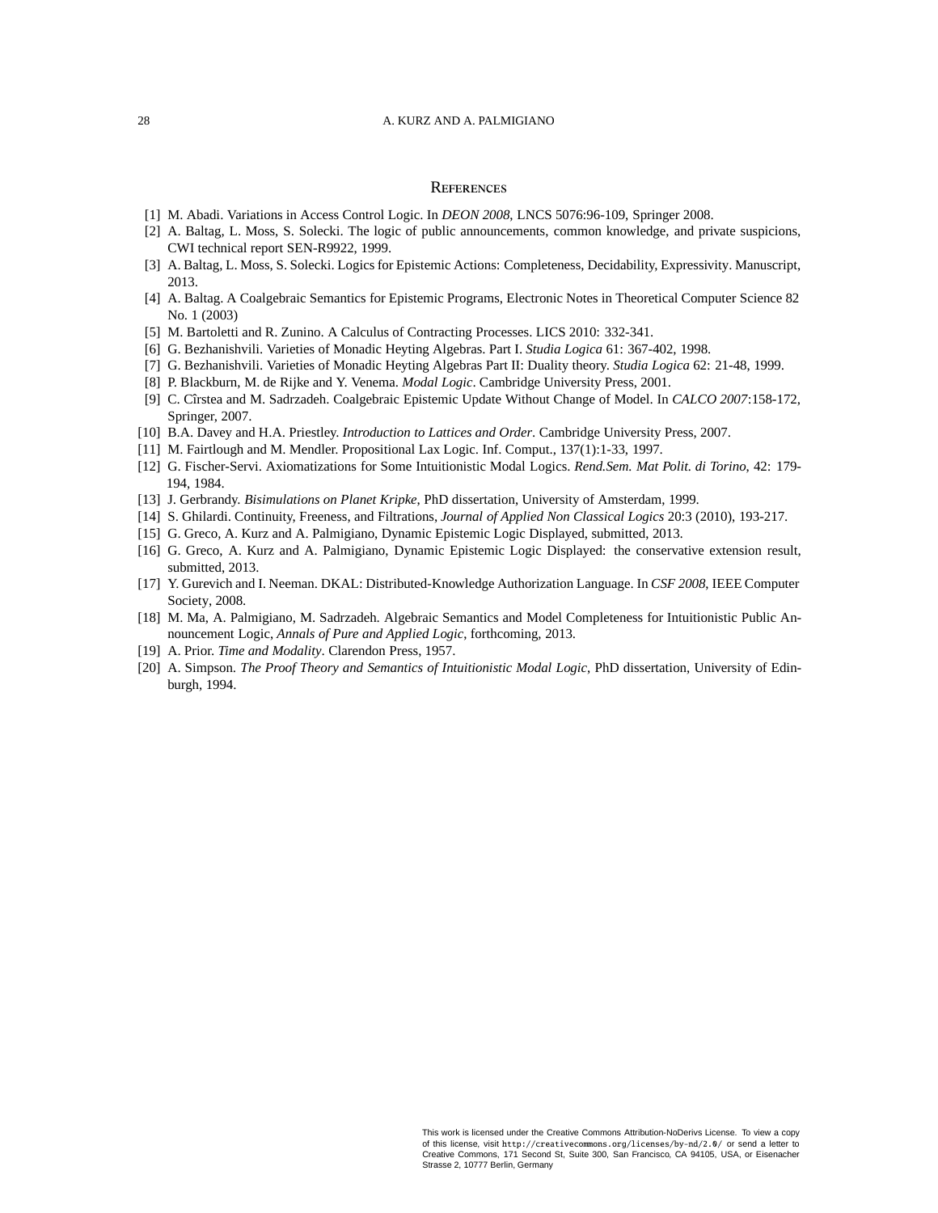## References

[1] M. Abadi. Variations in Access Control Logic. In *DEON 2008*, LNCS 5076:96-109, Springer 2008.

[2] A. Baltag, L. Moss, S. Solecki. The logic of public announcements, common knowledge, and private suspicions, CWI technical report SEN-R9922, 1999.

[3] A. Baltag, L. Moss, S. Solecki. Logics for Epistemic Actions: Completeness, Decidability, Expressivity. Manuscript, 2013.

[4] A. Baltag. A Coalgebraic Semantics for Epistemic Programs, Electronic Notes in Theoretical Computer Science 82 No. 1 (2003)

[5] M. Bartoletti and R. Zunino. A Calculus of Contracting Processes. LICS 2010: 332-341.

[6] G. Bezhanishvili. Varieties of Monadic Heyting Algebras. Part I. *Studia Logica* 61: 367-402, 1998.

[7] G. Bezhanishvili. Varieties of Monadic Heyting Algebras Part II: Duality theory. *Studia Logica* 62: 21-48, 1999.

[8] P. Blackburn, M. de Rijke and Y. Venema. *Modal Logic*. Cambridge University Press, 2001.

[9] C. Cîrstea and M. Sadrzadeh. Coalgebraic Epistemic Update Without Change of Model. In *CALCO 2007*:158-172, Springer, 2007.

[10] B.A. Davey and H.A. Priestley. *Introduction to Lattices and Order*. Cambridge University Press, 2007.

[11] M. Fairtlough and M. Mendler. Propositional Lax Logic. Inf. Comput., 137(1):1-33, 1997.

[12] G. Fischer-Servi. Axiomatizations for Some Intuitionistic Modal Logics. *Rend.Sem. Mat Polit. di Torino*, 42: 179-194, 1984.

[13] J. Gerbrandy. *Bisimulations on Planet Kripke*, PhD dissertation, University of Amsterdam, 1999.

[14] S. Ghilardi. Continuity, Freeness, and Filtrations, *Journal of Applied Non Classical Logics* 20:3 (2010), 193-217.

[15] G. Greco, A. Kurz and A. Palmigiano, Dynamic Epistemic Logic Displayed, submitted, 2013.

[16] G. Greco, A. Kurz and A. Palmigiano, Dynamic Epistemic Logic Displayed: the conservative extension result, submitted, 2013.

[17] Y. Gurevich and I. Neeman. DKAL: Distributed-Knowledge Authorization Language. In *CSF 2008*, IEEE Computer Society, 2008.

[18] M. Ma, A. Palmigiano, M. Sadrzadeh. Algebraic Semantics and Model Completeness for Intuitionistic Public Announcement Logic, *Annals of Pure and Applied Logic*, forthcoming, 2013.

[19] A. Prior. *Time and Modality*. Clarendon Press, 1957.

[20] A. Simpson. *The Proof Theory and Semantics of Intuitionistic Modal Logic*, PhD dissertation, University of Edinburgh, 1994.

This work is licensed under the Creative Commons Attribution-NoDerivs License. To view a copy of this license, visit http://creativecommons.org/licenses/by-nd/2.0/ or send a letter to Creative Commons, 171 Second St, Suite 300, San Francisco, CA 94105, USA, or Eisenacher Strasse 2, 10777 Berlin, Germany